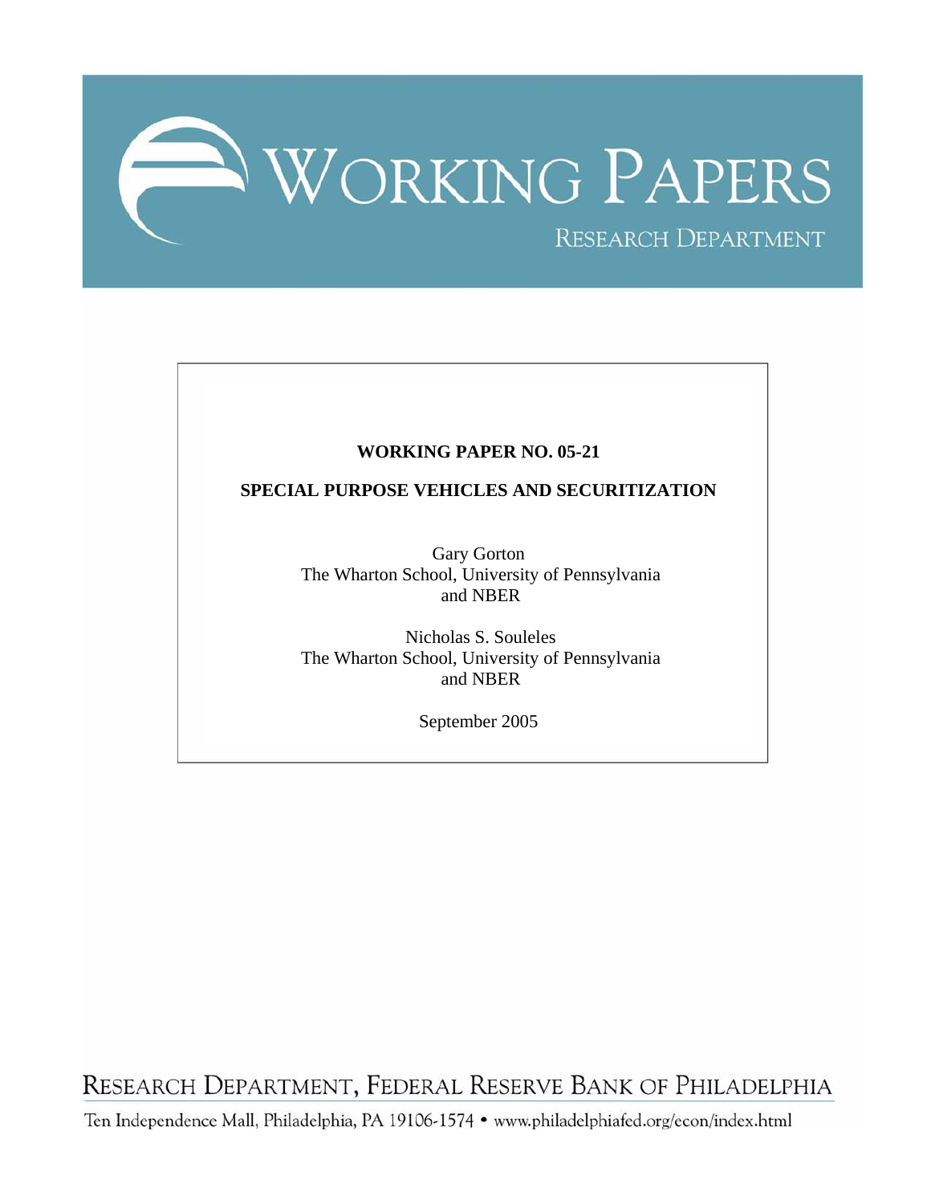# WORKING PAPERS

RESEARCH DEPARTMENT

**WORKING PAPER NO. 05-21**

**SPECIAL PURPOSE VEHICLES AND SECURITIZATION**

Gary Gorton
The Wharton School, University of Pennsylvania
and NBER

Nicholas S. Souleles
The Wharton School, University of Pennsylvania
and NBER

September 2005

RESEARCH DEPARTMENT, FEDERAL RESERVE BANK OF PHILADELPHIA

Ten Independence Mall, Philadelphia, PA 19106-1574 • www.philadelphiafed.org/econ/index.html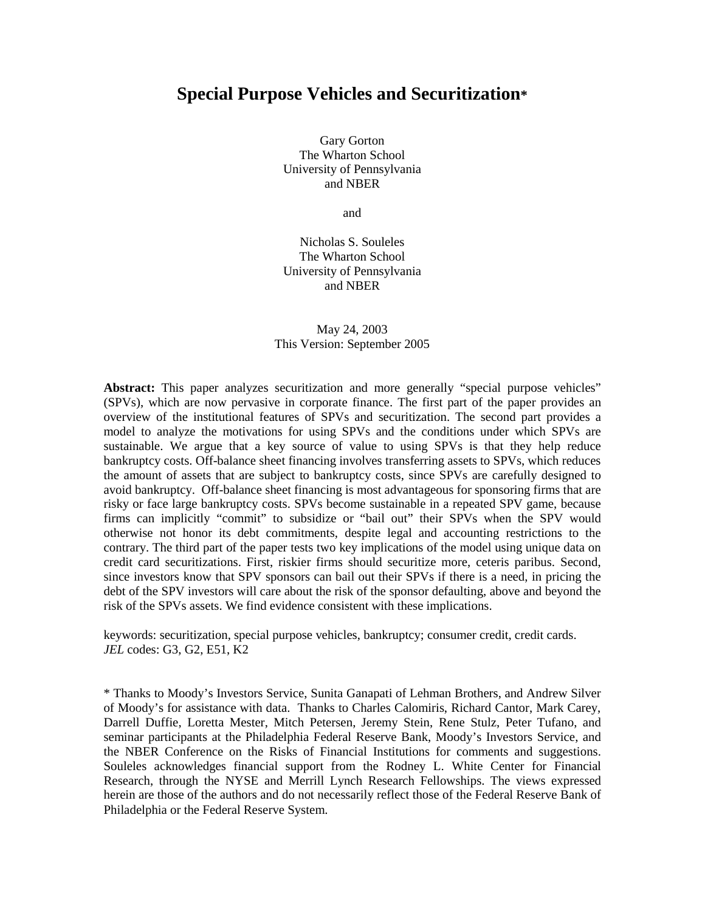# Special Purpose Vehicles and Securitization*

Gary Gorton
The Wharton School
University of Pennsylvania
and NBER

and

Nicholas S. Souleles
The Wharton School
University of Pennsylvania
and NBER

May 24, 2003
This Version: September 2005

**Abstract:** This paper analyzes securitization and more generally "special purpose vehicles" (SPVs), which are now pervasive in corporate finance. The first part of the paper provides an overview of the institutional features of SPVs and securitization. The second part provides a model to analyze the motivations for using SPVs and the conditions under which SPVs are sustainable. We argue that a key source of value to using SPVs is that they help reduce bankruptcy costs. Off-balance sheet financing involves transferring assets to SPVs, which reduces the amount of assets that are subject to bankruptcy costs, since SPVs are carefully designed to avoid bankruptcy. Off-balance sheet financing is most advantageous for sponsoring firms that are risky or face large bankruptcy costs. SPVs become sustainable in a repeated SPV game, because firms can implicitly "commit" to subsidize or "bail out" their SPVs when the SPV would otherwise not honor its debt commitments, despite legal and accounting restrictions to the contrary. The third part of the paper tests two key implications of the model using unique data on credit card securitizations. First, riskier firms should securitize more, ceteris paribus. Second, since investors know that SPV sponsors can bail out their SPVs if there is a need, in pricing the debt of the SPV investors will care about the risk of the sponsor defaulting, above and beyond the risk of the SPVs assets. We find evidence consistent with these implications.

keywords: securitization, special purpose vehicles, bankruptcy; consumer credit, credit cards.
*JEL* codes: G3, G2, E51, K2

\* Thanks to Moody's Investors Service, Sunita Ganapati of Lehman Brothers, and Andrew Silver of Moody's for assistance with data. Thanks to Charles Calomiris, Richard Cantor, Mark Carey, Darrell Duffie, Loretta Mester, Mitch Petersen, Jeremy Stein, Rene Stulz, Peter Tufano, and seminar participants at the Philadelphia Federal Reserve Bank, Moody's Investors Service, and the NBER Conference on the Risks of Financial Institutions for comments and suggestions. Souleles acknowledges financial support from the Rodney L. White Center for Financial Research, through the NYSE and Merrill Lynch Research Fellowships. The views expressed herein are those of the authors and do not necessarily reflect those of the Federal Reserve Bank of Philadelphia or the Federal Reserve System.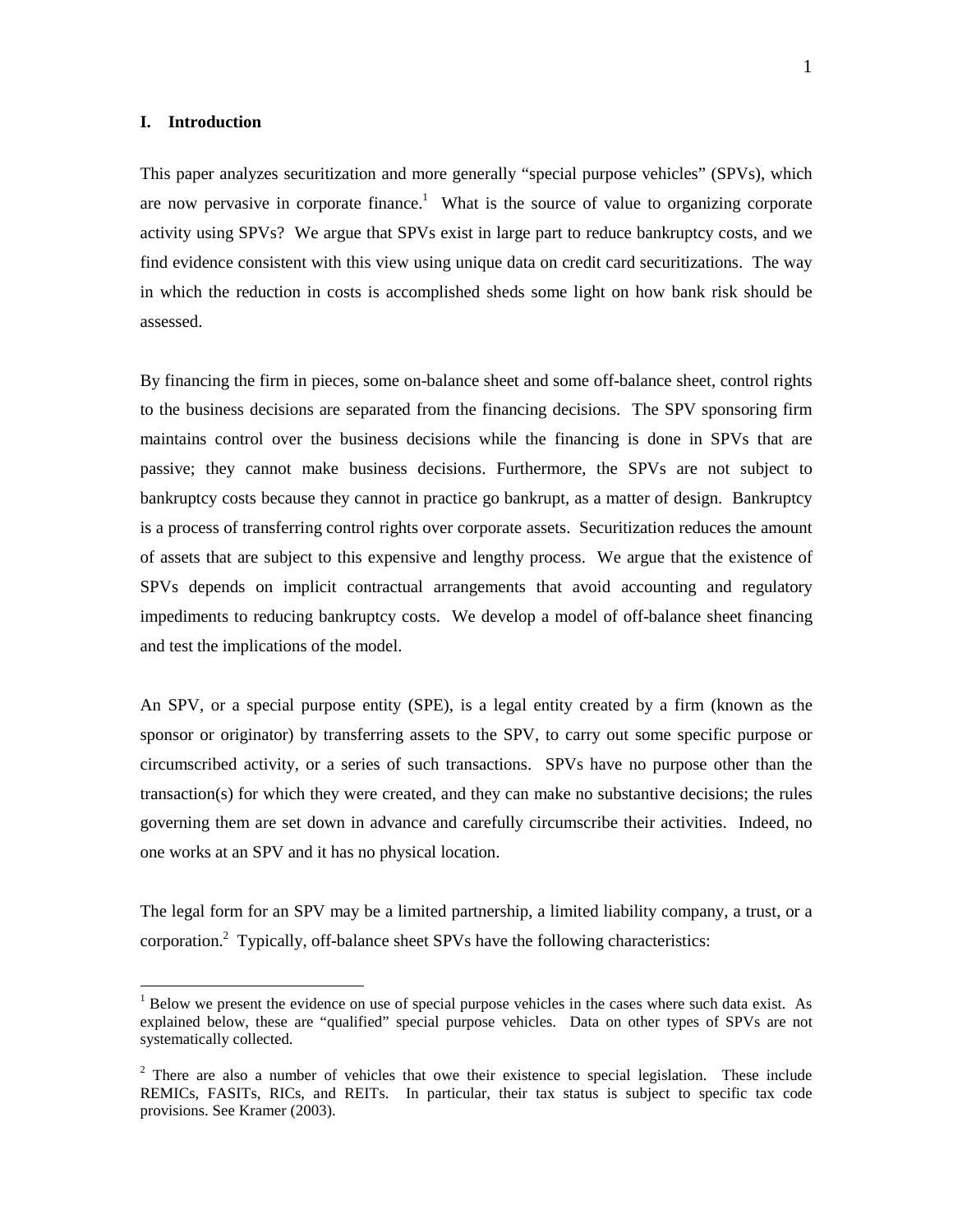## I. Introduction

This paper analyzes securitization and more generally "special purpose vehicles" (SPVs), which are now pervasive in corporate finance.[1] What is the source of value to organizing corporate activity using SPVs? We argue that SPVs exist in large part to reduce bankruptcy costs, and we find evidence consistent with this view using unique data on credit card securitizations. The way in which the reduction in costs is accomplished sheds some light on how bank risk should be assessed.

By financing the firm in pieces, some on-balance sheet and some off-balance sheet, control rights to the business decisions are separated from the financing decisions. The SPV sponsoring firm maintains control over the business decisions while the financing is done in SPVs that are passive; they cannot make business decisions. Furthermore, the SPVs are not subject to bankruptcy costs because they cannot in practice go bankrupt, as a matter of design. Bankruptcy is a process of transferring control rights over corporate assets. Securitization reduces the amount of assets that are subject to this expensive and lengthy process. We argue that the existence of SPVs depends on implicit contractual arrangements that avoid accounting and regulatory impediments to reducing bankruptcy costs. We develop a model of off-balance sheet financing and test the implications of the model.

An SPV, or a special purpose entity (SPE), is a legal entity created by a firm (known as the sponsor or originator) by transferring assets to the SPV, to carry out some specific purpose or circumscribed activity, or a series of such transactions. SPVs have no purpose other than the transaction(s) for which they were created, and they can make no substantive decisions; the rules governing them are set down in advance and carefully circumscribe their activities. Indeed, no one works at an SPV and it has no physical location.

The legal form for an SPV may be a limited partnership, a limited liability company, a trust, or a corporation.[2] Typically, off-balance sheet SPVs have the following characteristics:

---

[1] Below we present the evidence on use of special purpose vehicles in the cases where such data exist. As explained below, these are "qualified" special purpose vehicles. Data on other types of SPVs are not systematically collected.

[2] There are also a number of vehicles that owe their existence to special legislation. These include REMICs, FASITs, RICs, and REITs. In particular, their tax status is subject to specific tax code provisions. See Kramer (2003).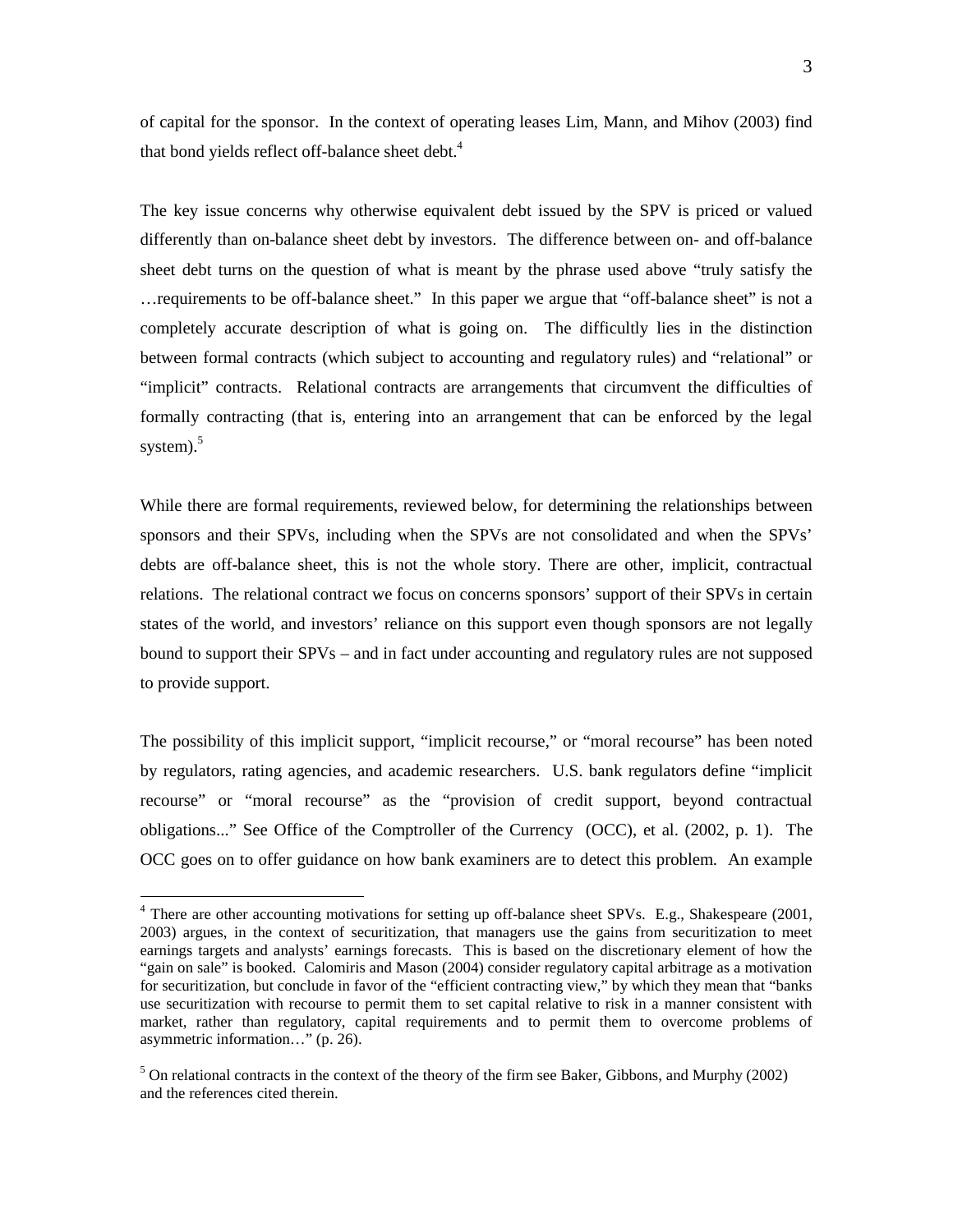of capital for the sponsor. In the context of operating leases Lim, Mann, and Mihov (2003) find that bond yields reflect off-balance sheet debt.[4]

The key issue concerns why otherwise equivalent debt issued by the SPV is priced or valued differently than on-balance sheet debt by investors. The difference between on- and off-balance sheet debt turns on the question of what is meant by the phrase used above "truly satisfy the …requirements to be off-balance sheet." In this paper we argue that "off-balance sheet" is not a completely accurate description of what is going on. The difficultly lies in the distinction between formal contracts (which subject to accounting and regulatory rules) and "relational" or "implicit" contracts. Relational contracts are arrangements that circumvent the difficulties of formally contracting (that is, entering into an arrangement that can be enforced by the legal system).[5]

While there are formal requirements, reviewed below, for determining the relationships between sponsors and their SPVs, including when the SPVs are not consolidated and when the SPVs' debts are off-balance sheet, this is not the whole story. There are other, implicit, contractual relations. The relational contract we focus on concerns sponsors' support of their SPVs in certain states of the world, and investors' reliance on this support even though sponsors are not legally bound to support their SPVs – and in fact under accounting and regulatory rules are not supposed to provide support.

The possibility of this implicit support, "implicit recourse," or "moral recourse" has been noted by regulators, rating agencies, and academic researchers. U.S. bank regulators define "implicit recourse" or "moral recourse" as the "provision of credit support, beyond contractual obligations..." See Office of the Comptroller of the Currency (OCC), et al. (2002, p. 1). The OCC goes on to offer guidance on how bank examiners are to detect this problem. An example

[4] There are other accounting motivations for setting up off-balance sheet SPVs. E.g., Shakespeare (2001, 2003) argues, in the context of securitization, that managers use the gains from securitization to meet earnings targets and analysts' earnings forecasts. This is based on the discretionary element of how the "gain on sale" is booked. Calomiris and Mason (2004) consider regulatory capital arbitrage as a motivation for securitization, but conclude in favor of the "efficient contracting view," by which they mean that "banks use securitization with recourse to permit them to set capital relative to risk in a manner consistent with market, rather than regulatory, capital requirements and to permit them to overcome problems of asymmetric information…" (p. 26).

[5] On relational contracts in the context of the theory of the firm see Baker, Gibbons, and Murphy (2002) and the references cited therein.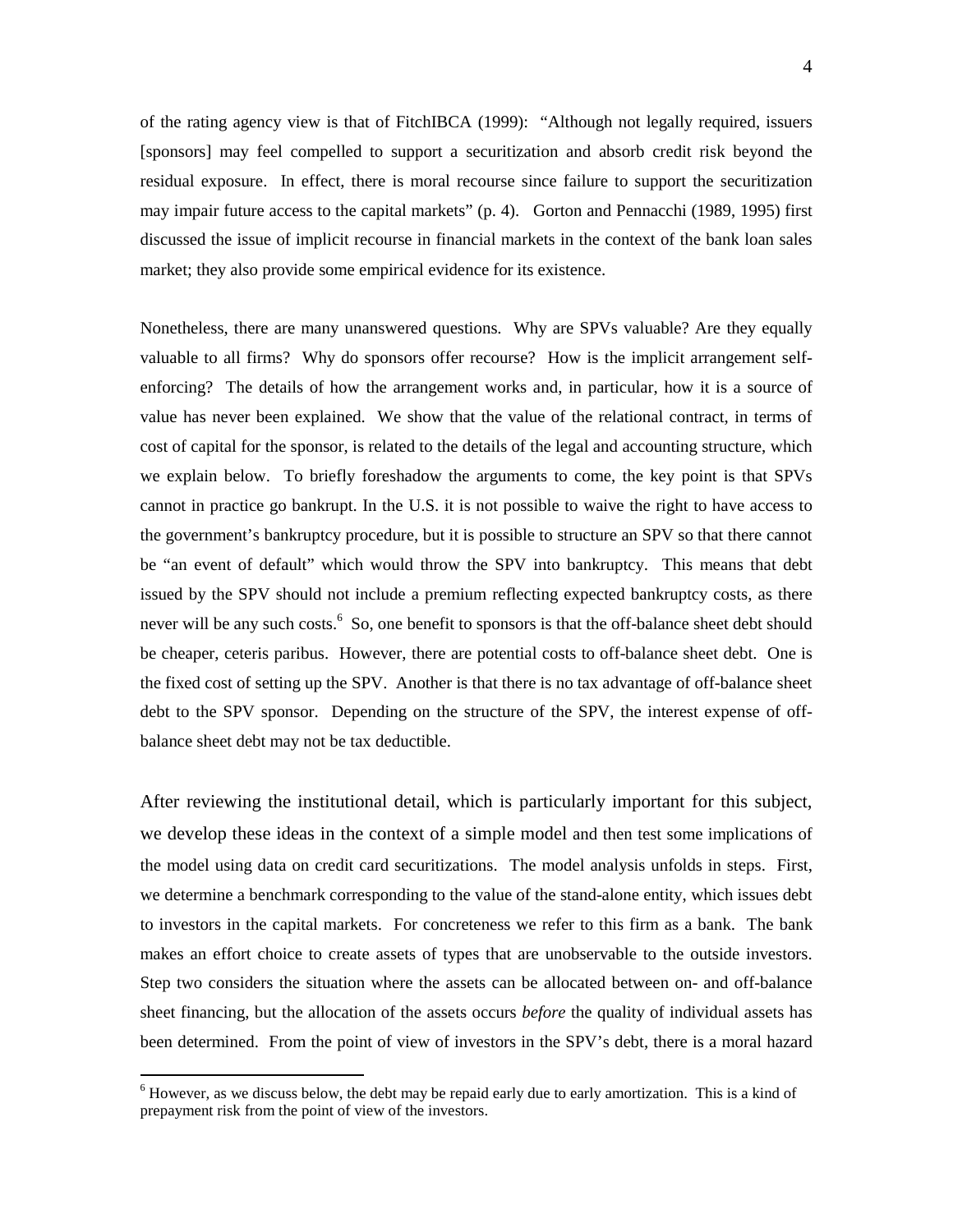of the rating agency view is that of FitchIBCA (1999): "Although not legally required, issuers [sponsors] may feel compelled to support a securitization and absorb credit risk beyond the residual exposure. In effect, there is moral recourse since failure to support the securitization may impair future access to the capital markets" (p. 4). Gorton and Pennacchi (1989, 1995) first discussed the issue of implicit recourse in financial markets in the context of the bank loan sales market; they also provide some empirical evidence for its existence.

Nonetheless, there are many unanswered questions. Why are SPVs valuable? Are they equally valuable to all firms? Why do sponsors offer recourse? How is the implicit arrangement self-enforcing? The details of how the arrangement works and, in particular, how it is a source of value has never been explained. We show that the value of the relational contract, in terms of cost of capital for the sponsor, is related to the details of the legal and accounting structure, which we explain below. To briefly foreshadow the arguments to come, the key point is that SPVs cannot in practice go bankrupt. In the U.S. it is not possible to waive the right to have access to the government's bankruptcy procedure, but it is possible to structure an SPV so that there cannot be "an event of default" which would throw the SPV into bankruptcy. This means that debt issued by the SPV should not include a premium reflecting expected bankruptcy costs, as there never will be any such costs.[6] So, one benefit to sponsors is that the off-balance sheet debt should be cheaper, ceteris paribus. However, there are potential costs to off-balance sheet debt. One is the fixed cost of setting up the SPV. Another is that there is no tax advantage of off-balance sheet debt to the SPV sponsor. Depending on the structure of the SPV, the interest expense of off-balance sheet debt may not be tax deductible.

After reviewing the institutional detail, which is particularly important for this subject, we develop these ideas in the context of a simple model and then test some implications of the model using data on credit card securitizations. The model analysis unfolds in steps. First, we determine a benchmark corresponding to the value of the stand-alone entity, which issues debt to investors in the capital markets. For concreteness we refer to this firm as a bank. The bank makes an effort choice to create assets of types that are unobservable to the outside investors. Step two considers the situation where the assets can be allocated between on- and off-balance sheet financing, but the allocation of the assets occurs *before* the quality of individual assets has been determined. From the point of view of investors in the SPV's debt, there is a moral hazard

[6] However, as we discuss below, the debt may be repaid early due to early amortization. This is a kind of prepayment risk from the point of view of the investors.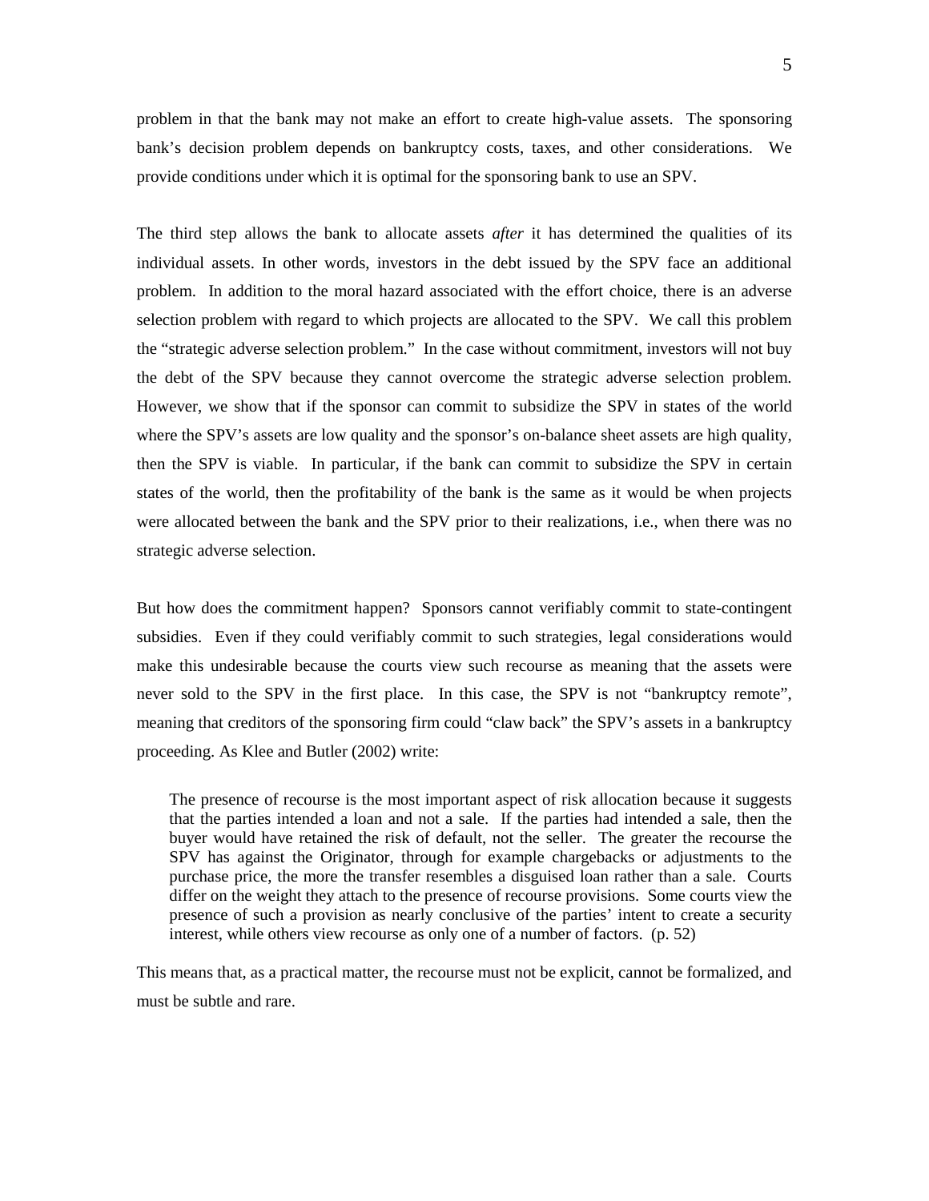problem in that the bank may not make an effort to create high-value assets. The sponsoring bank's decision problem depends on bankruptcy costs, taxes, and other considerations. We provide conditions under which it is optimal for the sponsoring bank to use an SPV.

The third step allows the bank to allocate assets *after* it has determined the qualities of its individual assets. In other words, investors in the debt issued by the SPV face an additional problem. In addition to the moral hazard associated with the effort choice, there is an adverse selection problem with regard to which projects are allocated to the SPV. We call this problem the "strategic adverse selection problem." In the case without commitment, investors will not buy the debt of the SPV because they cannot overcome the strategic adverse selection problem. However, we show that if the sponsor can commit to subsidize the SPV in states of the world where the SPV's assets are low quality and the sponsor's on-balance sheet assets are high quality, then the SPV is viable. In particular, if the bank can commit to subsidize the SPV in certain states of the world, then the profitability of the bank is the same as it would be when projects were allocated between the bank and the SPV prior to their realizations, i.e., when there was no strategic adverse selection.

But how does the commitment happen? Sponsors cannot verifiably commit to state-contingent subsidies. Even if they could verifiably commit to such strategies, legal considerations would make this undesirable because the courts view such recourse as meaning that the assets were never sold to the SPV in the first place. In this case, the SPV is not "bankruptcy remote", meaning that creditors of the sponsoring firm could "claw back" the SPV's assets in a bankruptcy proceeding. As Klee and Butler (2002) write:

> The presence of recourse is the most important aspect of risk allocation because it suggests that the parties intended a loan and not a sale. If the parties had intended a sale, then the buyer would have retained the risk of default, not the seller. The greater the recourse the SPV has against the Originator, through for example chargebacks or adjustments to the purchase price, the more the transfer resembles a disguised loan rather than a sale. Courts differ on the weight they attach to the presence of recourse provisions. Some courts view the presence of such a provision as nearly conclusive of the parties' intent to create a security interest, while others view recourse as only one of a number of factors. (p. 52)

This means that, as a practical matter, the recourse must not be explicit, cannot be formalized, and must be subtle and rare.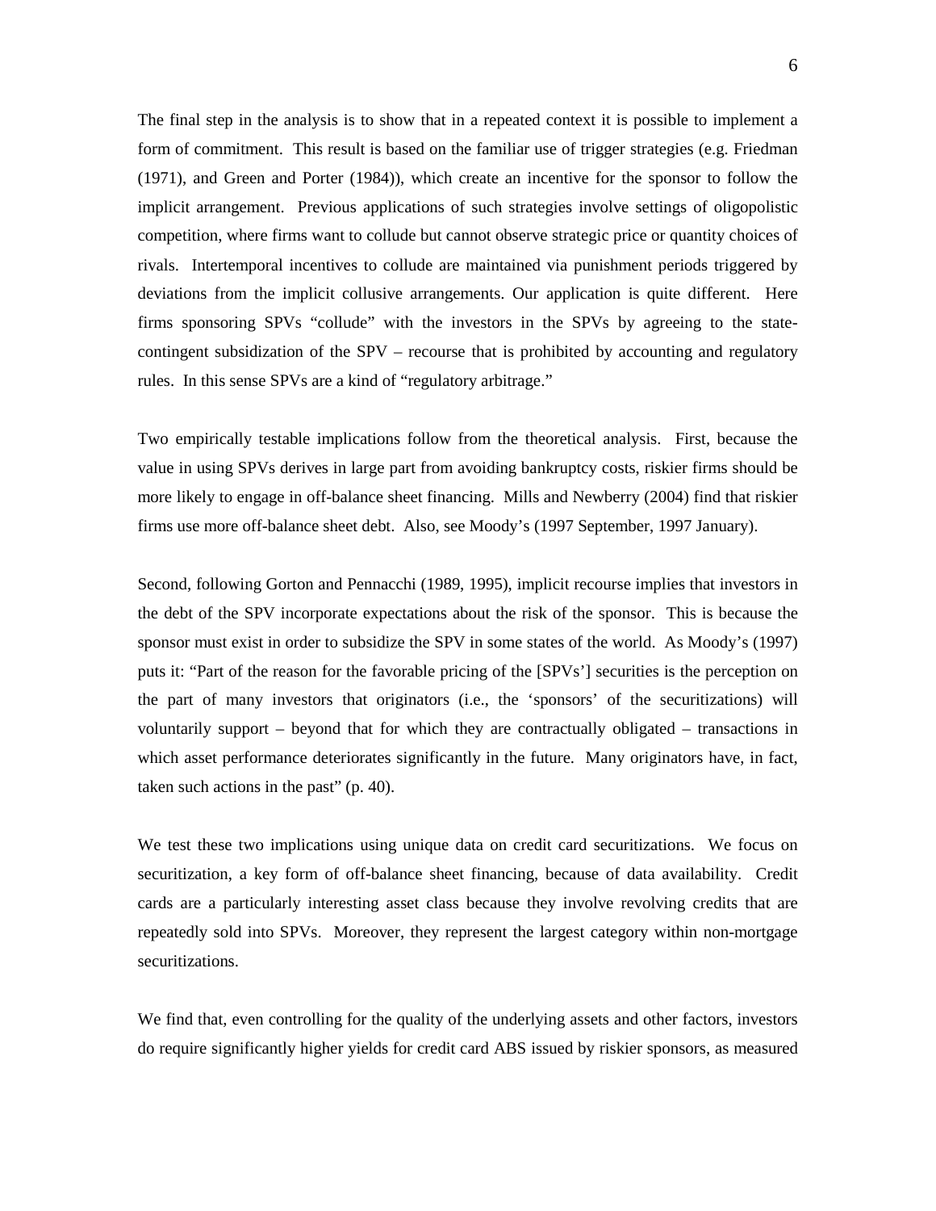The final step in the analysis is to show that in a repeated context it is possible to implement a form of commitment. This result is based on the familiar use of trigger strategies (e.g. Friedman (1971), and Green and Porter (1984)), which create an incentive for the sponsor to follow the implicit arrangement. Previous applications of such strategies involve settings of oligopolistic competition, where firms want to collude but cannot observe strategic price or quantity choices of rivals. Intertemporal incentives to collude are maintained via punishment periods triggered by deviations from the implicit collusive arrangements. Our application is quite different. Here firms sponsoring SPVs "collude" with the investors in the SPVs by agreeing to the state-contingent subsidization of the SPV – recourse that is prohibited by accounting and regulatory rules. In this sense SPVs are a kind of "regulatory arbitrage."

Two empirically testable implications follow from the theoretical analysis. First, because the value in using SPVs derives in large part from avoiding bankruptcy costs, riskier firms should be more likely to engage in off-balance sheet financing. Mills and Newberry (2004) find that riskier firms use more off-balance sheet debt. Also, see Moody's (1997 September, 1997 January).

Second, following Gorton and Pennacchi (1989, 1995), implicit recourse implies that investors in the debt of the SPV incorporate expectations about the risk of the sponsor. This is because the sponsor must exist in order to subsidize the SPV in some states of the world. As Moody's (1997) puts it: "Part of the reason for the favorable pricing of the [SPVs'] securities is the perception on the part of many investors that originators (i.e., the 'sponsors' of the securitizations) will voluntarily support – beyond that for which they are contractually obligated – transactions in which asset performance deteriorates significantly in the future. Many originators have, in fact, taken such actions in the past" (p. 40).

We test these two implications using unique data on credit card securitizations. We focus on securitization, a key form of off-balance sheet financing, because of data availability. Credit cards are a particularly interesting asset class because they involve revolving credits that are repeatedly sold into SPVs. Moreover, they represent the largest category within non-mortgage securitizations.

We find that, even controlling for the quality of the underlying assets and other factors, investors do require significantly higher yields for credit card ABS issued by riskier sponsors, as measured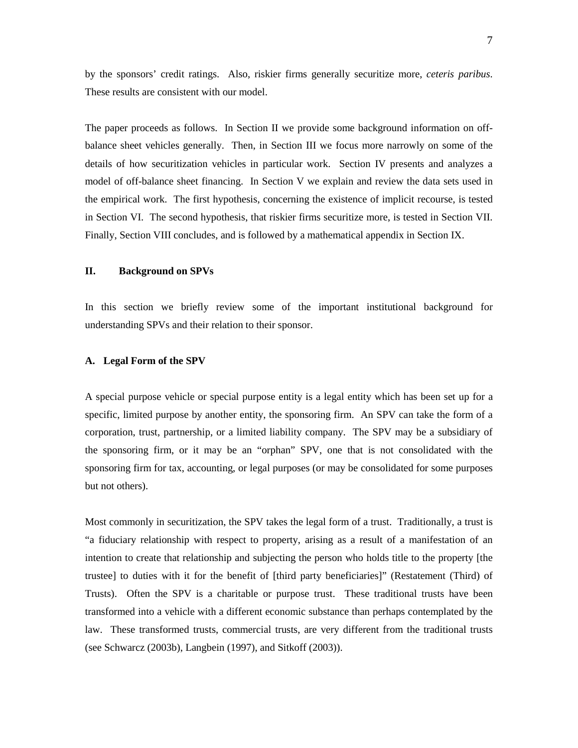by the sponsors' credit ratings. Also, riskier firms generally securitize more, *ceteris paribus*. These results are consistent with our model.

The paper proceeds as follows. In Section II we provide some background information on off-balance sheet vehicles generally. Then, in Section III we focus more narrowly on some of the details of how securitization vehicles in particular work. Section IV presents and analyzes a model of off-balance sheet financing. In Section V we explain and review the data sets used in the empirical work. The first hypothesis, concerning the existence of implicit recourse, is tested in Section VI. The second hypothesis, that riskier firms securitize more, is tested in Section VII. Finally, Section VIII concludes, and is followed by a mathematical appendix in Section IX.

## II. Background on SPVs

In this section we briefly review some of the important institutional background for understanding SPVs and their relation to their sponsor.

### A. Legal Form of the SPV

A special purpose vehicle or special purpose entity is a legal entity which has been set up for a specific, limited purpose by another entity, the sponsoring firm. An SPV can take the form of a corporation, trust, partnership, or a limited liability company. The SPV may be a subsidiary of the sponsoring firm, or it may be an "orphan" SPV, one that is not consolidated with the sponsoring firm for tax, accounting, or legal purposes (or may be consolidated for some purposes but not others).

Most commonly in securitization, the SPV takes the legal form of a trust. Traditionally, a trust is "a fiduciary relationship with respect to property, arising as a result of a manifestation of an intention to create that relationship and subjecting the person who holds title to the property [the trustee] to duties with it for the benefit of [third party beneficiaries]" (Restatement (Third) of Trusts). Often the SPV is a charitable or purpose trust. These traditional trusts have been transformed into a vehicle with a different economic substance than perhaps contemplated by the law. These transformed trusts, commercial trusts, are very different from the traditional trusts (see Schwarcz (2003b), Langbein (1997), and Sitkoff (2003)).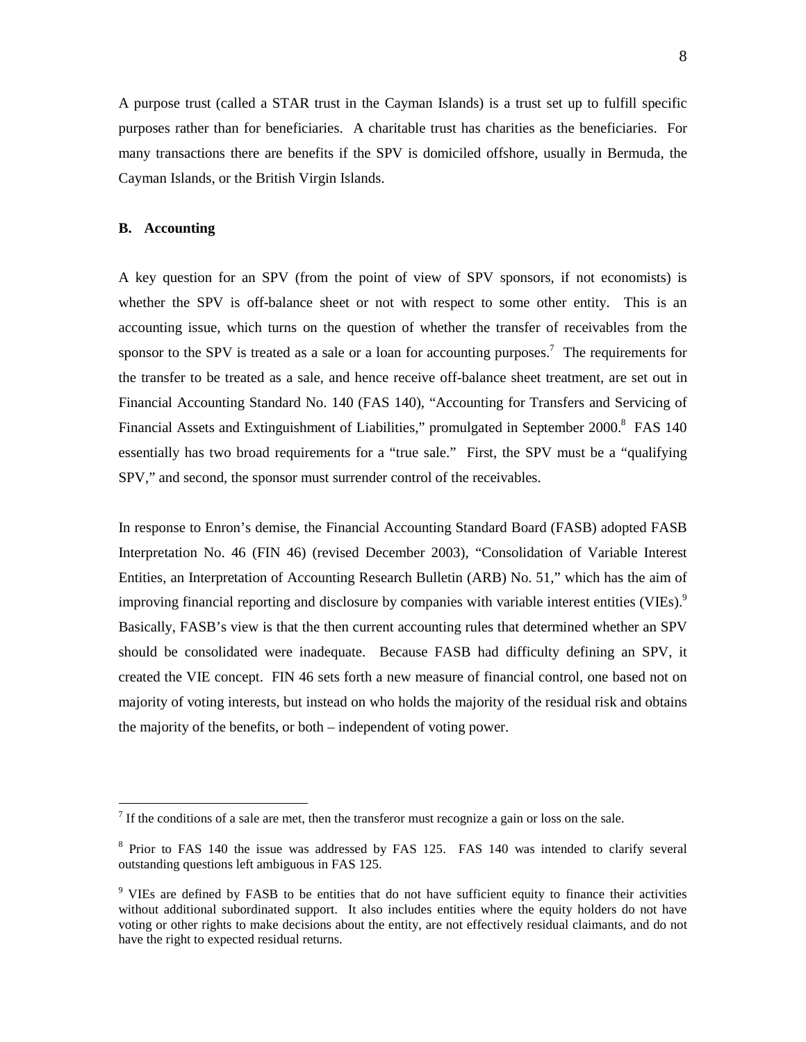A purpose trust (called a STAR trust in the Cayman Islands) is a trust set up to fulfill specific purposes rather than for beneficiaries. A charitable trust has charities as the beneficiaries. For many transactions there are benefits if the SPV is domiciled offshore, usually in Bermuda, the Cayman Islands, or the British Virgin Islands.

### B. Accounting

A key question for an SPV (from the point of view of SPV sponsors, if not economists) is whether the SPV is off-balance sheet or not with respect to some other entity. This is an accounting issue, which turns on the question of whether the transfer of receivables from the sponsor to the SPV is treated as a sale or a loan for accounting purposes.[7] The requirements for the transfer to be treated as a sale, and hence receive off-balance sheet treatment, are set out in Financial Accounting Standard No. 140 (FAS 140), "Accounting for Transfers and Servicing of Financial Assets and Extinguishment of Liabilities," promulgated in September 2000.[8] FAS 140 essentially has two broad requirements for a "true sale." First, the SPV must be a "qualifying SPV," and second, the sponsor must surrender control of the receivables.

In response to Enron's demise, the Financial Accounting Standard Board (FASB) adopted FASB Interpretation No. 46 (FIN 46) (revised December 2003), "Consolidation of Variable Interest Entities, an Interpretation of Accounting Research Bulletin (ARB) No. 51," which has the aim of improving financial reporting and disclosure by companies with variable interest entities (VIEs).[9] Basically, FASB's view is that the then current accounting rules that determined whether an SPV should be consolidated were inadequate. Because FASB had difficulty defining an SPV, it created the VIE concept. FIN 46 sets forth a new measure of financial control, one based not on majority of voting interests, but instead on who holds the majority of the residual risk and obtains the majority of the benefits, or both – independent of voting power.

---

[7] If the conditions of a sale are met, then the transferor must recognize a gain or loss on the sale.

[8] Prior to FAS 140 the issue was addressed by FAS 125. FAS 140 was intended to clarify several outstanding questions left ambiguous in FAS 125.

[9] VIEs are defined by FASB to be entities that do not have sufficient equity to finance their activities without additional subordinated support. It also includes entities where the equity holders do not have voting or other rights to make decisions about the entity, are not effectively residual claimants, and do not have the right to expected residual returns.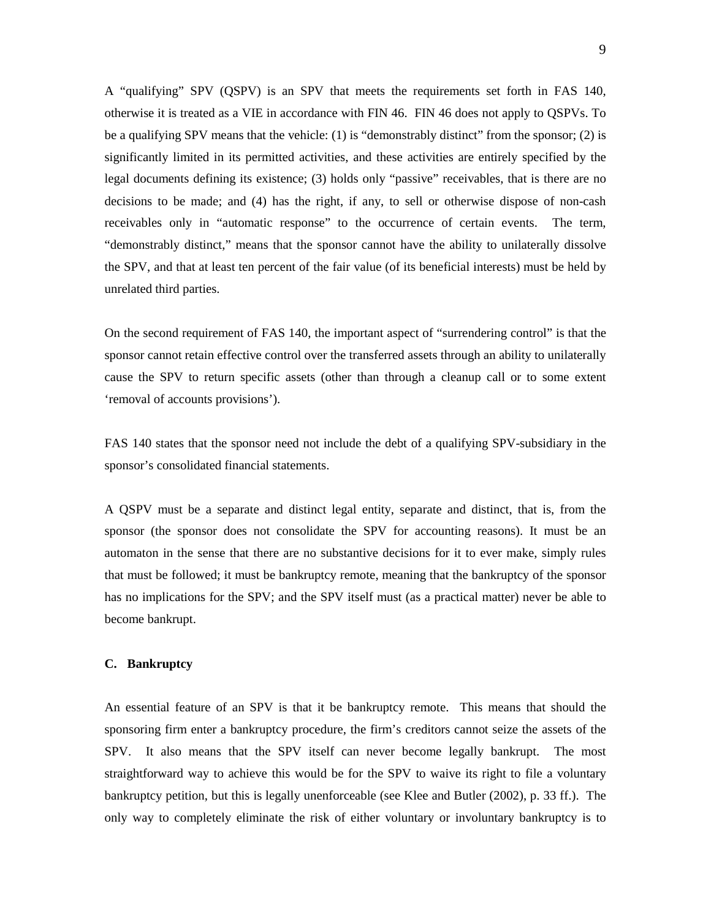A "qualifying" SPV (QSPV) is an SPV that meets the requirements set forth in FAS 140, otherwise it is treated as a VIE in accordance with FIN 46. FIN 46 does not apply to QSPVs. To be a qualifying SPV means that the vehicle: (1) is "demonstrably distinct" from the sponsor; (2) is significantly limited in its permitted activities, and these activities are entirely specified by the legal documents defining its existence; (3) holds only "passive" receivables, that is there are no decisions to be made; and (4) has the right, if any, to sell or otherwise dispose of non-cash receivables only in "automatic response" to the occurrence of certain events. The term, "demonstrably distinct," means that the sponsor cannot have the ability to unilaterally dissolve the SPV, and that at least ten percent of the fair value (of its beneficial interests) must be held by unrelated third parties.

On the second requirement of FAS 140, the important aspect of "surrendering control" is that the sponsor cannot retain effective control over the transferred assets through an ability to unilaterally cause the SPV to return specific assets (other than through a cleanup call or to some extent 'removal of accounts provisions').

FAS 140 states that the sponsor need not include the debt of a qualifying SPV-subsidiary in the sponsor's consolidated financial statements.

A QSPV must be a separate and distinct legal entity, separate and distinct, that is, from the sponsor (the sponsor does not consolidate the SPV for accounting reasons). It must be an automaton in the sense that there are no substantive decisions for it to ever make, simply rules that must be followed; it must be bankruptcy remote, meaning that the bankruptcy of the sponsor has no implications for the SPV; and the SPV itself must (as a practical matter) never be able to become bankrupt.

### C. Bankruptcy

An essential feature of an SPV is that it be bankruptcy remote. This means that should the sponsoring firm enter a bankruptcy procedure, the firm's creditors cannot seize the assets of the SPV. It also means that the SPV itself can never become legally bankrupt. The most straightforward way to achieve this would be for the SPV to waive its right to file a voluntary bankruptcy petition, but this is legally unenforceable (see Klee and Butler (2002), p. 33 ff.). The only way to completely eliminate the risk of either voluntary or involuntary bankruptcy is to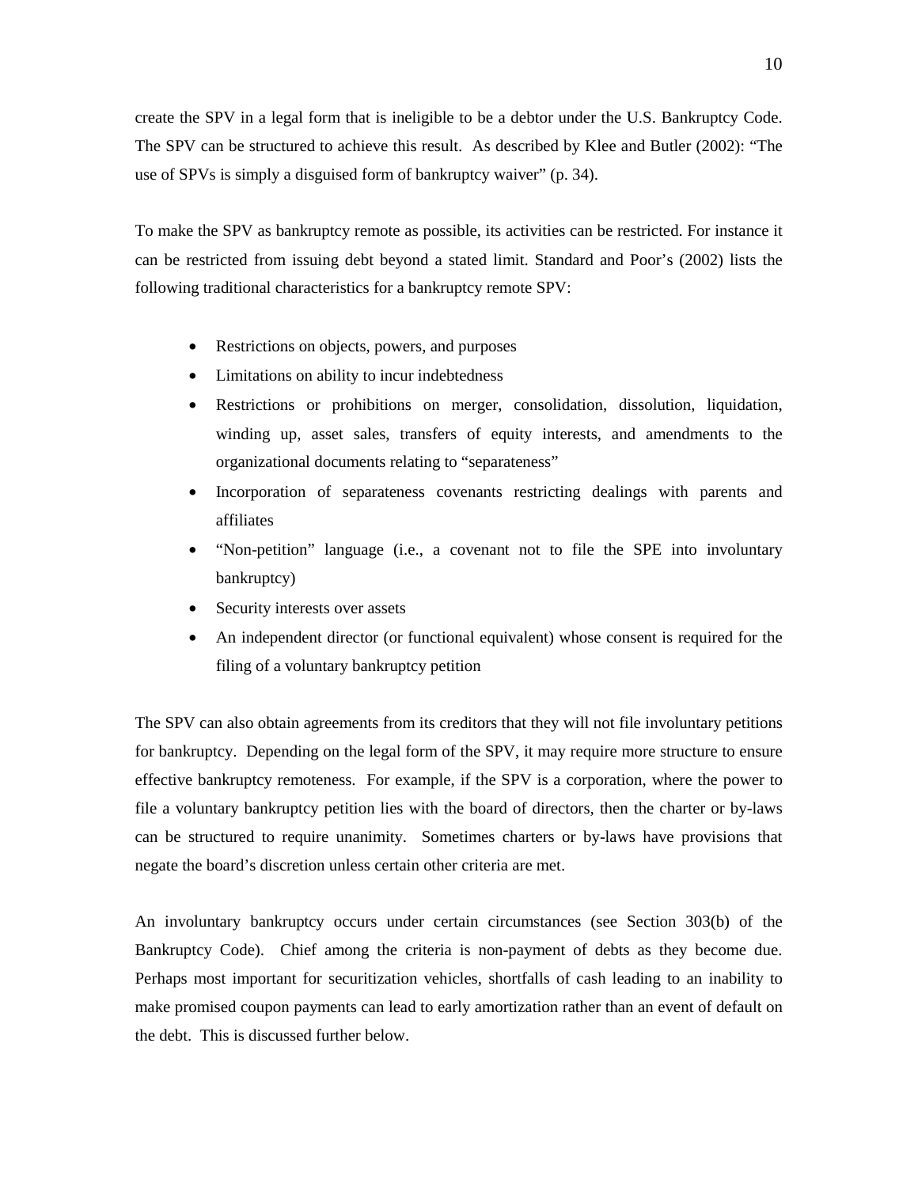create the SPV in a legal form that is ineligible to be a debtor under the U.S. Bankruptcy Code. The SPV can be structured to achieve this result. As described by Klee and Butler (2002): "The use of SPVs is simply a disguised form of bankruptcy waiver" (p. 34).

To make the SPV as bankruptcy remote as possible, its activities can be restricted. For instance it can be restricted from issuing debt beyond a stated limit. Standard and Poor's (2002) lists the following traditional characteristics for a bankruptcy remote SPV:

- Restrictions on objects, powers, and purposes
- Limitations on ability to incur indebtedness
- Restrictions or prohibitions on merger, consolidation, dissolution, liquidation, winding up, asset sales, transfers of equity interests, and amendments to the organizational documents relating to "separateness"
- Incorporation of separateness covenants restricting dealings with parents and affiliates
- "Non-petition" language (i.e., a covenant not to file the SPE into involuntary bankruptcy)
- Security interests over assets
- An independent director (or functional equivalent) whose consent is required for the filing of a voluntary bankruptcy petition

The SPV can also obtain agreements from its creditors that they will not file involuntary petitions for bankruptcy. Depending on the legal form of the SPV, it may require more structure to ensure effective bankruptcy remoteness. For example, if the SPV is a corporation, where the power to file a voluntary bankruptcy petition lies with the board of directors, then the charter or by-laws can be structured to require unanimity. Sometimes charters or by-laws have provisions that negate the board's discretion unless certain other criteria are met.

An involuntary bankruptcy occurs under certain circumstances (see Section 303(b) of the Bankruptcy Code). Chief among the criteria is non-payment of debts as they become due. Perhaps most important for securitization vehicles, shortfalls of cash leading to an inability to make promised coupon payments can lead to early amortization rather than an event of default on the debt. This is discussed further below.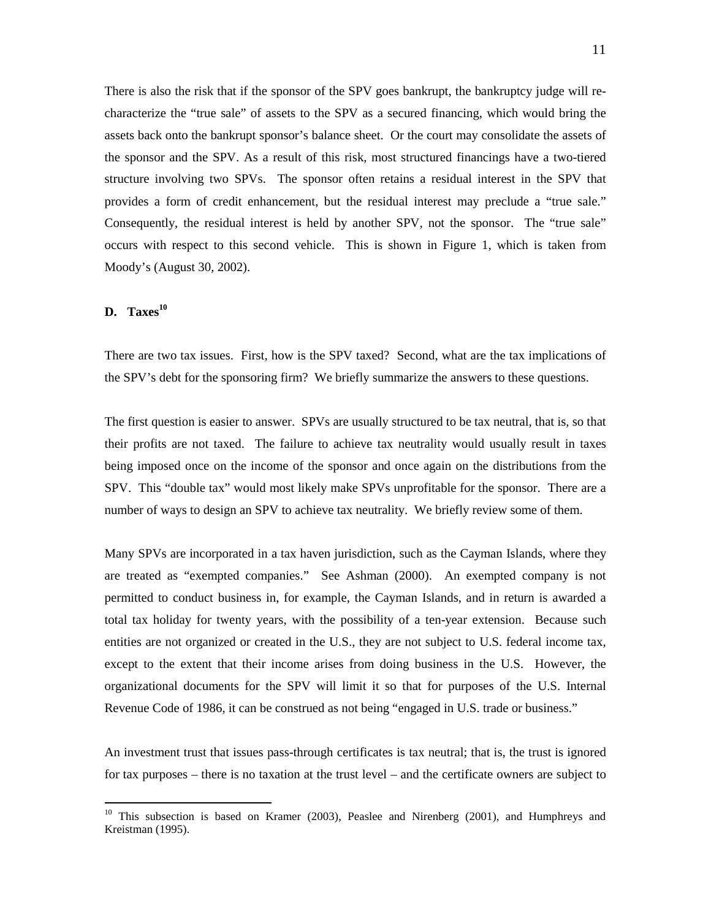There is also the risk that if the sponsor of the SPV goes bankrupt, the bankruptcy judge will re-characterize the "true sale" of assets to the SPV as a secured financing, which would bring the assets back onto the bankrupt sponsor's balance sheet. Or the court may consolidate the assets of the sponsor and the SPV. As a result of this risk, most structured financings have a two-tiered structure involving two SPVs. The sponsor often retains a residual interest in the SPV that provides a form of credit enhancement, but the residual interest may preclude a "true sale." Consequently, the residual interest is held by another SPV, not the sponsor. The "true sale" occurs with respect to this second vehicle. This is shown in Figure 1, which is taken from Moody's (August 30, 2002).

## D. Taxes[10]

There are two tax issues. First, how is the SPV taxed? Second, what are the tax implications of the SPV's debt for the sponsoring firm? We briefly summarize the answers to these questions.

The first question is easier to answer. SPVs are usually structured to be tax neutral, that is, so that their profits are not taxed. The failure to achieve tax neutrality would usually result in taxes being imposed once on the income of the sponsor and once again on the distributions from the SPV. This "double tax" would most likely make SPVs unprofitable for the sponsor. There are a number of ways to design an SPV to achieve tax neutrality. We briefly review some of them.

Many SPVs are incorporated in a tax haven jurisdiction, such as the Cayman Islands, where they are treated as "exempted companies." See Ashman (2000). An exempted company is not permitted to conduct business in, for example, the Cayman Islands, and in return is awarded a total tax holiday for twenty years, with the possibility of a ten-year extension. Because such entities are not organized or created in the U.S., they are not subject to U.S. federal income tax, except to the extent that their income arises from doing business in the U.S. However, the organizational documents for the SPV will limit it so that for purposes of the U.S. Internal Revenue Code of 1986, it can be construed as not being "engaged in U.S. trade or business."

An investment trust that issues pass-through certificates is tax neutral; that is, the trust is ignored for tax purposes – there is no taxation at the trust level – and the certificate owners are subject to

[10] This subsection is based on Kramer (2003), Peaslee and Nirenberg (2001), and Humphreys and Kreistman (1995).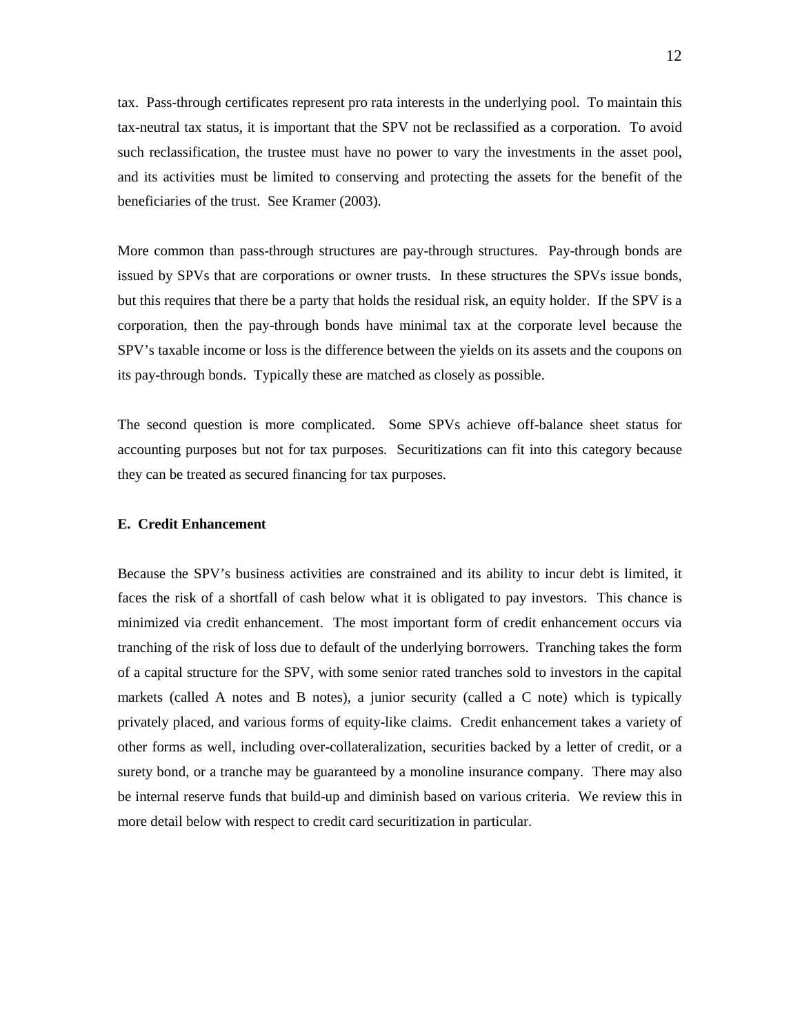tax. Pass-through certificates represent pro rata interests in the underlying pool. To maintain this tax-neutral tax status, it is important that the SPV not be reclassified as a corporation. To avoid such reclassification, the trustee must have no power to vary the investments in the asset pool, and its activities must be limited to conserving and protecting the assets for the benefit of the beneficiaries of the trust. See Kramer (2003).

More common than pass-through structures are pay-through structures. Pay-through bonds are issued by SPVs that are corporations or owner trusts. In these structures the SPVs issue bonds, but this requires that there be a party that holds the residual risk, an equity holder. If the SPV is a corporation, then the pay-through bonds have minimal tax at the corporate level because the SPV's taxable income or loss is the difference between the yields on its assets and the coupons on its pay-through bonds. Typically these are matched as closely as possible.

The second question is more complicated. Some SPVs achieve off-balance sheet status for accounting purposes but not for tax purposes. Securitizations can fit into this category because they can be treated as secured financing for tax purposes.

### E. Credit Enhancement

Because the SPV's business activities are constrained and its ability to incur debt is limited, it faces the risk of a shortfall of cash below what it is obligated to pay investors. This chance is minimized via credit enhancement. The most important form of credit enhancement occurs via tranching of the risk of loss due to default of the underlying borrowers. Tranching takes the form of a capital structure for the SPV, with some senior rated tranches sold to investors in the capital markets (called A notes and B notes), a junior security (called a C note) which is typically privately placed, and various forms of equity-like claims. Credit enhancement takes a variety of other forms as well, including over-collateralization, securities backed by a letter of credit, or a surety bond, or a tranche may be guaranteed by a monoline insurance company. There may also be internal reserve funds that build-up and diminish based on various criteria. We review this in more detail below with respect to credit card securitization in particular.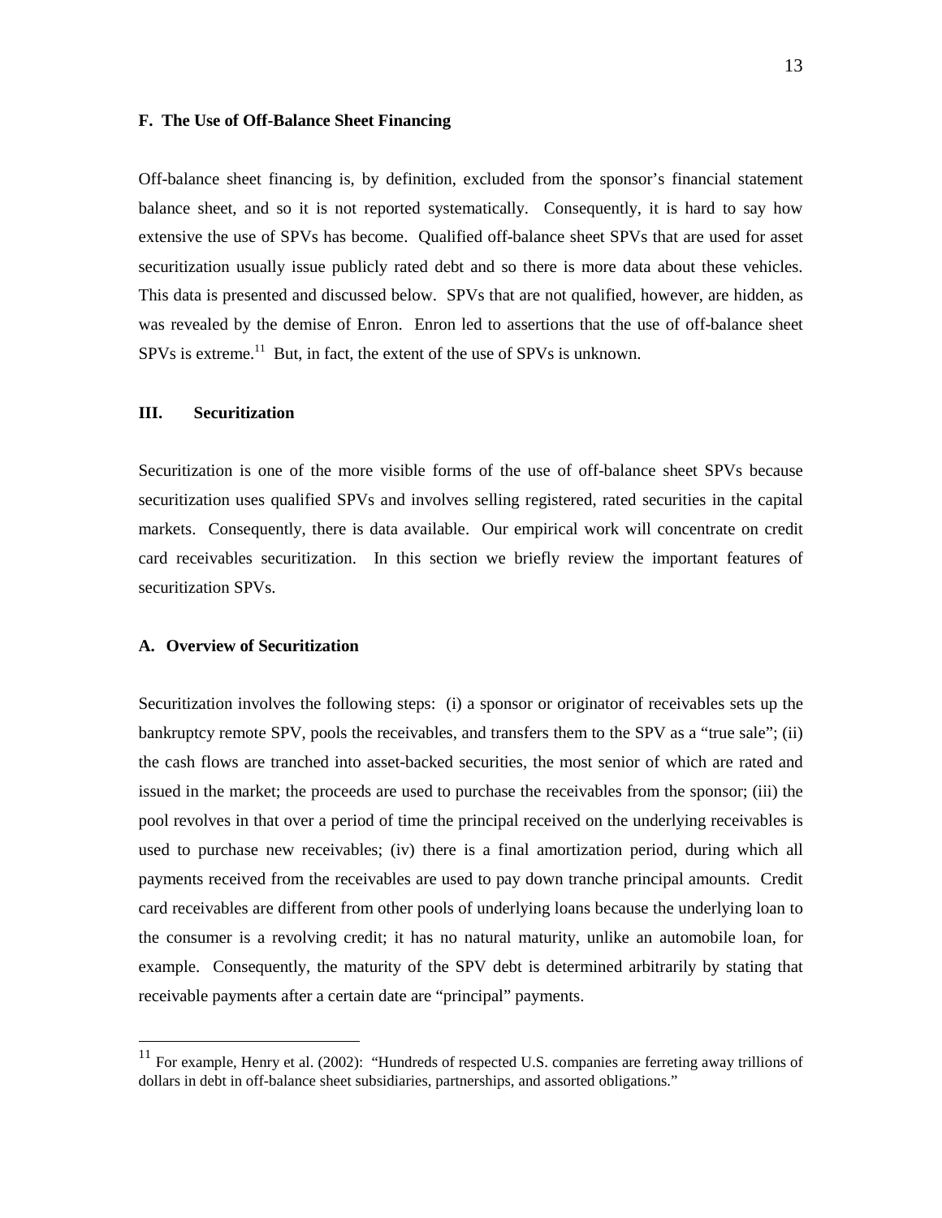### F. The Use of Off-Balance Sheet Financing

Off-balance sheet financing is, by definition, excluded from the sponsor's financial statement balance sheet, and so it is not reported systematically. Consequently, it is hard to say how extensive the use of SPVs has become. Qualified off-balance sheet SPVs that are used for asset securitization usually issue publicly rated debt and so there is more data about these vehicles. This data is presented and discussed below. SPVs that are not qualified, however, are hidden, as was revealed by the demise of Enron. Enron led to assertions that the use of off-balance sheet SPVs is extreme.[11] But, in fact, the extent of the use of SPVs is unknown.

## III. Securitization

Securitization is one of the more visible forms of the use of off-balance sheet SPVs because securitization uses qualified SPVs and involves selling registered, rated securities in the capital markets. Consequently, there is data available. Our empirical work will concentrate on credit card receivables securitization. In this section we briefly review the important features of securitization SPVs.

### A. Overview of Securitization

Securitization involves the following steps: (i) a sponsor or originator of receivables sets up the bankruptcy remote SPV, pools the receivables, and transfers them to the SPV as a "true sale"; (ii) the cash flows are tranched into asset-backed securities, the most senior of which are rated and issued in the market; the proceeds are used to purchase the receivables from the sponsor; (iii) the pool revolves in that over a period of time the principal received on the underlying receivables is used to purchase new receivables; (iv) there is a final amortization period, during which all payments received from the receivables are used to pay down tranche principal amounts. Credit card receivables are different from other pools of underlying loans because the underlying loan to the consumer is a revolving credit; it has no natural maturity, unlike an automobile loan, for example. Consequently, the maturity of the SPV debt is determined arbitrarily by stating that receivable payments after a certain date are "principal" payments.

---

[11] For example, Henry et al. (2002): "Hundreds of respected U.S. companies are ferreting away trillions of dollars in debt in off-balance sheet subsidiaries, partnerships, and assorted obligations."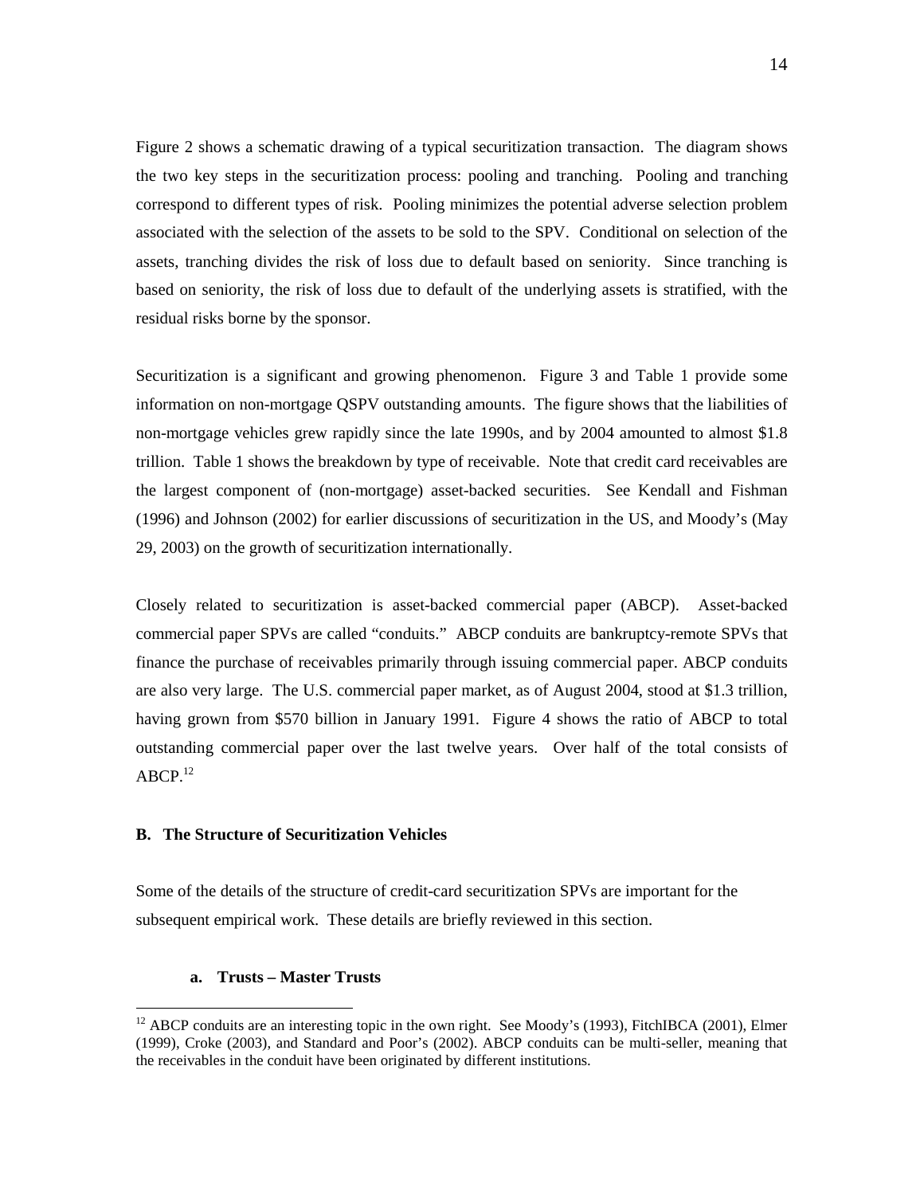Figure 2 shows a schematic drawing of a typical securitization transaction. The diagram shows the two key steps in the securitization process: pooling and tranching. Pooling and tranching correspond to different types of risk. Pooling minimizes the potential adverse selection problem associated with the selection of the assets to be sold to the SPV. Conditional on selection of the assets, tranching divides the risk of loss due to default based on seniority. Since tranching is based on seniority, the risk of loss due to default of the underlying assets is stratified, with the residual risks borne by the sponsor.

Securitization is a significant and growing phenomenon. Figure 3 and Table 1 provide some information on non-mortgage QSPV outstanding amounts. The figure shows that the liabilities of non-mortgage vehicles grew rapidly since the late 1990s, and by 2004 amounted to almost $1.8 trillion. Table 1 shows the breakdown by type of receivable. Note that credit card receivables are the largest component of (non-mortgage) asset-backed securities. See Kendall and Fishman (1996) and Johnson (2002) for earlier discussions of securitization in the US, and Moody's (May 29, 2003) on the growth of securitization internationally.

Closely related to securitization is asset-backed commercial paper (ABCP). Asset-backed commercial paper SPVs are called "conduits." ABCP conduits are bankruptcy-remote SPVs that finance the purchase of receivables primarily through issuing commercial paper. ABCP conduits are also very large. The U.S. commercial paper market, as of August 2004, stood at $1.3 trillion, having grown from $570 billion in January 1991. Figure 4 shows the ratio of ABCP to total outstanding commercial paper over the last twelve years. Over half of the total consists of ABCP.[12]

### B. The Structure of Securitization Vehicles

Some of the details of the structure of credit-card securitization SPVs are important for the subsequent empirical work. These details are briefly reviewed in this section.

#### a. Trusts – Master Trusts

[12] ABCP conduits are an interesting topic in the own right. See Moody's (1993), FitchIBCA (2001), Elmer (1999), Croke (2003), and Standard and Poor's (2002). ABCP conduits can be multi-seller, meaning that the receivables in the conduit have been originated by different institutions.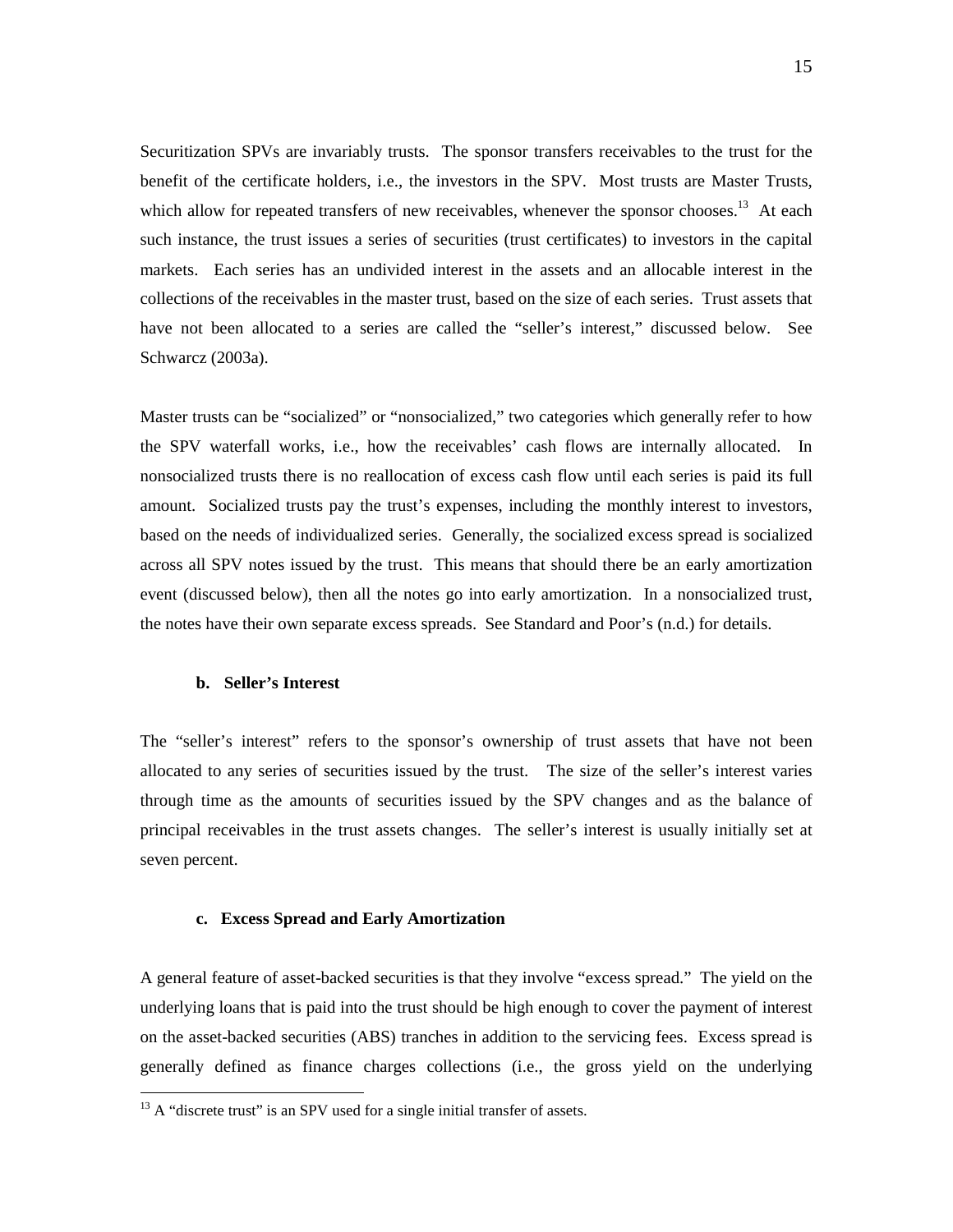Securitization SPVs are invariably trusts. The sponsor transfers receivables to the trust for the benefit of the certificate holders, i.e., the investors in the SPV. Most trusts are Master Trusts, which allow for repeated transfers of new receivables, whenever the sponsor chooses.[13] At each such instance, the trust issues a series of securities (trust certificates) to investors in the capital markets. Each series has an undivided interest in the assets and an allocable interest in the collections of the receivables in the master trust, based on the size of each series. Trust assets that have not been allocated to a series are called the "seller's interest," discussed below. See Schwarcz (2003a).

Master trusts can be "socialized" or "nonsocialized," two categories which generally refer to how the SPV waterfall works, i.e., how the receivables' cash flows are internally allocated. In nonsocialized trusts there is no reallocation of excess cash flow until each series is paid its full amount. Socialized trusts pay the trust's expenses, including the monthly interest to investors, based on the needs of individualized series. Generally, the socialized excess spread is socialized across all SPV notes issued by the trust. This means that should there be an early amortization event (discussed below), then all the notes go into early amortization. In a nonsocialized trust, the notes have their own separate excess spreads. See Standard and Poor's (n.d.) for details.

#### b. Seller's Interest

The "seller's interest" refers to the sponsor's ownership of trust assets that have not been allocated to any series of securities issued by the trust. The size of the seller's interest varies through time as the amounts of securities issued by the SPV changes and as the balance of principal receivables in the trust assets changes. The seller's interest is usually initially set at seven percent.

#### c. Excess Spread and Early Amortization

A general feature of asset-backed securities is that they involve "excess spread." The yield on the underlying loans that is paid into the trust should be high enough to cover the payment of interest on the asset-backed securities (ABS) tranches in addition to the servicing fees. Excess spread is generally defined as finance charges collections (i.e., the gross yield on the underlying

---

[13] A "discrete trust" is an SPV used for a single initial transfer of assets.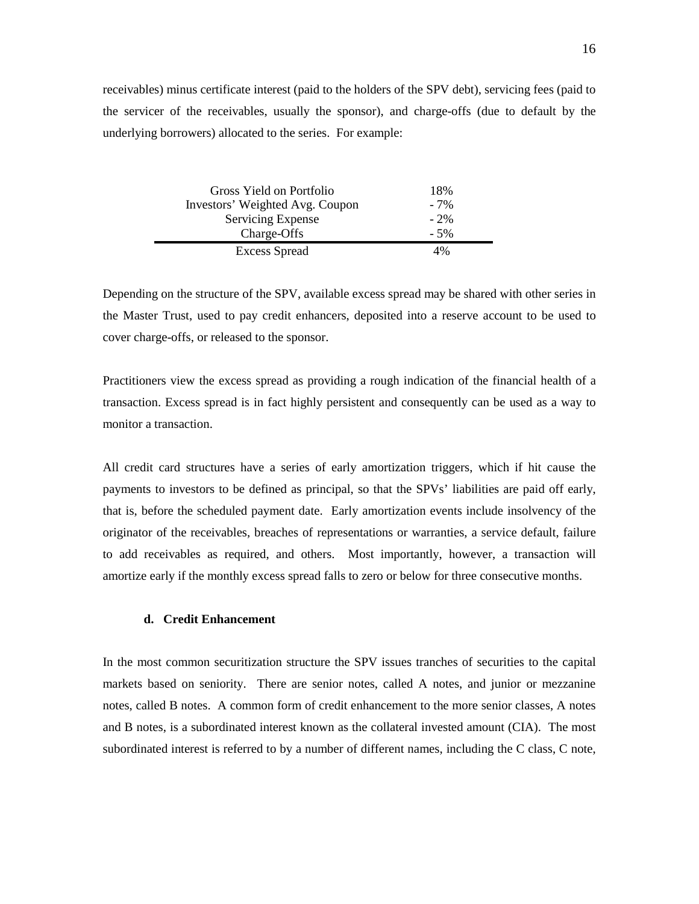receivables) minus certificate interest (paid to the holders of the SPV debt), servicing fees (paid to the servicer of the receivables, usually the sponsor), and charge-offs (due to default by the underlying borrowers) allocated to the series. For example:

| | |
|---|---|
| Gross Yield on Portfolio | 18% |
| Investors' Weighted Avg. Coupon | - 7% |
| Servicing Expense | - 2% |
| Charge-Offs | - 5% |
| Excess Spread | 4% |

Depending on the structure of the SPV, available excess spread may be shared with other series in the Master Trust, used to pay credit enhancers, deposited into a reserve account to be used to cover charge-offs, or released to the sponsor.

Practitioners view the excess spread as providing a rough indication of the financial health of a transaction. Excess spread is in fact highly persistent and consequently can be used as a way to monitor a transaction.

All credit card structures have a series of early amortization triggers, which if hit cause the payments to investors to be defined as principal, so that the SPVs' liabilities are paid off early, that is, before the scheduled payment date. Early amortization events include insolvency of the originator of the receivables, breaches of representations or warranties, a service default, failure to add receivables as required, and others. Most importantly, however, a transaction will amortize early if the monthly excess spread falls to zero or below for three consecutive months.

#### d. Credit Enhancement

In the most common securitization structure the SPV issues tranches of securities to the capital markets based on seniority. There are senior notes, called A notes, and junior or mezzanine notes, called B notes. A common form of credit enhancement to the more senior classes, A notes and B notes, is a subordinated interest known as the collateral invested amount (CIA). The most subordinated interest is referred to by a number of different names, including the C class, C note,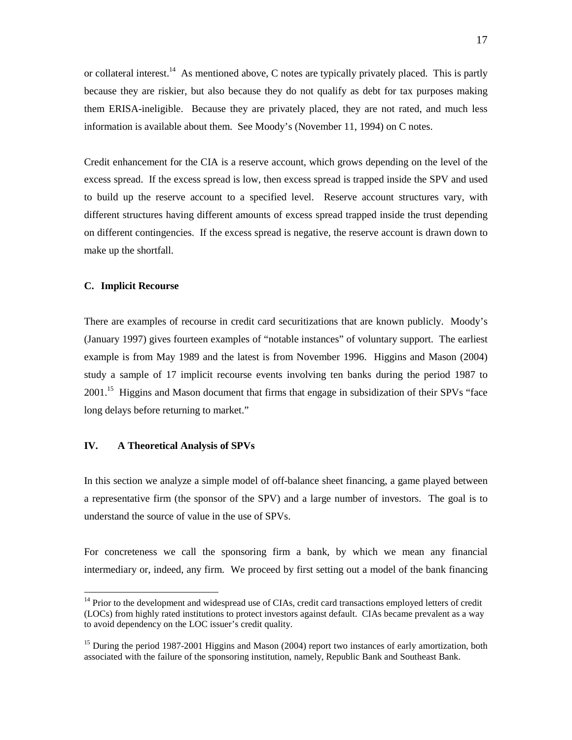or collateral interest.[14] As mentioned above, C notes are typically privately placed. This is partly because they are riskier, but also because they do not qualify as debt for tax purposes making them ERISA-ineligible. Because they are privately placed, they are not rated, and much less information is available about them. See Moody's (November 11, 1994) on C notes.

Credit enhancement for the CIA is a reserve account, which grows depending on the level of the excess spread. If the excess spread is low, then excess spread is trapped inside the SPV and used to build up the reserve account to a specified level. Reserve account structures vary, with different structures having different amounts of excess spread trapped inside the trust depending on different contingencies. If the excess spread is negative, the reserve account is drawn down to make up the shortfall.

### C. Implicit Recourse

There are examples of recourse in credit card securitizations that are known publicly. Moody's (January 1997) gives fourteen examples of "notable instances" of voluntary support. The earliest example is from May 1989 and the latest is from November 1996. Higgins and Mason (2004) study a sample of 17 implicit recourse events involving ten banks during the period 1987 to 2001.[15] Higgins and Mason document that firms that engage in subsidization of their SPVs "face long delays before returning to market."

## IV. A Theoretical Analysis of SPVs

In this section we analyze a simple model of off-balance sheet financing, a game played between a representative firm (the sponsor of the SPV) and a large number of investors. The goal is to understand the source of value in the use of SPVs.

For concreteness we call the sponsoring firm a bank, by which we mean any financial intermediary or, indeed, any firm. We proceed by first setting out a model of the bank financing

---

[14] Prior to the development and widespread use of CIAs, credit card transactions employed letters of credit (LOCs) from highly rated institutions to protect investors against default. CIAs became prevalent as a way to avoid dependency on the LOC issuer's credit quality.

[15] During the period 1987-2001 Higgins and Mason (2004) report two instances of early amortization, both associated with the failure of the sponsoring institution, namely, Republic Bank and Southeast Bank.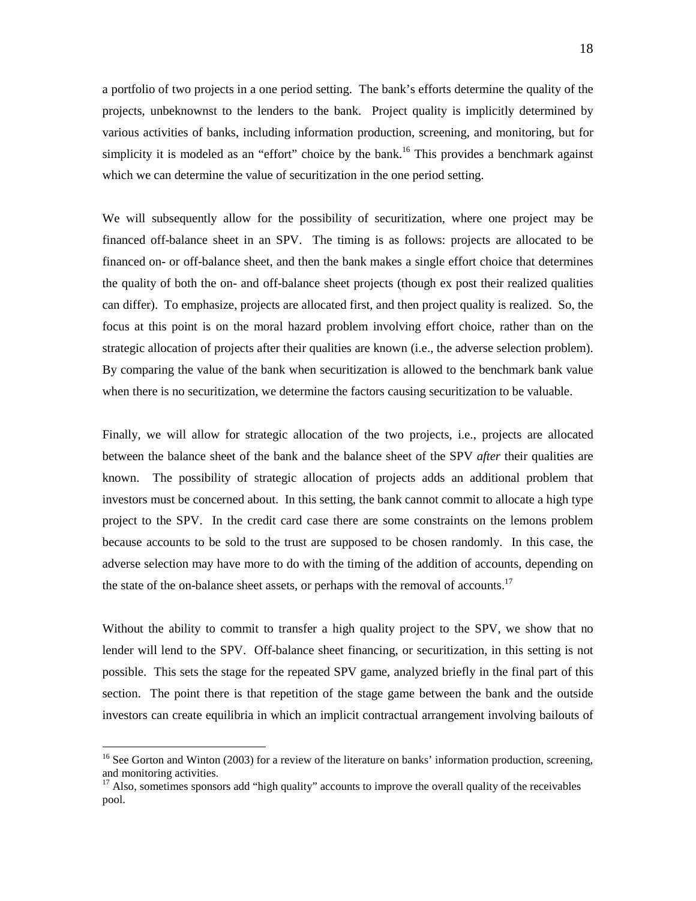a portfolio of two projects in a one period setting. The bank's efforts determine the quality of the projects, unbeknownst to the lenders to the bank. Project quality is implicitly determined by various activities of banks, including information production, screening, and monitoring, but for simplicity it is modeled as an "effort" choice by the bank.[16] This provides a benchmark against which we can determine the value of securitization in the one period setting.

We will subsequently allow for the possibility of securitization, where one project may be financed off-balance sheet in an SPV. The timing is as follows: projects are allocated to be financed on- or off-balance sheet, and then the bank makes a single effort choice that determines the quality of both the on- and off-balance sheet projects (though ex post their realized qualities can differ). To emphasize, projects are allocated first, and then project quality is realized. So, the focus at this point is on the moral hazard problem involving effort choice, rather than on the strategic allocation of projects after their qualities are known (i.e., the adverse selection problem). By comparing the value of the bank when securitization is allowed to the benchmark bank value when there is no securitization, we determine the factors causing securitization to be valuable.

Finally, we will allow for strategic allocation of the two projects, i.e., projects are allocated between the balance sheet of the bank and the balance sheet of the SPV *after* their qualities are known. The possibility of strategic allocation of projects adds an additional problem that investors must be concerned about. In this setting, the bank cannot commit to allocate a high type project to the SPV. In the credit card case there are some constraints on the lemons problem because accounts to be sold to the trust are supposed to be chosen randomly. In this case, the adverse selection may have more to do with the timing of the addition of accounts, depending on the state of the on-balance sheet assets, or perhaps with the removal of accounts.[17]

Without the ability to commit to transfer a high quality project to the SPV, we show that no lender will lend to the SPV. Off-balance sheet financing, or securitization, in this setting is not possible. This sets the stage for the repeated SPV game, analyzed briefly in the final part of this section. The point there is that repetition of the stage game between the bank and the outside investors can create equilibria in which an implicit contractual arrangement involving bailouts of

[16] See Gorton and Winton (2003) for a review of the literature on banks' information production, screening, and monitoring activities.

[17] Also, sometimes sponsors add "high quality" accounts to improve the overall quality of the receivables pool.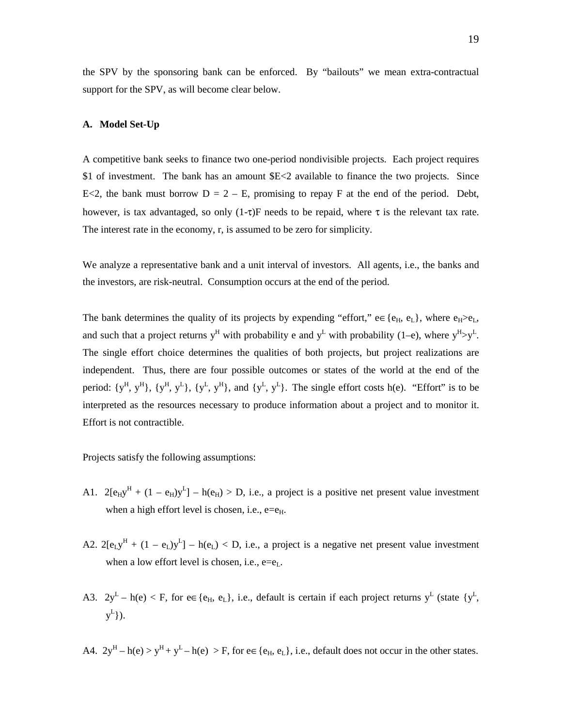the SPV by the sponsoring bank can be enforced. By "bailouts" we mean extra-contractual support for the SPV, as will become clear below.

### A. Model Set-Up

A competitive bank seeks to finance two one-period nondivisible projects. Each project requires \$1 of investment. The bank has an amount \$E<2 available to finance the two projects. Since E<2, the bank must borrow D = 2 – E, promising to repay F at the end of the period. Debt, however, is tax advantaged, so only $(1-\tau)F$ needs to be repaid, where $\tau$ is the relevant tax rate. The interest rate in the economy, r, is assumed to be zero for simplicity.

We analyze a representative bank and a unit interval of investors. All agents, i.e., the banks and the investors, are risk-neutral. Consumption occurs at the end of the period.

The bank determines the quality of its projects by expending "effort," $e \in \{e_H, e_L\}$, where $e_H > e_L$, and such that a project returns $y^H$ with probability e and $y^L$ with probability (1–e), where $y^H > y^L$. The single effort choice determines the qualities of both projects, but project realizations are independent. Thus, there are four possible outcomes or states of the world at the end of the period: $\{y^H, y^H\}$, $\{y^H, y^L\}$, $\{y^L, y^H\}$, and $\{y^L, y^L\}$. The single effort costs h(e). "Effort" is to be interpreted as the resources necessary to produce information about a project and to monitor it. Effort is not contractible.

Projects satisfy the following assumptions:

A1. $2[e_H y^H + (1 - e_H)y^L] - h(e_H) > D$, i.e., a project is a positive net present value investment when a high effort level is chosen, i.e., $e = e_H$.

A2. $2[e_L y^H + (1 - e_L)y^L] - h(e_L) < D$, i.e., a project is a negative net present value investment when a low effort level is chosen, i.e., $e = e_L$.

A3. $2y^L - h(e) < F$, for $e \in \{e_H, e_L\}$, i.e., default is certain if each project returns $y^L$ (state $\{y^L, y^L\}$).

A4. $2y^H - h(e) > y^H + y^L - h(e) > F$, for $e \in \{e_H, e_L\}$, i.e., default does not occur in the other states.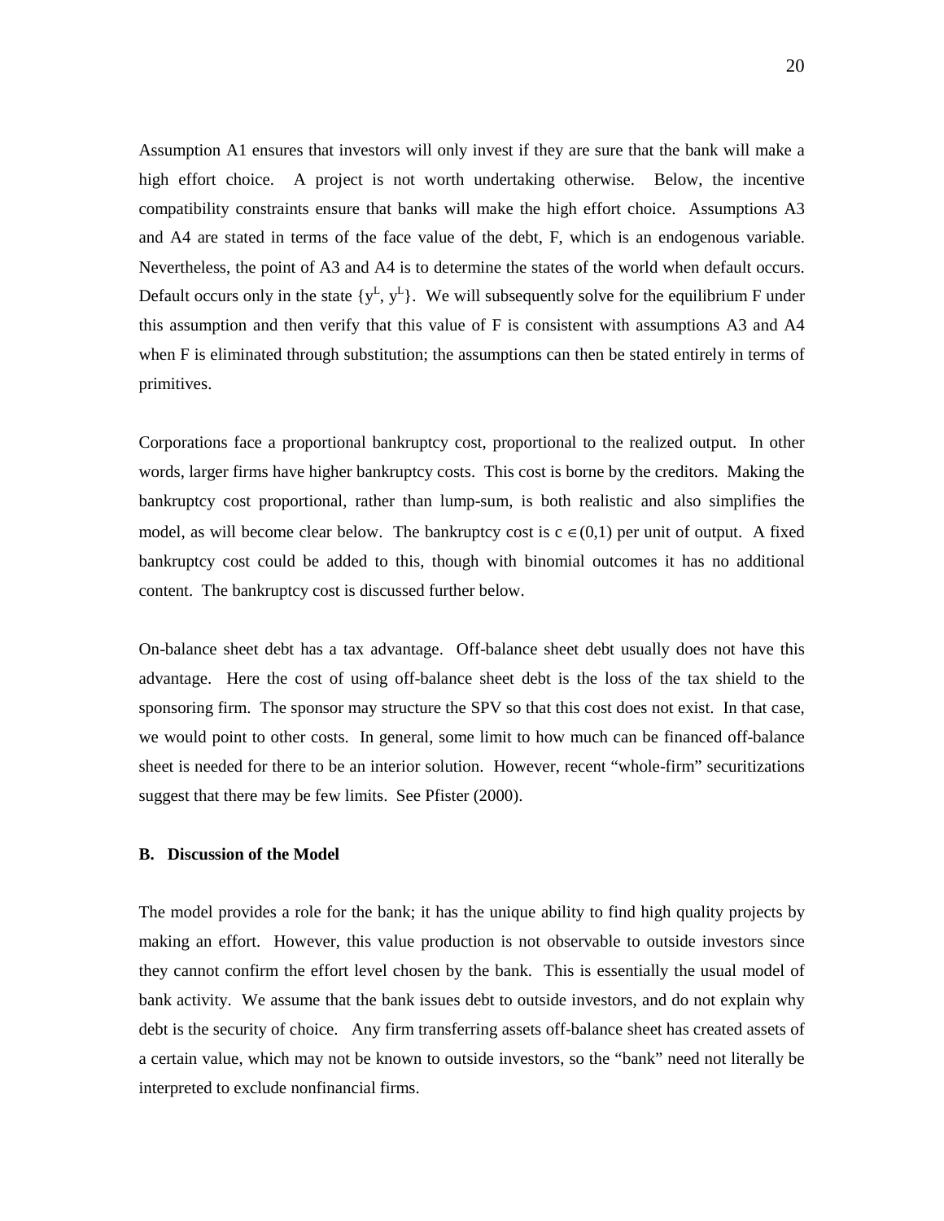Assumption A1 ensures that investors will only invest if they are sure that the bank will make a high effort choice. A project is not worth undertaking otherwise. Below, the incentive compatibility constraints ensure that banks will make the high effort choice. Assumptions A3 and A4 are stated in terms of the face value of the debt, F, which is an endogenous variable. Nevertheless, the point of A3 and A4 is to determine the states of the world when default occurs. Default occurs only in the state $\{y^L, y^L\}$. We will subsequently solve for the equilibrium F under this assumption and then verify that this value of F is consistent with assumptions A3 and A4 when F is eliminated through substitution; the assumptions can then be stated entirely in terms of primitives.

Corporations face a proportional bankruptcy cost, proportional to the realized output. In other words, larger firms have higher bankruptcy costs. This cost is borne by the creditors. Making the bankruptcy cost proportional, rather than lump-sum, is both realistic and also simplifies the model, as will become clear below. The bankruptcy cost is $c \in (0,1)$ per unit of output. A fixed bankruptcy cost could be added to this, though with binomial outcomes it has no additional content. The bankruptcy cost is discussed further below.

On-balance sheet debt has a tax advantage. Off-balance sheet debt usually does not have this advantage. Here the cost of using off-balance sheet debt is the loss of the tax shield to the sponsoring firm. The sponsor may structure the SPV so that this cost does not exist. In that case, we would point to other costs. In general, some limit to how much can be financed off-balance sheet is needed for there to be an interior solution. However, recent "whole-firm" securitizations suggest that there may be few limits. See Pfister (2000).

### B. Discussion of the Model

The model provides a role for the bank; it has the unique ability to find high quality projects by making an effort. However, this value production is not observable to outside investors since they cannot confirm the effort level chosen by the bank. This is essentially the usual model of bank activity. We assume that the bank issues debt to outside investors, and do not explain why debt is the security of choice. Any firm transferring assets off-balance sheet has created assets of a certain value, which may not be known to outside investors, so the "bank" need not literally be interpreted to exclude nonfinancial firms.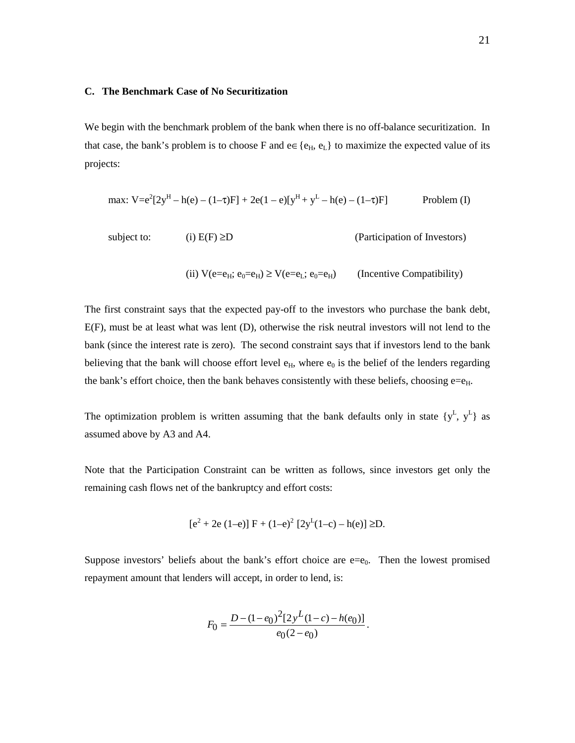### C. The Benchmark Case of No Securitization

We begin with the benchmark problem of the bank when there is no off-balance securitization. In that case, the bank's problem is to choose F and $e \in \{e_H, e_L\}$ to maximize the expected value of its projects:

$$\max: V = e^2[2y^H - h(e) - (1-\tau)F] + 2e(1-e)[y^H + y^L - h(e) - (1-\tau)F] \qquad \text{Problem (I)}$$

subject to: (i) $E(F) \geq D$ (Participation of Investors)

(ii) $V(e=e_H;\, e_0=e_H) \geq V(e=e_L;\, e_0=e_H)$ (Incentive Compatibility)

The first constraint says that the expected pay-off to the investors who purchase the bank debt, E(F), must be at least what was lent (D), otherwise the risk neutral investors will not lend to the bank (since the interest rate is zero). The second constraint says that if investors lend to the bank believing that the bank will choose effort level $e_H$, where $e_0$ is the belief of the lenders regarding the bank's effort choice, then the bank behaves consistently with these beliefs, choosing $e=e_H$.

The optimization problem is written assuming that the bank defaults only in state $\{y^L, y^L\}$ as assumed above by A3 and A4.

Note that the Participation Constraint can be written as follows, since investors get only the remaining cash flows net of the bankruptcy and effort costs:

$$[e^2 + 2e(1-e)]F + (1-e)^2[2y^L(1-c) - h(e)] \geq D.$$

Suppose investors' beliefs about the bank's effort choice are $e=e_0$. Then the lowest promised repayment amount that lenders will accept, in order to lend, is:

$$F_0 = \frac{D - (1-e_0)^2[2y^L(1-c) - h(e_0)]}{e_0(2-e_0)}.$$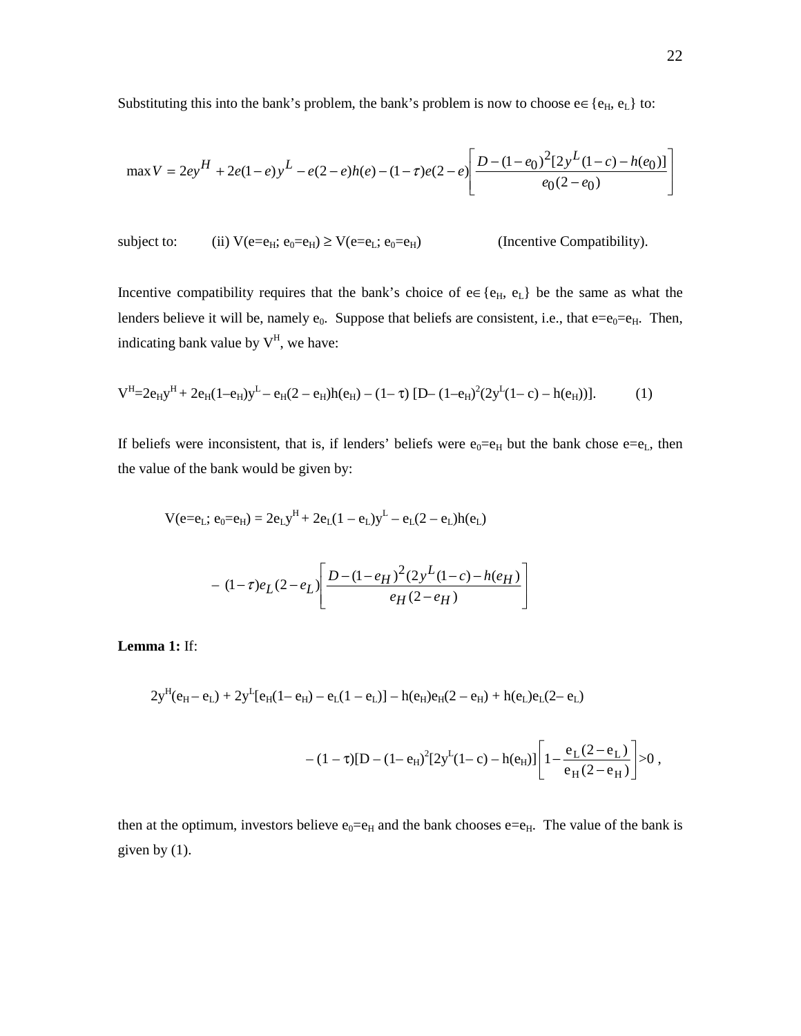Substituting this into the bank's problem, the bank's problem is now to choose $e \in \{e_H, e_L\}$ to:

$$\max V = 2ey^H + 2e(1-e)y^L - e(2-e)h(e) - (1-\tau)e(2-e)\left[\frac{D-(1-e_0)^2[2y^L(1-c)-h(e_0)]}{e_0(2-e_0)}\right]$$

subject to: (ii) $V(e=e_H; e_0=e_H) \geq V(e=e_L; e_0=e_H)$ (Incentive Compatibility).

Incentive compatibility requires that the bank's choice of $e \in \{e_H, e_L\}$ be the same as what the lenders believe it will be, namely $e_0$. Suppose that beliefs are consistent, i.e., that $e=e_0=e_H$. Then, indicating bank value by $V^H$, we have:

$$V^H = 2e_H y^H + 2e_H(1-e_H)y^L - e_H(2-e_H)h(e_H) - (1-\tau)\,[D-(1-e_H)^2(2y^L(1-c)-h(e_H))]. \quad (1)$$

If beliefs were inconsistent, that is, if lenders' beliefs were $e_0=e_H$ but the bank chose $e=e_L$, then the value of the bank would be given by:

$$V(e=e_L; e_0=e_H) = 2e_L y^H + 2e_L(1-e_L)y^L - e_L(2-e_L)h(e_L)$$

$$-\ (1-\tau)e_L(2-e_L)\left[\frac{D-(1-e_H)^2(2y^L(1-c)-h(e_H))}{e_H(2-e_H)}\right]$$

**Lemma 1:** If:

$$2y^H(e_H-e_L) + 2y^L[e_H(1-e_H) - e_L(1-e_L)] - h(e_H)e_H(2-e_H) + h(e_L)e_L(2-e_L)$$

$$-\ (1-\tau)[D-(1-e_H)^2[2y^L(1-c)-h(e_H)]\left[1-\frac{e_L(2-e_L)}{e_H(2-e_H)}\right] > 0\ ,$$

then at the optimum, investors believe $e_0=e_H$ and the bank chooses $e=e_H$. The value of the bank is given by (1).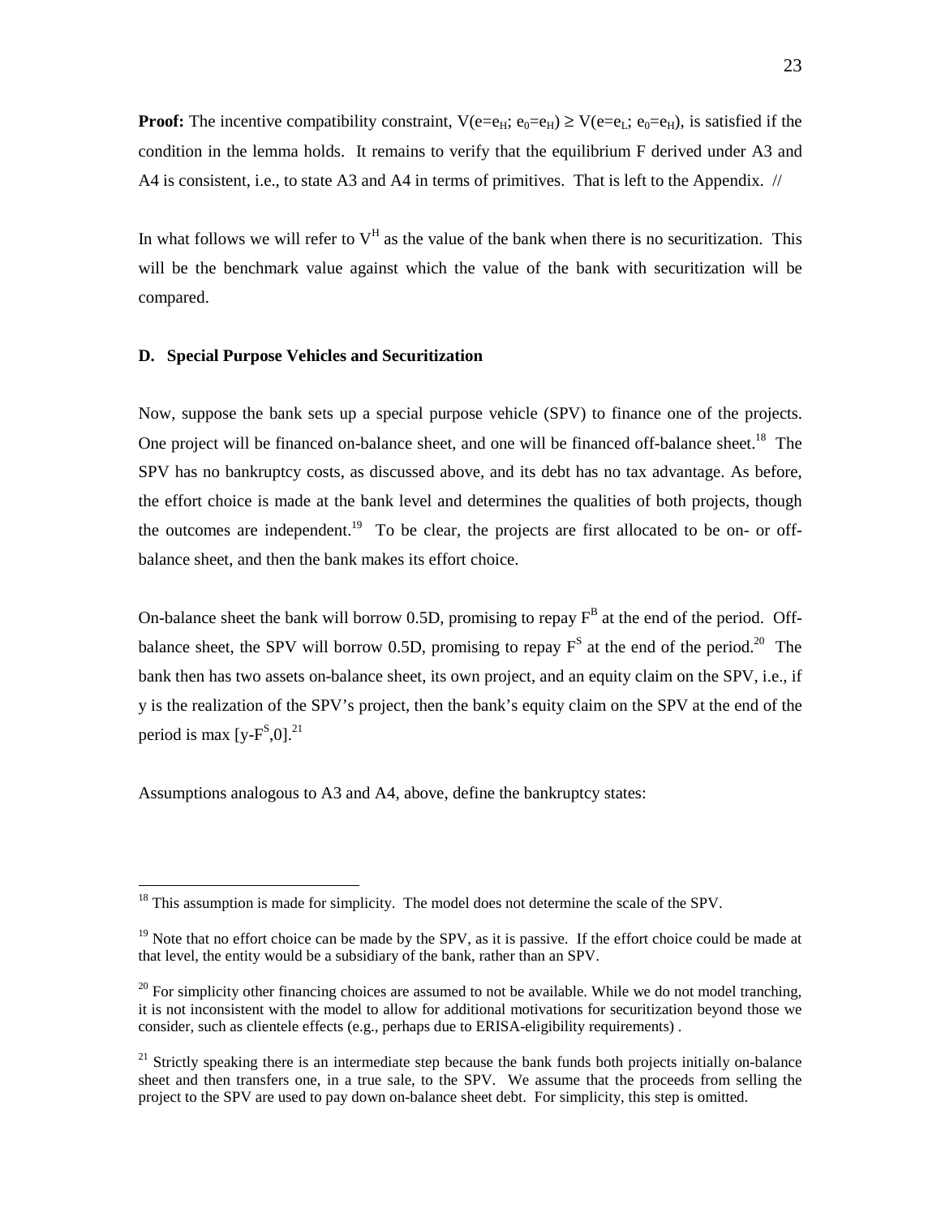**Proof:** The incentive compatibility constraint, $V(e=e_H; e_0=e_H) \geq V(e=e_L; e_0=e_H)$, is satisfied if the condition in the lemma holds. It remains to verify that the equilibrium F derived under A3 and A4 is consistent, i.e., to state A3 and A4 in terms of primitives. That is left to the Appendix. //

In what follows we will refer to $V^H$ as the value of the bank when there is no securitization. This will be the benchmark value against which the value of the bank with securitization will be compared.

### D. Special Purpose Vehicles and Securitization

Now, suppose the bank sets up a special purpose vehicle (SPV) to finance one of the projects. One project will be financed on-balance sheet, and one will be financed off-balance sheet.[18] The SPV has no bankruptcy costs, as discussed above, and its debt has no tax advantage. As before, the effort choice is made at the bank level and determines the qualities of both projects, though the outcomes are independent.[19] To be clear, the projects are first allocated to be on- or off-balance sheet, and then the bank makes its effort choice.

On-balance sheet the bank will borrow 0.5D, promising to repay $F^B$ at the end of the period. Off-balance sheet, the SPV will borrow 0.5D, promising to repay $F^S$ at the end of the period.[20] The bank then has two assets on-balance sheet, its own project, and an equity claim on the SPV, i.e., if y is the realization of the SPV's project, then the bank's equity claim on the SPV at the end of the period is max $[y-F^S,0]$.[21]

Assumptions analogous to A3 and A4, above, define the bankruptcy states:

---

[18] This assumption is made for simplicity. The model does not determine the scale of the SPV.

[19] Note that no effort choice can be made by the SPV, as it is passive. If the effort choice could be made at that level, the entity would be a subsidiary of the bank, rather than an SPV.

[20] For simplicity other financing choices are assumed to not be available. While we do not model tranching, it is not inconsistent with the model to allow for additional motivations for securitization beyond those we consider, such as clientele effects (e.g., perhaps due to ERISA-eligibility requirements) .

[21] Strictly speaking there is an intermediate step because the bank funds both projects initially on-balance sheet and then transfers one, in a true sale, to the SPV. We assume that the proceeds from selling the project to the SPV are used to pay down on-balance sheet debt. For simplicity, this step is omitted.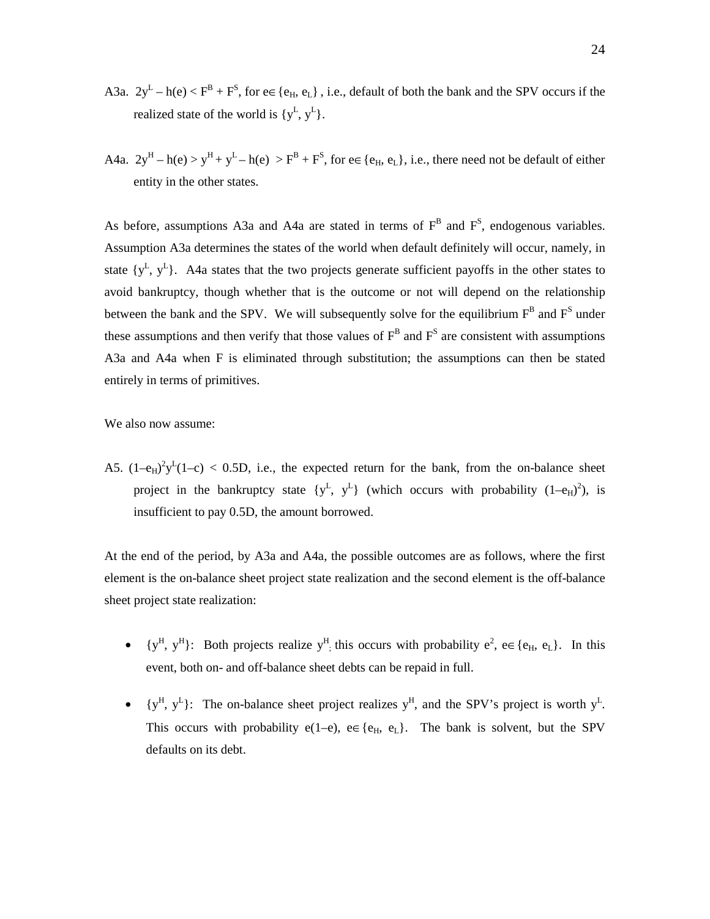A3a. $2y^L – h(e) < F^B + F^S$, for $e \in \{e_H, e_L\}$ , i.e., default of both the bank and the SPV occurs if the realized state of the world is $\{y^L, y^L\}$.

A4a. $2y^H – h(e) > y^H + y^L – h(e) > F^B + F^S$, for $e \in \{e_H, e_L\}$, i.e., there need not be default of either entity in the other states.

As before, assumptions A3a and A4a are stated in terms of $F^B$ and $F^S$, endogenous variables. Assumption A3a determines the states of the world when default definitely will occur, namely, in state $\{y^L, y^L\}$. A4a states that the two projects generate sufficient payoffs in the other states to avoid bankruptcy, though whether that is the outcome or not will depend on the relationship between the bank and the SPV. We will subsequently solve for the equilibrium $F^B$ and $F^S$ under these assumptions and then verify that those values of $F^B$ and $F^S$ are consistent with assumptions A3a and A4a when F is eliminated through substitution; the assumptions can then be stated entirely in terms of primitives.

We also now assume:

A5. $(1–e_H)^2y^L(1–c) < 0.5D$, i.e., the expected return for the bank, from the on-balance sheet project in the bankruptcy state $\{y^L, y^L\}$ (which occurs with probability $(1–e_H)^2$), is insufficient to pay 0.5D, the amount borrowed.

At the end of the period, by A3a and A4a, the possible outcomes are as follows, where the first element is the on-balance sheet project state realization and the second element is the off-balance sheet project state realization:

- $\{y^H, y^H\}$: Both projects realize $y^H$; this occurs with probability $e^2$, $e \in \{e_H, e_L\}$. In this event, both on- and off-balance sheet debts can be repaid in full.

- $\{y^H, y^L\}$: The on-balance sheet project realizes $y^H$, and the SPV's project is worth $y^L$. This occurs with probability $e(1–e)$, $e \in \{e_H, e_L\}$. The bank is solvent, but the SPV defaults on its debt.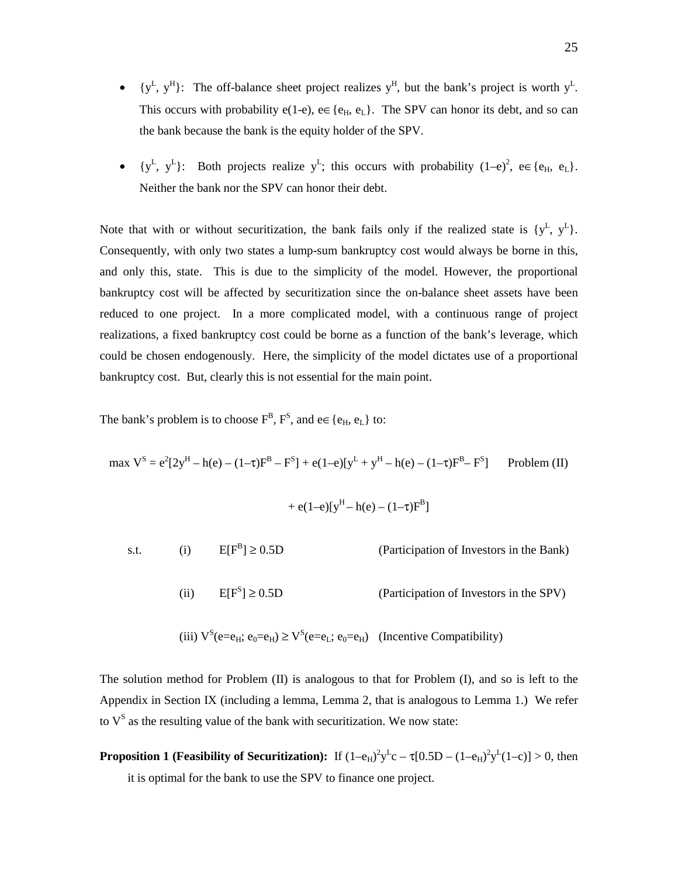- $\{y^L, y^H\}$: The off-balance sheet project realizes $y^H$, but the bank's project is worth $y^L$. This occurs with probability $e(1\text{-}e)$, $e \in \{e_H, e_L\}$. The SPV can honor its debt, and so can the bank because the bank is the equity holder of the SPV.

- $\{y^L, y^L\}$: Both projects realize $y^L$; this occurs with probability $(1–e)^2$, $e \in \{e_H, e_L\}$. Neither the bank nor the SPV can honor their debt.

Note that with or without securitization, the bank fails only if the realized state is $\{y^L, y^L\}$. Consequently, with only two states a lump-sum bankruptcy cost would always be borne in this, and only this, state. This is due to the simplicity of the model. However, the proportional bankruptcy cost will be affected by securitization since the on-balance sheet assets have been reduced to one project. In a more complicated model, with a continuous range of project realizations, a fixed bankruptcy cost could be borne as a function of the bank's leverage, which could be chosen endogenously. Here, the simplicity of the model dictates use of a proportional bankruptcy cost. But, clearly this is not essential for the main point.

The bank's problem is to choose $F^B$, $F^S$, and $e \in \{e_H, e_L\}$ to:

$$\max V^S = e^2[2y^H – h(e) – (1–\tau)F^B – F^S] + e(1–e)[y^L + y^H – h(e) – (1–\tau)F^B – F^S] \qquad \text{Problem (II)}$$

$$+ e(1–e)[y^H – h(e) – (1–\tau)F^B]$$

s.t. (i) $E[F^B] \geq 0.5D$ (Participation of Investors in the Bank)

(ii) $E[F^S] \geq 0.5D$ (Participation of Investors in the SPV)

(iii) $V^S(e{=}e_H; e_0{=}e_H) \geq V^S(e{=}e_L; e_0{=}e_H)$ (Incentive Compatibility)

The solution method for Problem (II) is analogous to that for Problem (I), and so is left to the Appendix in Section IX (including a lemma, Lemma 2, that is analogous to Lemma 1.) We refer to $V^S$ as the resulting value of the bank with securitization. We now state:

**Proposition 1 (Feasibility of Securitization):** If $(1–e_H)^2y^Lc – \tau[0.5D – (1–e_H)^2y^L(1–c)] > 0$, then it is optimal for the bank to use the SPV to finance one project.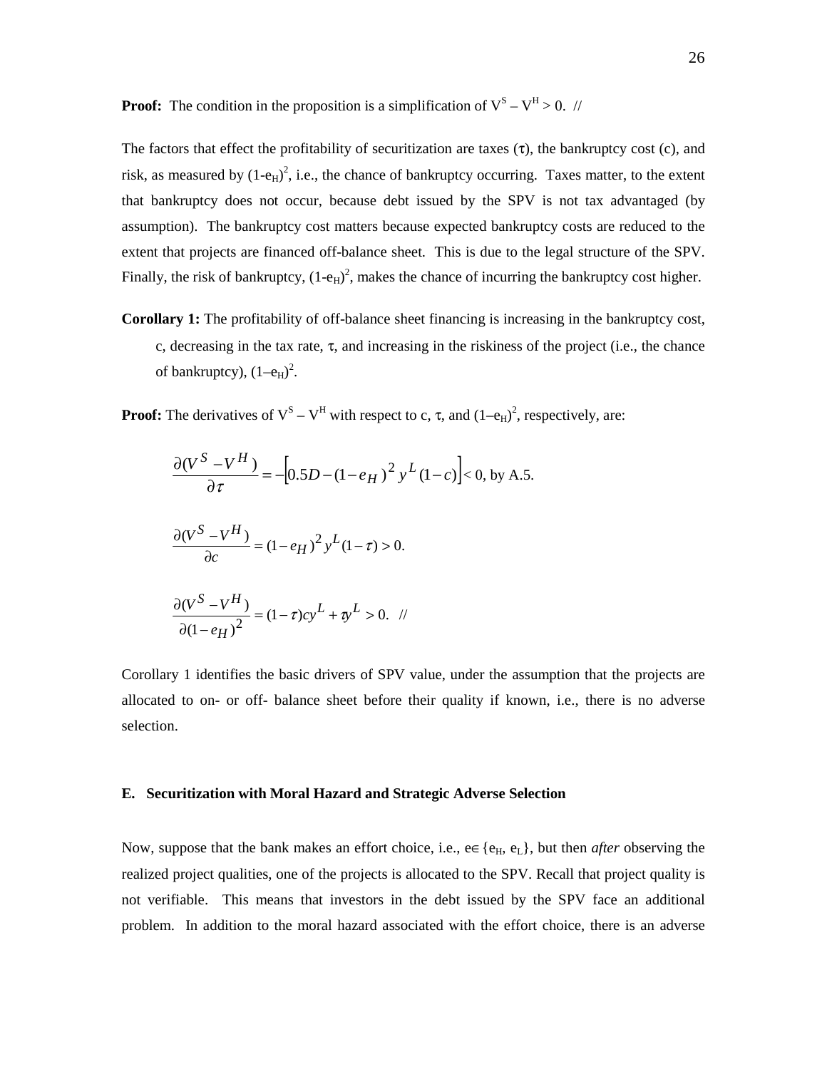**Proof:** The condition in the proposition is a simplification of $V^S - V^H > 0$. //

The factors that effect the profitability of securitization are taxes ($\tau$), the bankruptcy cost (c), and risk, as measured by $(1-e_H)^2$, i.e., the chance of bankruptcy occurring. Taxes matter, to the extent that bankruptcy does not occur, because debt issued by the SPV is not tax advantaged (by assumption). The bankruptcy cost matters because expected bankruptcy costs are reduced to the extent that projects are financed off-balance sheet. This is due to the legal structure of the SPV. Finally, the risk of bankruptcy, $(1-e_H)^2$, makes the chance of incurring the bankruptcy cost higher.

**Corollary 1:** The profitability of off-balance sheet financing is increasing in the bankruptcy cost, c, decreasing in the tax rate, $\tau$, and increasing in the riskiness of the project (i.e., the chance of bankruptcy), $(1-e_H)^2$.

**Proof:** The derivatives of $V^S - V^H$ with respect to c, $\tau$, and $(1-e_H)^2$, respectively, are:

$$\frac{\partial(V^S - V^H)}{\partial \tau} = -\left[0.5D - (1-e_H)^2 y^L (1-c)\right] < 0, \text{ by A.5.}$$

$$\frac{\partial(V^S - V^H)}{\partial c} = (1-e_H)^2 y^L (1-\tau) > 0.$$

$$\frac{\partial(V^S - V^H)}{\partial(1-e_H)^2} = (1-\tau)cy^L + \tau y^L > 0. \quad //$$

Corollary 1 identifies the basic drivers of SPV value, under the assumption that the projects are allocated to on- or off- balance sheet before their quality if known, i.e., there is no adverse selection.

### E. Securitization with Moral Hazard and Strategic Adverse Selection

Now, suppose that the bank makes an effort choice, i.e., $e \in \{e_H, e_L\}$, but then *after* observing the realized project qualities, one of the projects is allocated to the SPV. Recall that project quality is not verifiable. This means that investors in the debt issued by the SPV face an additional problem. In addition to the moral hazard associated with the effort choice, there is an adverse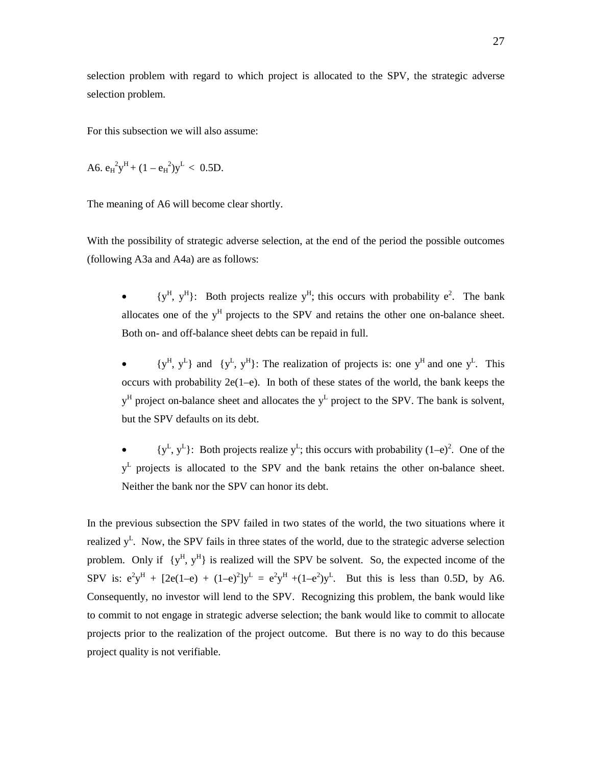selection problem with regard to which project is allocated to the SPV, the strategic adverse selection problem.

For this subsection we will also assume:

A6. $e_H^2 y^H + (1 - e_H^2)y^L < 0.5D$.

The meaning of A6 will become clear shortly.

With the possibility of strategic adverse selection, at the end of the period the possible outcomes (following A3a and A4a) are as follows:

- $\{y^H, y^H\}$: Both projects realize $y^H$; this occurs with probability $e^2$. The bank allocates one of the $y^H$ projects to the SPV and retains the other one on-balance sheet. Both on- and off-balance sheet debts can be repaid in full.

- $\{y^H, y^L\}$ and $\{y^L, y^H\}$: The realization of projects is: one $y^H$ and one $y^L$. This occurs with probability $2e(1–e)$. In both of these states of the world, the bank keeps the $y^H$ project on-balance sheet and allocates the $y^L$ project to the SPV. The bank is solvent, but the SPV defaults on its debt.

- $\{y^L, y^L\}$: Both projects realize $y^L$; this occurs with probability $(1–e)^2$. One of the $y^L$ projects is allocated to the SPV and the bank retains the other on-balance sheet. Neither the bank nor the SPV can honor its debt.

In the previous subsection the SPV failed in two states of the world, the two situations where it realized $y^L$. Now, the SPV fails in three states of the world, due to the strategic adverse selection problem. Only if $\{y^H, y^H\}$ is realized will the SPV be solvent. So, the expected income of the SPV is: $e^2y^H + [2e(1–e) + (1–e)^2]y^L = e^2y^H + (1–e^2)y^L$. But this is less than 0.5D, by A6. Consequently, no investor will lend to the SPV. Recognizing this problem, the bank would like to commit to not engage in strategic adverse selection; the bank would like to commit to allocate projects prior to the realization of the project outcome. But there is no way to do this because project quality is not verifiable.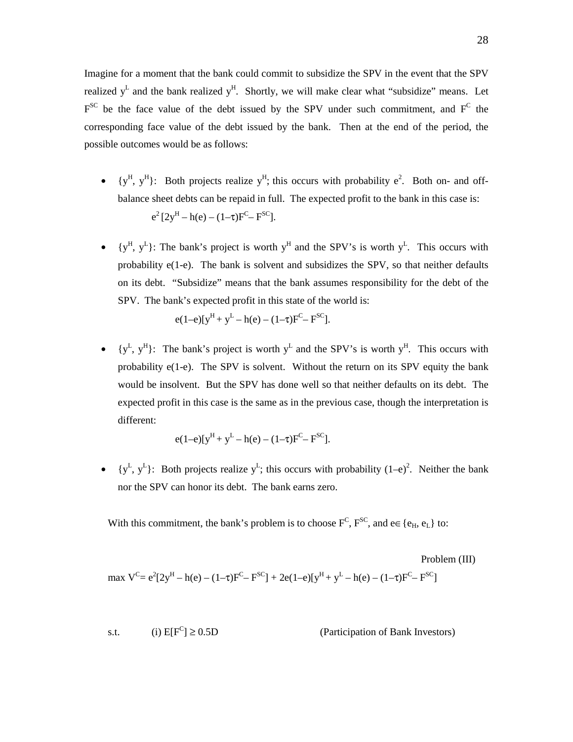Imagine for a moment that the bank could commit to subsidize the SPV in the event that the SPV realized $y^L$ and the bank realized $y^H$. Shortly, we will make clear what "subsidize" means. Let $F^{SC}$ be the face value of the debt issued by the SPV under such commitment, and $F^C$ the corresponding face value of the debt issued by the bank. Then at the end of the period, the possible outcomes would be as follows:

- $\{y^H, y^H\}$: Both projects realize $y^H$; this occurs with probability $e^2$. Both on- and off-balance sheet debts can be repaid in full. The expected profit to the bank in this case is:

  $$e^2\,[2y^H – h(e) – (1–\tau)F^C – F^{SC}].$$

- $\{y^H, y^L\}$: The bank's project is worth $y^H$ and the SPV's is worth $y^L$. This occurs with probability $e(1-e)$. The bank is solvent and subsidizes the SPV, so that neither defaults on its debt. "Subsidize" means that the bank assumes responsibility for the debt of the SPV. The bank's expected profit in this state of the world is:

  $$e(1–e)[y^H + y^L – h(e) – (1–\tau)F^C – F^{SC}].$$

- $\{y^L, y^H\}$: The bank's project is worth $y^L$ and the SPV's is worth $y^H$. This occurs with probability $e(1-e)$. The SPV is solvent. Without the return on its SPV equity the bank would be insolvent. But the SPV has done well so that neither defaults on its debt. The expected profit in this case is the same as in the previous case, though the interpretation is different:

  $$e(1–e)[y^H + y^L – h(e) – (1–\tau)F^C – F^{SC}].$$

- $\{y^L, y^L\}$: Both projects realize $y^L$; this occurs with probability $(1–e)^2$. Neither the bank nor the SPV can honor its debt. The bank earns zero.

With this commitment, the bank's problem is to choose $F^C$, $F^{SC}$, and $e \in \{e_H, e_L\}$ to:

Problem (III)

$$\max V^C = e^2[2y^H – h(e) – (1–\tau)F^C – F^{SC}] + 2e(1–e)[y^H + y^L – h(e) – (1–\tau)F^C – F^{SC}]$$

s.t. (i) $E[F^C] \geq 0.5D$ (Participation of Bank Investors)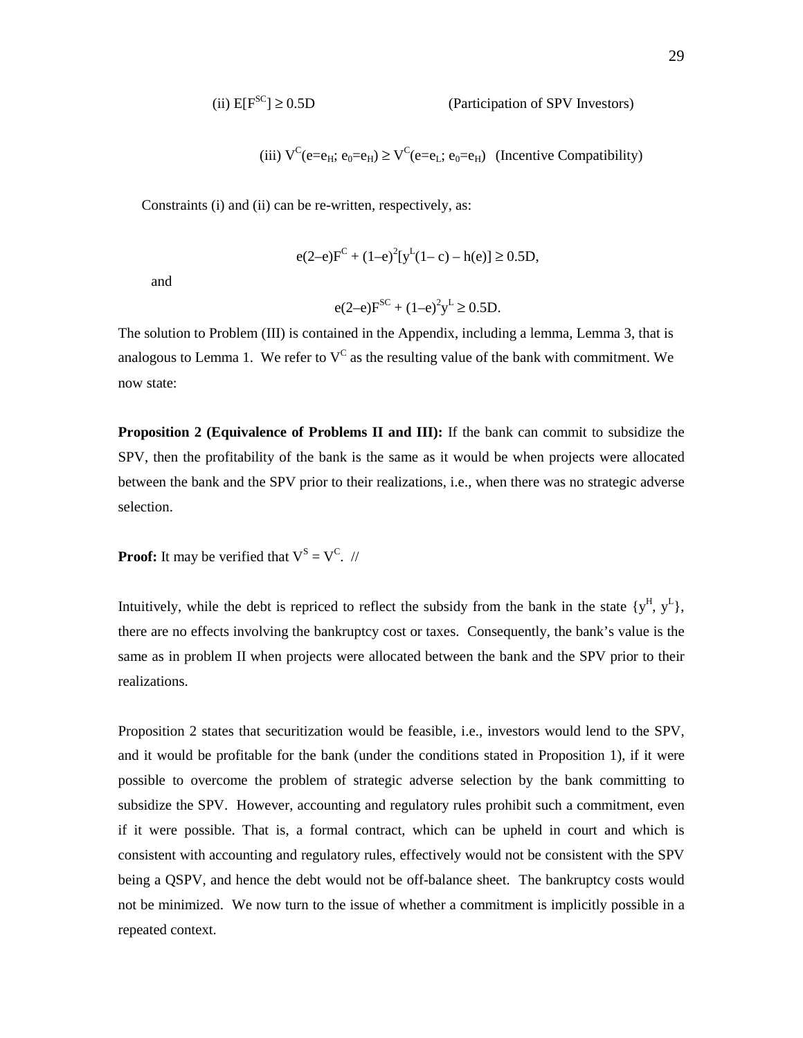(ii) $E[F^{SC}] \geq 0.5D$ (Participation of SPV Investors)

(iii) $V^C(e=e_H;\ e_0=e_H) \geq V^C(e=e_L;\ e_0=e_H)$ (Incentive Compatibility)

Constraints (i) and (ii) can be re-written, respectively, as:

$$e(2-e)F^C + (1-e)^2[y^L(1-c) - h(e)] \geq 0.5D,$$

and

$$e(2-e)F^{SC} + (1-e)^2 y^L \geq 0.5D.$$

The solution to Problem (III) is contained in the Appendix, including a lemma, Lemma 3, that is analogous to Lemma 1. We refer to $V^C$ as the resulting value of the bank with commitment. We now state:

**Proposition 2 (Equivalence of Problems II and III):** If the bank can commit to subsidize the SPV, then the profitability of the bank is the same as it would be when projects were allocated between the bank and the SPV prior to their realizations, i.e., when there was no strategic adverse selection.

**Proof:** It may be verified that $V^S = V^C$. //

Intuitively, while the debt is repriced to reflect the subsidy from the bank in the state $\{y^H, y^L\}$, there are no effects involving the bankruptcy cost or taxes. Consequently, the bank's value is the same as in problem II when projects were allocated between the bank and the SPV prior to their realizations.

Proposition 2 states that securitization would be feasible, i.e., investors would lend to the SPV, and it would be profitable for the bank (under the conditions stated in Proposition 1), if it were possible to overcome the problem of strategic adverse selection by the bank committing to subsidize the SPV. However, accounting and regulatory rules prohibit such a commitment, even if it were possible. That is, a formal contract, which can be upheld in court and which is consistent with accounting and regulatory rules, effectively would not be consistent with the SPV being a QSPV, and hence the debt would not be off-balance sheet. The bankruptcy costs would not be minimized. We now turn to the issue of whether a commitment is implicitly possible in a repeated context.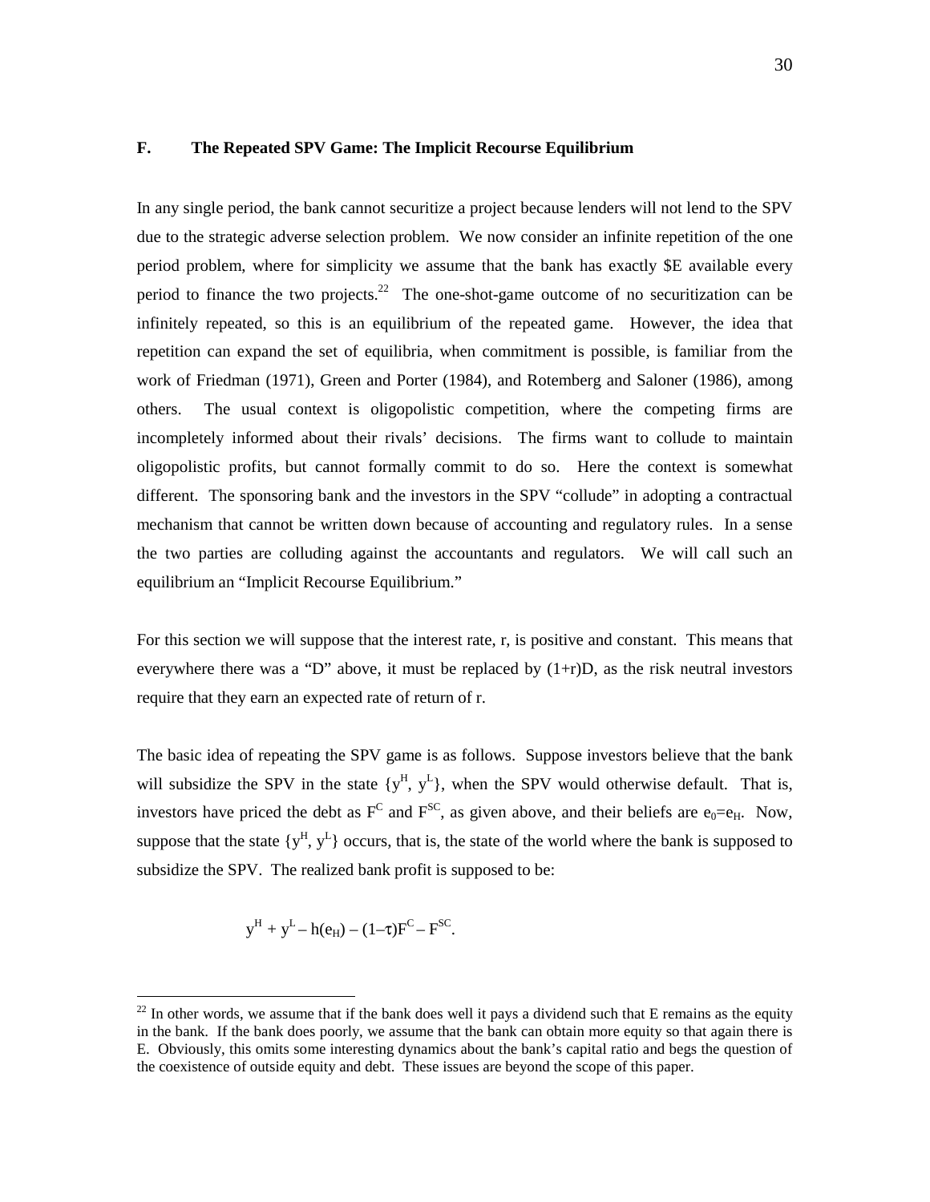### F. The Repeated SPV Game: The Implicit Recourse Equilibrium

In any single period, the bank cannot securitize a project because lenders will not lend to the SPV due to the strategic adverse selection problem. We now consider an infinite repetition of the one period problem, where for simplicity we assume that the bank has exactly \$E available every period to finance the two projects.[22] The one-shot-game outcome of no securitization can be infinitely repeated, so this is an equilibrium of the repeated game. However, the idea that repetition can expand the set of equilibria, when commitment is possible, is familiar from the work of Friedman (1971), Green and Porter (1984), and Rotemberg and Saloner (1986), among others. The usual context is oligopolistic competition, where the competing firms are incompletely informed about their rivals' decisions. The firms want to collude to maintain oligopolistic profits, but cannot formally commit to do so. Here the context is somewhat different. The sponsoring bank and the investors in the SPV "collude" in adopting a contractual mechanism that cannot be written down because of accounting and regulatory rules. In a sense the two parties are colluding against the accountants and regulators. We will call such an equilibrium an "Implicit Recourse Equilibrium."

For this section we will suppose that the interest rate, r, is positive and constant. This means that everywhere there was a "D" above, it must be replaced by (1+r)D, as the risk neutral investors require that they earn an expected rate of return of r.

The basic idea of repeating the SPV game is as follows. Suppose investors believe that the bank will subsidize the SPV in the state $\{y^H, y^L\}$, when the SPV would otherwise default. That is, investors have priced the debt as $F^C$ and $F^{SC}$, as given above, and their beliefs are $e_0=e_H$. Now, suppose that the state $\{y^H, y^L\}$ occurs, that is, the state of the world where the bank is supposed to subsidize the SPV. The realized bank profit is supposed to be:

$$y^H + y^L - h(e_H) - (1-\tau)F^C - F^{SC}.$$

[22] In other words, we assume that if the bank does well it pays a dividend such that E remains as the equity in the bank. If the bank does poorly, we assume that the bank can obtain more equity so that again there is E. Obviously, this omits some interesting dynamics about the bank's capital ratio and begs the question of the coexistence of outside equity and debt. These issues are beyond the scope of this paper.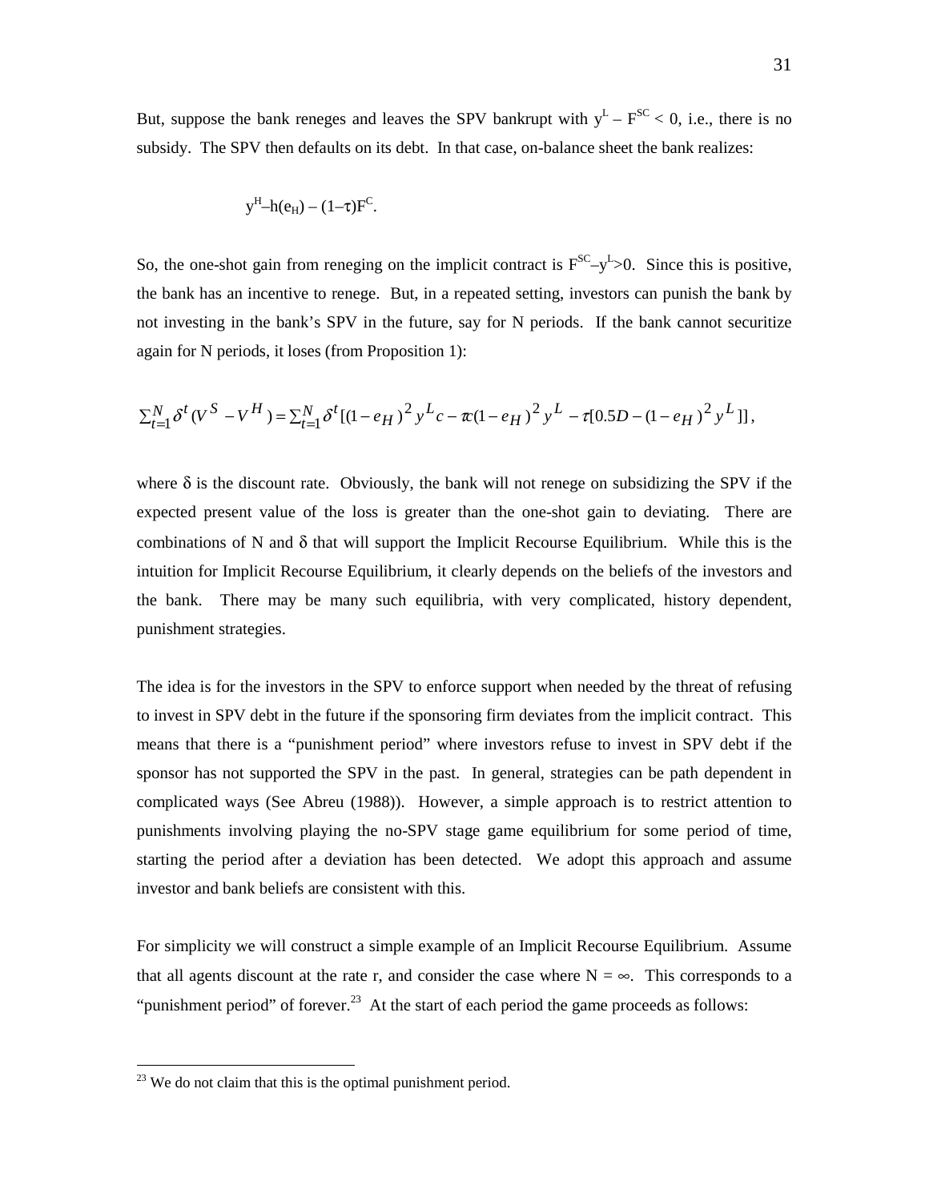But, suppose the bank reneges and leaves the SPV bankrupt with $y^L - F^{SC} < 0$, i.e., there is no subsidy. The SPV then defaults on its debt. In that case, on-balance sheet the bank realizes:

$$y^H - h(e_H) - (1-\tau)F^C.$$

So, the one-shot gain from reneging on the implicit contract is $F^{SC} - y^L > 0$. Since this is positive, the bank has an incentive to renege. But, in a repeated setting, investors can punish the bank by not investing in the bank's SPV in the future, say for N periods. If the bank cannot securitize again for N periods, it loses (from Proposition 1):

$$\sum_{t=1}^{N} \delta^t (V^S - V^H) = \sum_{t=1}^{N} \delta^t [(1-e_H)^2 y^L c - \tau c(1-e_H)^2 y^L - \tau[0.5D - (1-e_H)^2 y^L]],$$

where $\delta$ is the discount rate. Obviously, the bank will not renege on subsidizing the SPV if the expected present value of the loss is greater than the one-shot gain to deviating. There are combinations of N and $\delta$ that will support the Implicit Recourse Equilibrium. While this is the intuition for Implicit Recourse Equilibrium, it clearly depends on the beliefs of the investors and the bank. There may be many such equilibria, with very complicated, history dependent, punishment strategies.

The idea is for the investors in the SPV to enforce support when needed by the threat of refusing to invest in SPV debt in the future if the sponsoring firm deviates from the implicit contract. This means that there is a "punishment period" where investors refuse to invest in SPV debt if the sponsor has not supported the SPV in the past. In general, strategies can be path dependent in complicated ways (See Abreu (1988)). However, a simple approach is to restrict attention to punishments involving playing the no-SPV stage game equilibrium for some period of time, starting the period after a deviation has been detected. We adopt this approach and assume investor and bank beliefs are consistent with this.

For simplicity we will construct a simple example of an Implicit Recourse Equilibrium. Assume that all agents discount at the rate r, and consider the case where $N = \infty$. This corresponds to a "punishment period" of forever.[23] At the start of each period the game proceeds as follows:

[23] We do not claim that this is the optimal punishment period.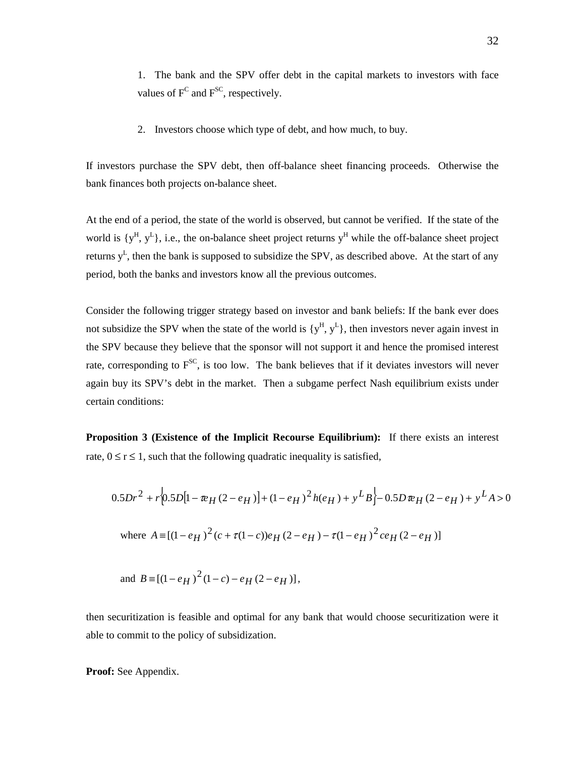1. The bank and the SPV offer debt in the capital markets to investors with face values of $F^C$ and $F^{SC}$, respectively.

2. Investors choose which type of debt, and how much, to buy.

If investors purchase the SPV debt, then off-balance sheet financing proceeds. Otherwise the bank finances both projects on-balance sheet.

At the end of a period, the state of the world is observed, but cannot be verified. If the state of the world is $\{y^H, y^L\}$, i.e., the on-balance sheet project returns $y^H$ while the off-balance sheet project returns $y^L$, then the bank is supposed to subsidize the SPV, as described above. At the start of any period, both the banks and investors know all the previous outcomes.

Consider the following trigger strategy based on investor and bank beliefs: If the bank ever does not subsidize the SPV when the state of the world is $\{y^H, y^L\}$, then investors never again invest in the SPV because they believe that the sponsor will not support it and hence the promised interest rate, corresponding to $F^{SC}$, is too low. The bank believes that if it deviates investors will never again buy its SPV's debt in the market. Then a subgame perfect Nash equilibrium exists under certain conditions:

**Proposition 3 (Existence of the Implicit Recourse Equilibrium):** If there exists an interest rate, $0 \leq r \leq 1$, such that the following quadratic inequality is satisfied,

$$0.5Dr^2 + r\left\{0.5D\left[1 - \tau e_H(2 - e_H)\right] + (1 - e_H)^2 h(e_H) + y^L B\right\} - 0.5D\tau e_H(2 - e_H) + y^L A > 0$$

where $A \equiv [(1 - e_H)^2 (c + \tau(1 - c))e_H(2 - e_H) - \tau(1 - e_H)^2 ce_H(2 - e_H)]$

and $B \equiv [(1 - e_H)^2 (1 - c) - e_H(2 - e_H)]$,

then securitization is feasible and optimal for any bank that would choose securitization were it able to commit to the policy of subsidization.

**Proof:** See Appendix.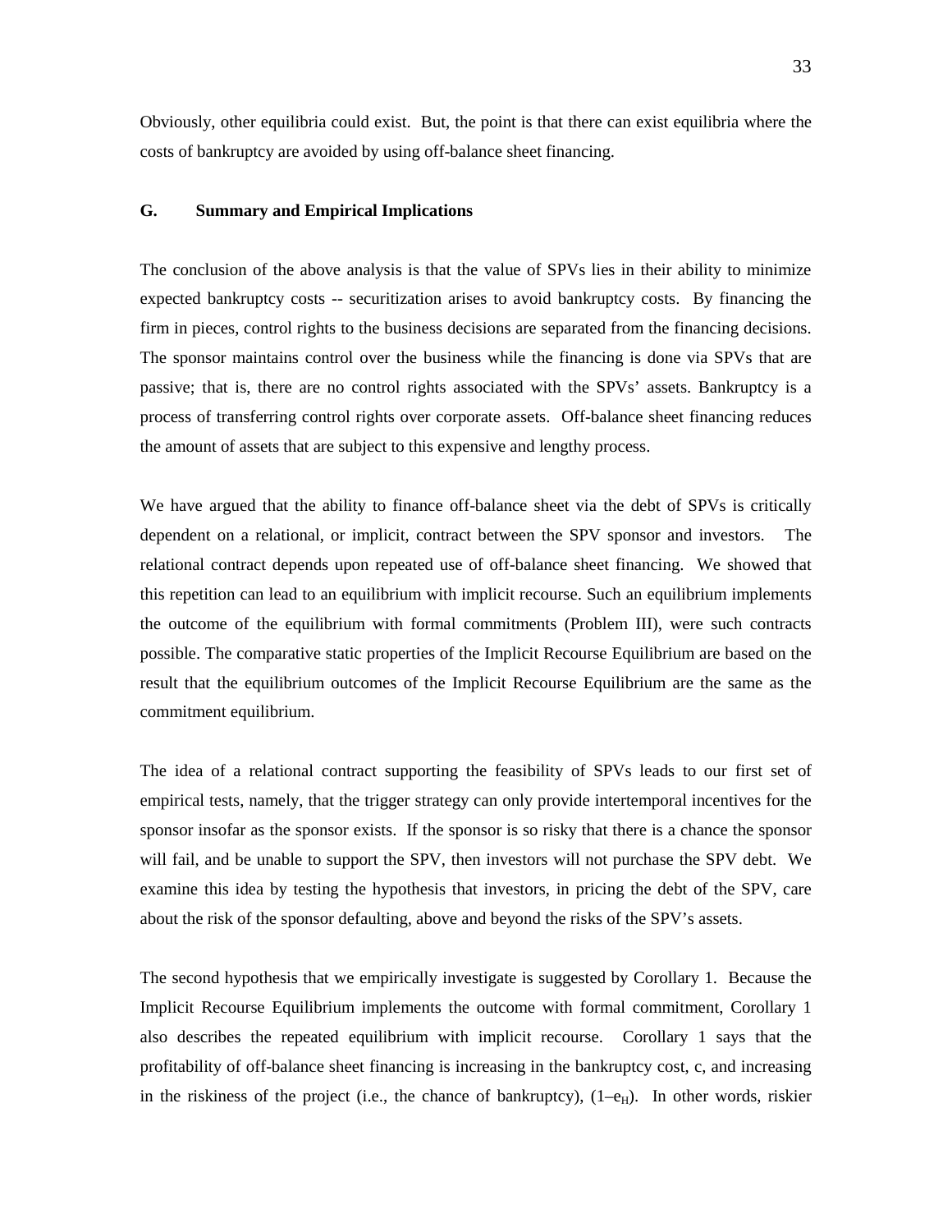Obviously, other equilibria could exist. But, the point is that there can exist equilibria where the costs of bankruptcy are avoided by using off-balance sheet financing.

## G. Summary and Empirical Implications

The conclusion of the above analysis is that the value of SPVs lies in their ability to minimize expected bankruptcy costs -- securitization arises to avoid bankruptcy costs. By financing the firm in pieces, control rights to the business decisions are separated from the financing decisions. The sponsor maintains control over the business while the financing is done via SPVs that are passive; that is, there are no control rights associated with the SPVs' assets. Bankruptcy is a process of transferring control rights over corporate assets. Off-balance sheet financing reduces the amount of assets that are subject to this expensive and lengthy process.

We have argued that the ability to finance off-balance sheet via the debt of SPVs is critically dependent on a relational, or implicit, contract between the SPV sponsor and investors. The relational contract depends upon repeated use of off-balance sheet financing. We showed that this repetition can lead to an equilibrium with implicit recourse. Such an equilibrium implements the outcome of the equilibrium with formal commitments (Problem III), were such contracts possible. The comparative static properties of the Implicit Recourse Equilibrium are based on the result that the equilibrium outcomes of the Implicit Recourse Equilibrium are the same as the commitment equilibrium.

The idea of a relational contract supporting the feasibility of SPVs leads to our first set of empirical tests, namely, that the trigger strategy can only provide intertemporal incentives for the sponsor insofar as the sponsor exists. If the sponsor is so risky that there is a chance the sponsor will fail, and be unable to support the SPV, then investors will not purchase the SPV debt. We examine this idea by testing the hypothesis that investors, in pricing the debt of the SPV, care about the risk of the sponsor defaulting, above and beyond the risks of the SPV's assets.

The second hypothesis that we empirically investigate is suggested by Corollary 1. Because the Implicit Recourse Equilibrium implements the outcome with formal commitment, Corollary 1 also describes the repeated equilibrium with implicit recourse. Corollary 1 says that the profitability of off-balance sheet financing is increasing in the bankruptcy cost, c, and increasing in the riskiness of the project (i.e., the chance of bankruptcy), $(1–e_H)$. In other words, riskier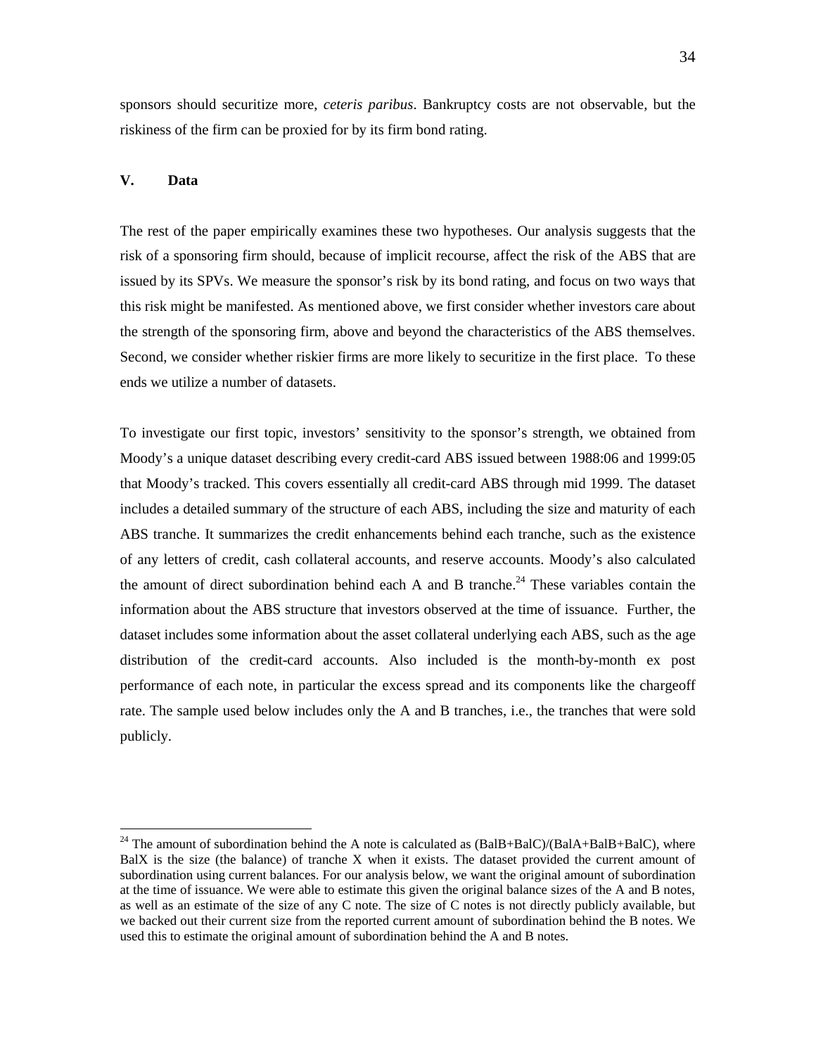sponsors should securitize more, *ceteris paribus*. Bankruptcy costs are not observable, but the riskiness of the firm can be proxied for by its firm bond rating.

## V. Data

The rest of the paper empirically examines these two hypotheses. Our analysis suggests that the risk of a sponsoring firm should, because of implicit recourse, affect the risk of the ABS that are issued by its SPVs. We measure the sponsor's risk by its bond rating, and focus on two ways that this risk might be manifested. As mentioned above, we first consider whether investors care about the strength of the sponsoring firm, above and beyond the characteristics of the ABS themselves. Second, we consider whether riskier firms are more likely to securitize in the first place. To these ends we utilize a number of datasets.

To investigate our first topic, investors' sensitivity to the sponsor's strength, we obtained from Moody's a unique dataset describing every credit-card ABS issued between 1988:06 and 1999:05 that Moody's tracked. This covers essentially all credit-card ABS through mid 1999. The dataset includes a detailed summary of the structure of each ABS, including the size and maturity of each ABS tranche. It summarizes the credit enhancements behind each tranche, such as the existence of any letters of credit, cash collateral accounts, and reserve accounts. Moody's also calculated the amount of direct subordination behind each A and B tranche.[24] These variables contain the information about the ABS structure that investors observed at the time of issuance. Further, the dataset includes some information about the asset collateral underlying each ABS, such as the age distribution of the credit-card accounts. Also included is the month-by-month ex post performance of each note, in particular the excess spread and its components like the chargeoff rate. The sample used below includes only the A and B tranches, i.e., the tranches that were sold publicly.

---

[24] The amount of subordination behind the A note is calculated as (BalB+BalC)/(BalA+BalB+BalC), where BalX is the size (the balance) of tranche X when it exists. The dataset provided the current amount of subordination using current balances. For our analysis below, we want the original amount of subordination at the time of issuance. We were able to estimate this given the original balance sizes of the A and B notes, as well as an estimate of the size of any C note. The size of C notes is not directly publicly available, but we backed out their current size from the reported current amount of subordination behind the B notes. We used this to estimate the original amount of subordination behind the A and B notes.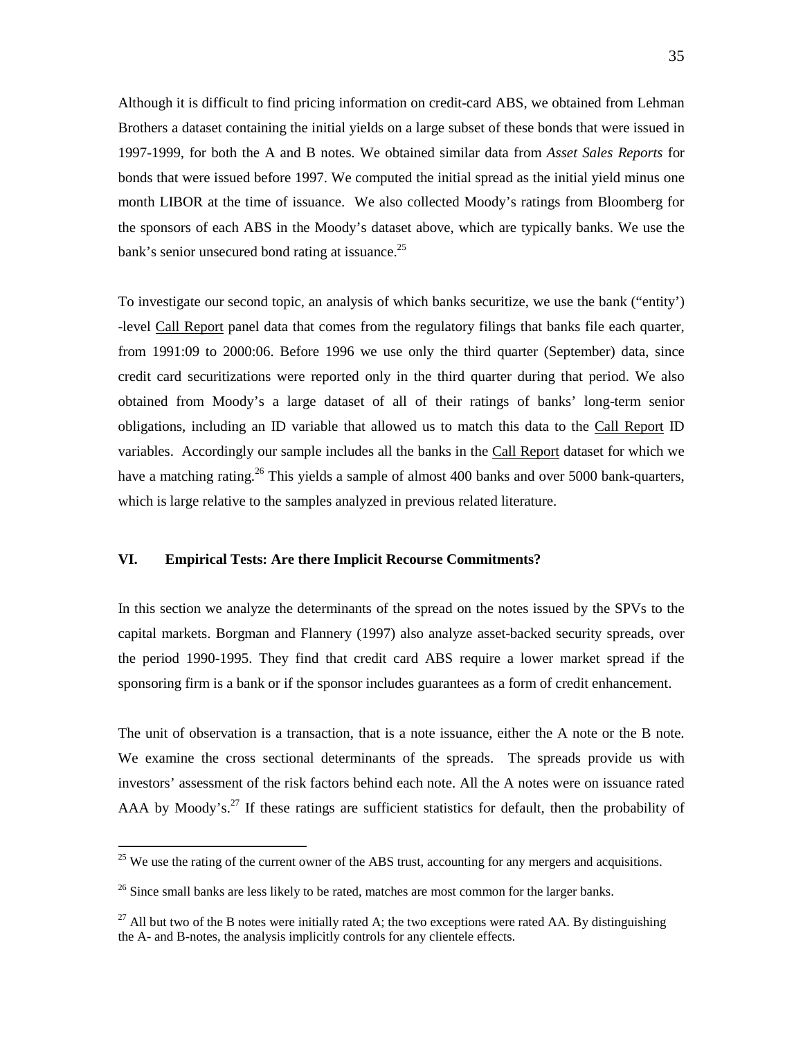Although it is difficult to find pricing information on credit-card ABS, we obtained from Lehman Brothers a dataset containing the initial yields on a large subset of these bonds that were issued in 1997-1999, for both the A and B notes. We obtained similar data from *Asset Sales Reports* for bonds that were issued before 1997. We computed the initial spread as the initial yield minus one month LIBOR at the time of issuance. We also collected Moody's ratings from Bloomberg for the sponsors of each ABS in the Moody's dataset above, which are typically banks. We use the bank's senior unsecured bond rating at issuance.[25]

To investigate our second topic, an analysis of which banks securitize, we use the bank ("entity') -level <u>Call Report</u> panel data that comes from the regulatory filings that banks file each quarter, from 1991:09 to 2000:06. Before 1996 we use only the third quarter (September) data, since credit card securitizations were reported only in the third quarter during that period. We also obtained from Moody's a large dataset of all of their ratings of banks' long-term senior obligations, including an ID variable that allowed us to match this data to the <u>Call Report</u> ID variables. Accordingly our sample includes all the banks in the <u>Call Report</u> dataset for which we have a matching rating.[26] This yields a sample of almost 400 banks and over 5000 bank-quarters, which is large relative to the samples analyzed in previous related literature.

## VI. Empirical Tests: Are there Implicit Recourse Commitments?

In this section we analyze the determinants of the spread on the notes issued by the SPVs to the capital markets. Borgman and Flannery (1997) also analyze asset-backed security spreads, over the period 1990-1995. They find that credit card ABS require a lower market spread if the sponsoring firm is a bank or if the sponsor includes guarantees as a form of credit enhancement.

The unit of observation is a transaction, that is a note issuance, either the A note or the B note. We examine the cross sectional determinants of the spreads. The spreads provide us with investors' assessment of the risk factors behind each note. All the A notes were on issuance rated AAA by Moody's.[27] If these ratings are sufficient statistics for default, then the probability of

---

[25] We use the rating of the current owner of the ABS trust, accounting for any mergers and acquisitions.

[26] Since small banks are less likely to be rated, matches are most common for the larger banks.

[27] All but two of the B notes were initially rated A; the two exceptions were rated AA. By distinguishing the A- and B-notes, the analysis implicitly controls for any clientele effects.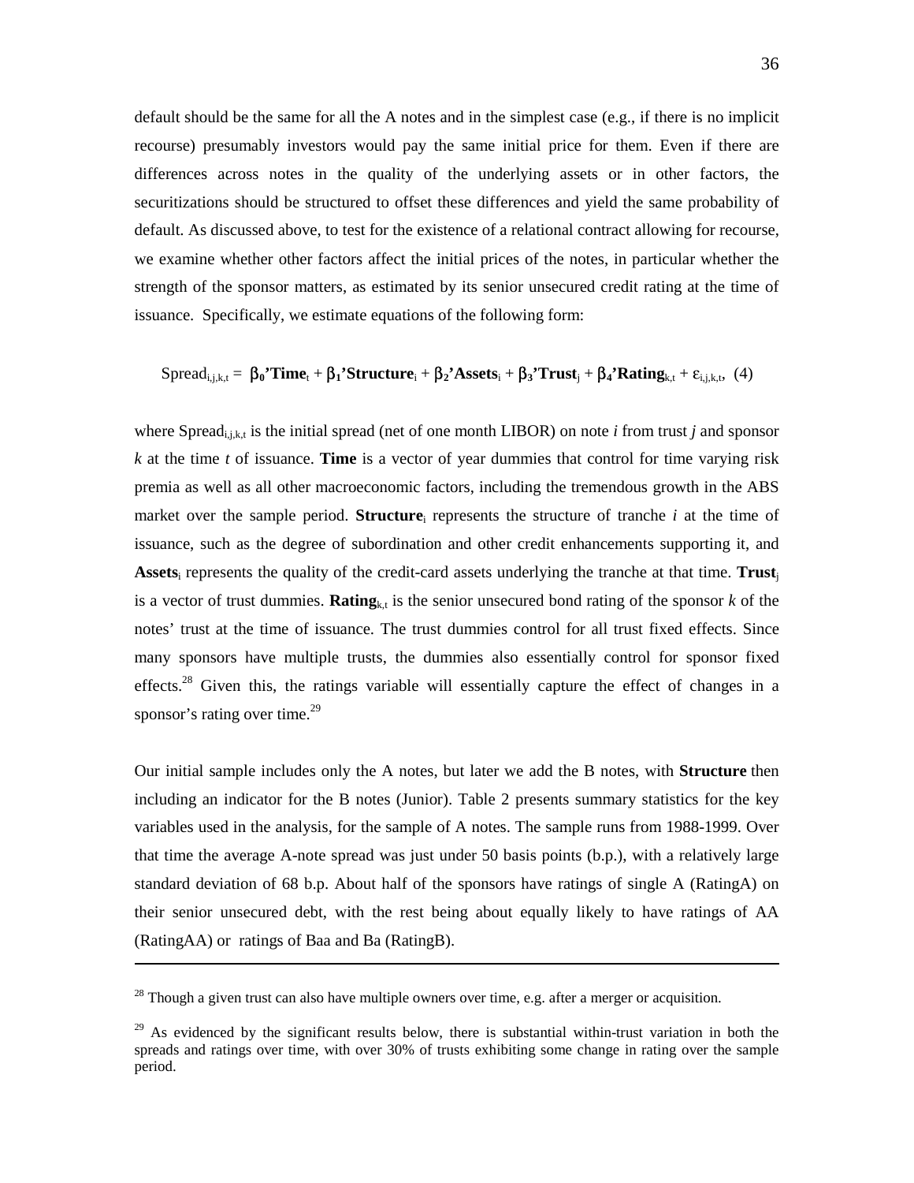default should be the same for all the A notes and in the simplest case (e.g., if there is no implicit recourse) presumably investors would pay the same initial price for them. Even if there are differences across notes in the quality of the underlying assets or in other factors, the securitizations should be structured to offset these differences and yield the same probability of default. As discussed above, to test for the existence of a relational contract allowing for recourse, we examine whether other factors affect the initial prices of the notes, in particular whether the strength of the sponsor matters, as estimated by its senior unsecured credit rating at the time of issuance. Specifically, we estimate equations of the following form:

$$\text{Spread}_{i,j,k,t} = \boldsymbol{\beta_0}'\textbf{Time}_t + \boldsymbol{\beta_1}'\textbf{Structure}_i + \boldsymbol{\beta_2}'\textbf{Assets}_i + \boldsymbol{\beta_3}'\textbf{Trust}_j + \boldsymbol{\beta_4}'\textbf{Rating}_{k,t} + \varepsilon_{i,j,k,t}, \quad (4)$$

where $\text{Spread}_{i,j,k,t}$ is the initial spread (net of one month LIBOR) on note *i* from trust *j* and sponsor *k* at the time *t* of issuance. **Time** is a vector of year dummies that control for time varying risk premia as well as all other macroeconomic factors, including the tremendous growth in the ABS market over the sample period. $\textbf{Structure}_i$ represents the structure of tranche *i* at the time of issuance, such as the degree of subordination and other credit enhancements supporting it, and $\textbf{Assets}_i$ represents the quality of the credit-card assets underlying the tranche at that time. $\textbf{Trust}_j$ is a vector of trust dummies. $\textbf{Rating}_{k,t}$ is the senior unsecured bond rating of the sponsor *k* of the notes' trust at the time of issuance. The trust dummies control for all trust fixed effects. Since many sponsors have multiple trusts, the dummies also essentially control for sponsor fixed effects.[28] Given this, the ratings variable will essentially capture the effect of changes in a sponsor's rating over time.[29]

Our initial sample includes only the A notes, but later we add the B notes, with **Structure** then including an indicator for the B notes (Junior). Table 2 presents summary statistics for the key variables used in the analysis, for the sample of A notes. The sample runs from 1988-1999. Over that time the average A-note spread was just under 50 basis points (b.p.), with a relatively large standard deviation of 68 b.p. About half of the sponsors have ratings of single A (RatingA) on their senior unsecured debt, with the rest being about equally likely to have ratings of AA (RatingAA) or ratings of Baa and Ba (RatingB).

---

[28] Though a given trust can also have multiple owners over time, e.g. after a merger or acquisition.

[29] As evidenced by the significant results below, there is substantial within-trust variation in both the spreads and ratings over time, with over 30% of trusts exhibiting some change in rating over the sample period.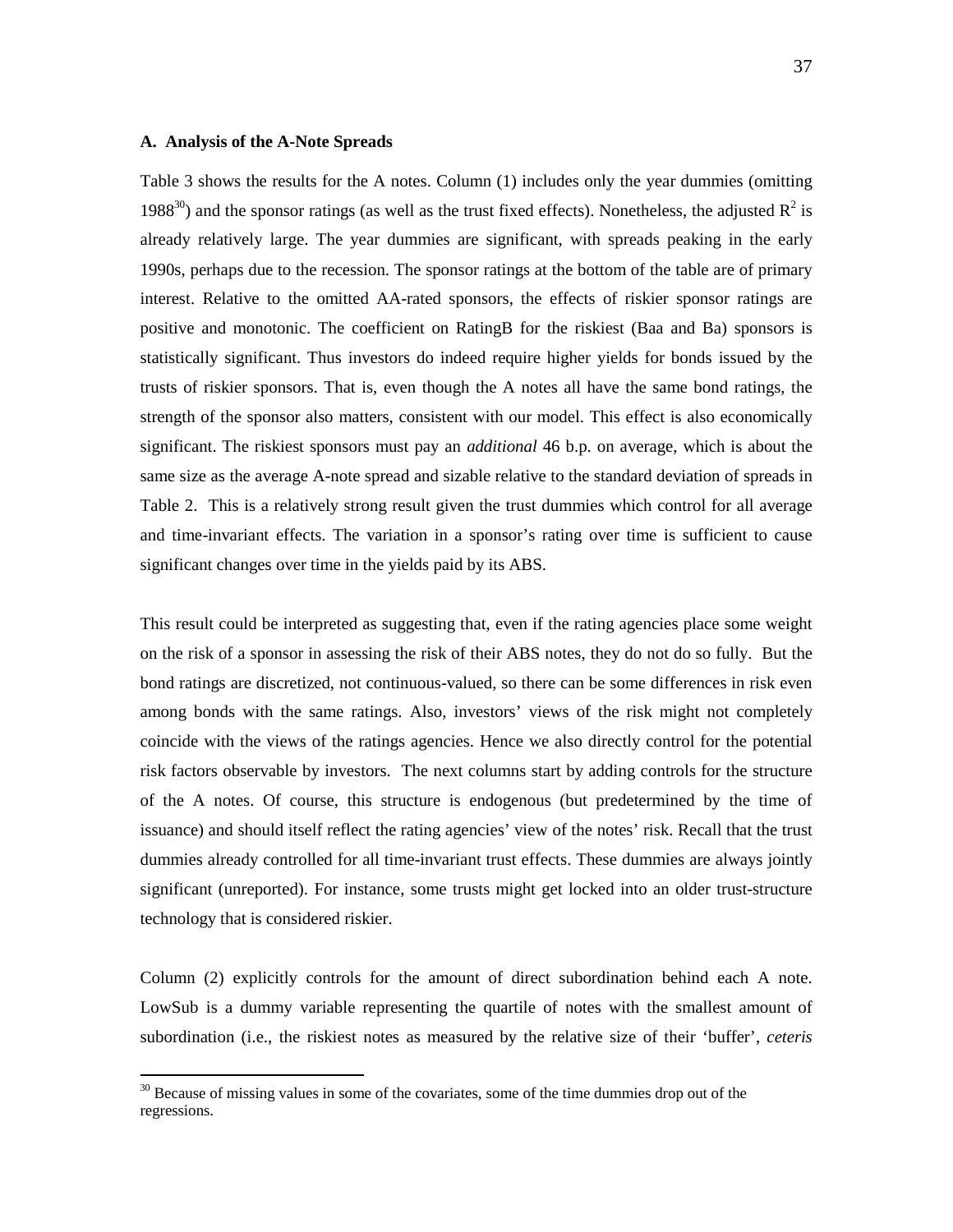### A. Analysis of the A-Note Spreads

Table 3 shows the results for the A notes. Column (1) includes only the year dummies (omitting 1988[30]) and the sponsor ratings (as well as the trust fixed effects). Nonetheless, the adjusted $R^2$ is already relatively large. The year dummies are significant, with spreads peaking in the early 1990s, perhaps due to the recession. The sponsor ratings at the bottom of the table are of primary interest. Relative to the omitted AA-rated sponsors, the effects of riskier sponsor ratings are positive and monotonic. The coefficient on RatingB for the riskiest (Baa and Ba) sponsors is statistically significant. Thus investors do indeed require higher yields for bonds issued by the trusts of riskier sponsors. That is, even though the A notes all have the same bond ratings, the strength of the sponsor also matters, consistent with our model. This effect is also economically significant. The riskiest sponsors must pay an *additional* 46 b.p. on average, which is about the same size as the average A-note spread and sizable relative to the standard deviation of spreads in Table 2. This is a relatively strong result given the trust dummies which control for all average and time-invariant effects. The variation in a sponsor's rating over time is sufficient to cause significant changes over time in the yields paid by its ABS.

This result could be interpreted as suggesting that, even if the rating agencies place some weight on the risk of a sponsor in assessing the risk of their ABS notes, they do not do so fully. But the bond ratings are discretized, not continuous-valued, so there can be some differences in risk even among bonds with the same ratings. Also, investors' views of the risk might not completely coincide with the views of the ratings agencies. Hence we also directly control for the potential risk factors observable by investors. The next columns start by adding controls for the structure of the A notes. Of course, this structure is endogenous (but predetermined by the time of issuance) and should itself reflect the rating agencies' view of the notes' risk. Recall that the trust dummies already controlled for all time-invariant trust effects. These dummies are always jointly significant (unreported). For instance, some trusts might get locked into an older trust-structure technology that is considered riskier.

Column (2) explicitly controls for the amount of direct subordination behind each A note. LowSub is a dummy variable representing the quartile of notes with the smallest amount of subordination (i.e., the riskiest notes as measured by the relative size of their 'buffer', *ceteris*

[30] Because of missing values in some of the covariates, some of the time dummies drop out of the regressions.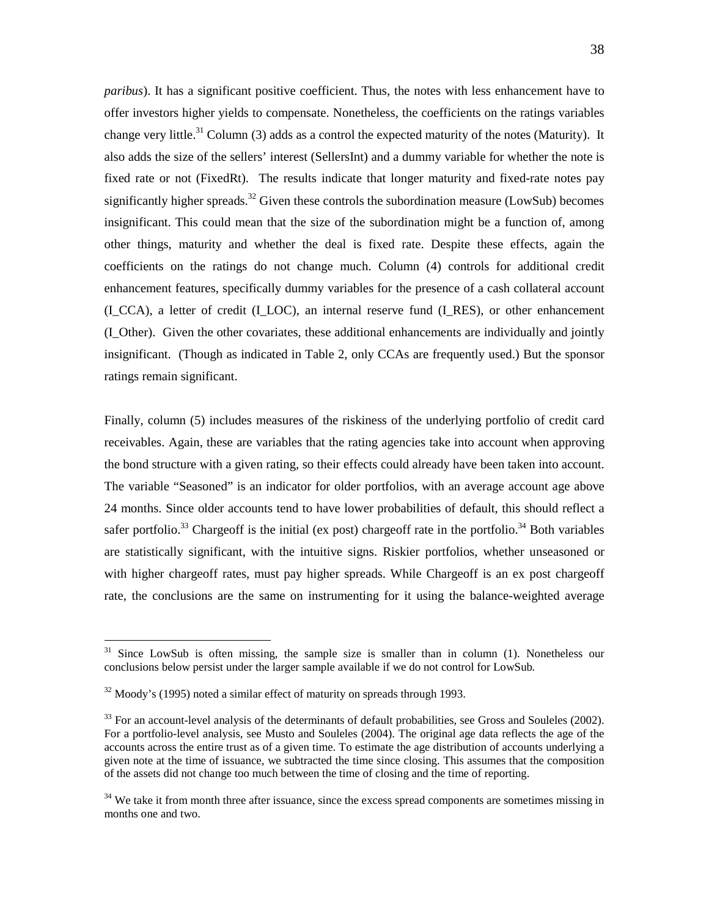*paribus*). It has a significant positive coefficient. Thus, the notes with less enhancement have to offer investors higher yields to compensate. Nonetheless, the coefficients on the ratings variables change very little.[31] Column (3) adds as a control the expected maturity of the notes (Maturity). It also adds the size of the sellers' interest (SellersInt) and a dummy variable for whether the note is fixed rate or not (FixedRt). The results indicate that longer maturity and fixed-rate notes pay significantly higher spreads.[32] Given these controls the subordination measure (LowSub) becomes insignificant. This could mean that the size of the subordination might be a function of, among other things, maturity and whether the deal is fixed rate. Despite these effects, again the coefficients on the ratings do not change much. Column (4) controls for additional credit enhancement features, specifically dummy variables for the presence of a cash collateral account (I_CCA), a letter of credit (I_LOC), an internal reserve fund (I_RES), or other enhancement (I_Other). Given the other covariates, these additional enhancements are individually and jointly insignificant. (Though as indicated in Table 2, only CCAs are frequently used.) But the sponsor ratings remain significant.

Finally, column (5) includes measures of the riskiness of the underlying portfolio of credit card receivables. Again, these are variables that the rating agencies take into account when approving the bond structure with a given rating, so their effects could already have been taken into account. The variable "Seasoned" is an indicator for older portfolios, with an average account age above 24 months. Since older accounts tend to have lower probabilities of default, this should reflect a safer portfolio.[33] Chargeoff is the initial (ex post) chargeoff rate in the portfolio.[34] Both variables are statistically significant, with the intuitive signs. Riskier portfolios, whether unseasoned or with higher chargeoff rates, must pay higher spreads. While Chargeoff is an ex post chargeoff rate, the conclusions are the same on instrumenting for it using the balance-weighted average

---

[31] Since LowSub is often missing, the sample size is smaller than in column (1). Nonetheless our conclusions below persist under the larger sample available if we do not control for LowSub.

[32] Moody's (1995) noted a similar effect of maturity on spreads through 1993.

[33] For an account-level analysis of the determinants of default probabilities, see Gross and Souleles (2002). For a portfolio-level analysis, see Musto and Souleles (2004). The original age data reflects the age of the accounts across the entire trust as of a given time. To estimate the age distribution of accounts underlying a given note at the time of issuance, we subtracted the time since closing. This assumes that the composition of the assets did not change too much between the time of closing and the time of reporting.

[34] We take it from month three after issuance, since the excess spread components are sometimes missing in months one and two.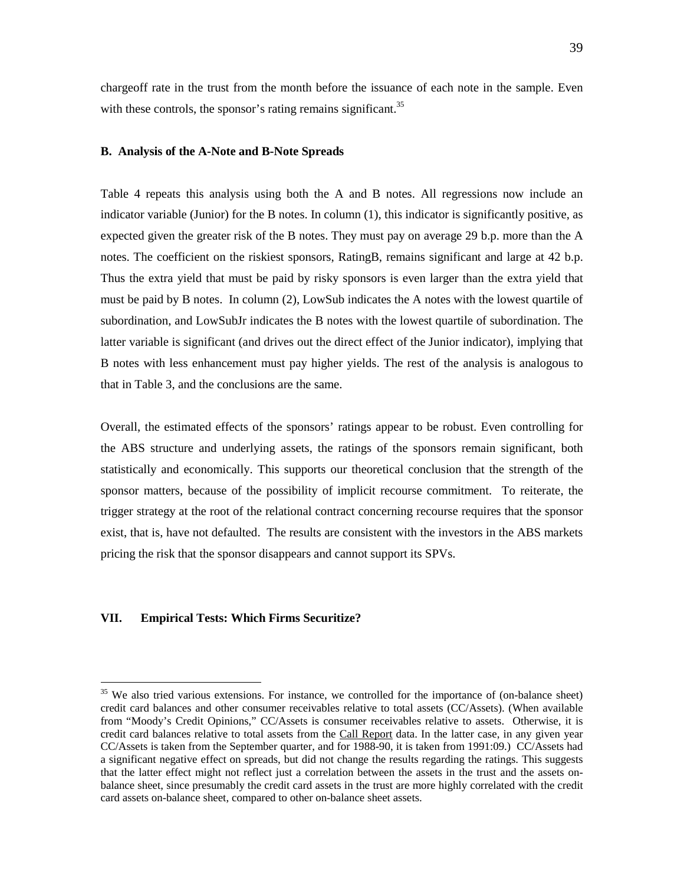chargeoff rate in the trust from the month before the issuance of each note in the sample. Even with these controls, the sponsor's rating remains significant.[35]

### B. Analysis of the A-Note and B-Note Spreads

Table 4 repeats this analysis using both the A and B notes. All regressions now include an indicator variable (Junior) for the B notes. In column (1), this indicator is significantly positive, as expected given the greater risk of the B notes. They must pay on average 29 b.p. more than the A notes. The coefficient on the riskiest sponsors, RatingB, remains significant and large at 42 b.p. Thus the extra yield that must be paid by risky sponsors is even larger than the extra yield that must be paid by B notes. In column (2), LowSub indicates the A notes with the lowest quartile of subordination, and LowSubJr indicates the B notes with the lowest quartile of subordination. The latter variable is significant (and drives out the direct effect of the Junior indicator), implying that B notes with less enhancement must pay higher yields. The rest of the analysis is analogous to that in Table 3, and the conclusions are the same.

Overall, the estimated effects of the sponsors' ratings appear to be robust. Even controlling for the ABS structure and underlying assets, the ratings of the sponsors remain significant, both statistically and economically. This supports our theoretical conclusion that the strength of the sponsor matters, because of the possibility of implicit recourse commitment. To reiterate, the trigger strategy at the root of the relational contract concerning recourse requires that the sponsor exist, that is, have not defaulted. The results are consistent with the investors in the ABS markets pricing the risk that the sponsor disappears and cannot support its SPVs.

## VII. Empirical Tests: Which Firms Securitize?

---

[35] We also tried various extensions. For instance, we controlled for the importance of (on-balance sheet) credit card balances and other consumer receivables relative to total assets (CC/Assets). (When available from "Moody's Credit Opinions," CC/Assets is consumer receivables relative to assets. Otherwise, it is credit card balances relative to total assets from the Call Report data. In the latter case, in any given year CC/Assets is taken from the September quarter, and for 1988-90, it is taken from 1991:09.) CC/Assets had a significant negative effect on spreads, but did not change the results regarding the ratings. This suggests that the latter effect might not reflect just a correlation between the assets in the trust and the assets on-balance sheet, since presumably the credit card assets in the trust are more highly correlated with the credit card assets on-balance sheet, compared to other on-balance sheet assets.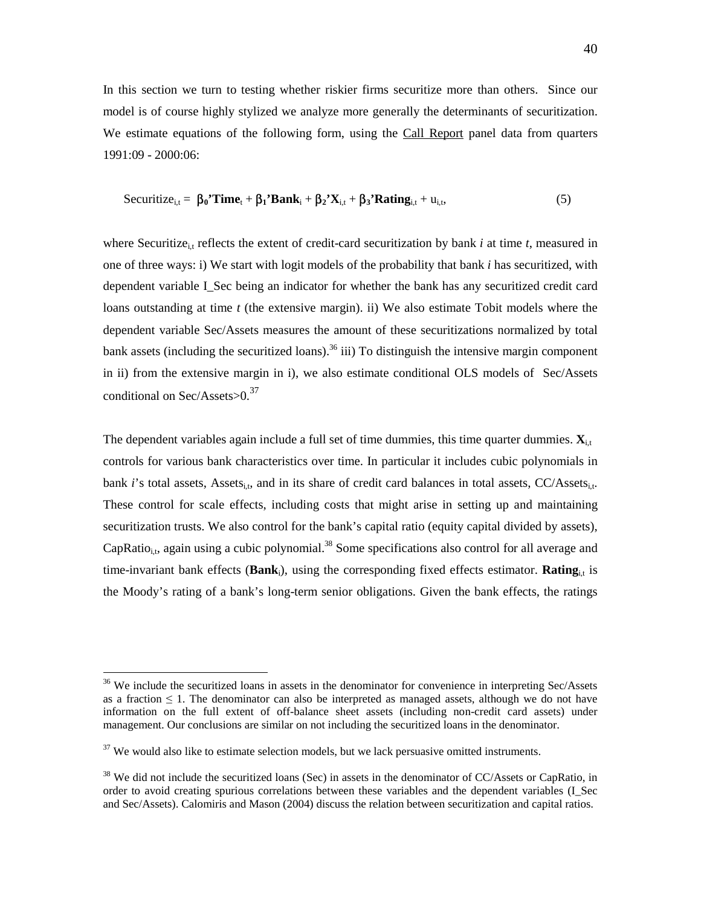In this section we turn to testing whether riskier firms securitize more than others. Since our model is of course highly stylized we analyze more generally the determinants of securitization. We estimate equations of the following form, using the Call Report panel data from quarters 1991:09 - 2000:06:

$$\text{Securitize}_{i,t} = \boldsymbol{\beta_0}'\mathbf{Time}_t + \boldsymbol{\beta_1}'\mathbf{Bank}_i + \boldsymbol{\beta_2}'\mathbf{X}_{i,t} + \boldsymbol{\beta_3}'\mathbf{Rating}_{i,t} + u_{i,t}, \qquad (5)$$

where $\text{Securitize}_{i,t}$ reflects the extent of credit-card securitization by bank *i* at time *t*, measured in one of three ways: i) We start with logit models of the probability that bank *i* has securitized, with dependent variable I_Sec being an indicator for whether the bank has any securitized credit card loans outstanding at time *t* (the extensive margin). ii) We also estimate Tobit models where the dependent variable Sec/Assets measures the amount of these securitizations normalized by total bank assets (including the securitized loans).[36] iii) To distinguish the intensive margin component in ii) from the extensive margin in i), we also estimate conditional OLS models of Sec/Assets conditional on Sec/Assets>0.[37]

The dependent variables again include a full set of time dummies, this time quarter dummies. $\mathbf{X}_{i,t}$ controls for various bank characteristics over time. In particular it includes cubic polynomials in bank *i*'s total assets, $\text{Assets}_{i,t}$, and in its share of credit card balances in total assets, $\text{CC/Assets}_{i,t}$. These control for scale effects, including costs that might arise in setting up and maintaining securitization trusts. We also control for the bank's capital ratio (equity capital divided by assets), $\text{CapRatio}_{i,t}$, again using a cubic polynomial.[38] Some specifications also control for all average and time-invariant bank effects ($\mathbf{Bank}_i$), using the corresponding fixed effects estimator. $\mathbf{Rating}_{i,t}$ is the Moody's rating of a bank's long-term senior obligations. Given the bank effects, the ratings

---

[36] We include the securitized loans in assets in the denominator for convenience in interpreting Sec/Assets as a fraction $\leq 1$. The denominator can also be interpreted as managed assets, although we do not have information on the full extent of off-balance sheet assets (including non-credit card assets) under management. Our conclusions are similar on not including the securitized loans in the denominator.

[37] We would also like to estimate selection models, but we lack persuasive omitted instruments.

[38] We did not include the securitized loans (Sec) in assets in the denominator of CC/Assets or CapRatio, in order to avoid creating spurious correlations between these variables and the dependent variables (I_Sec and Sec/Assets). Calomiris and Mason (2004) discuss the relation between securitization and capital ratios.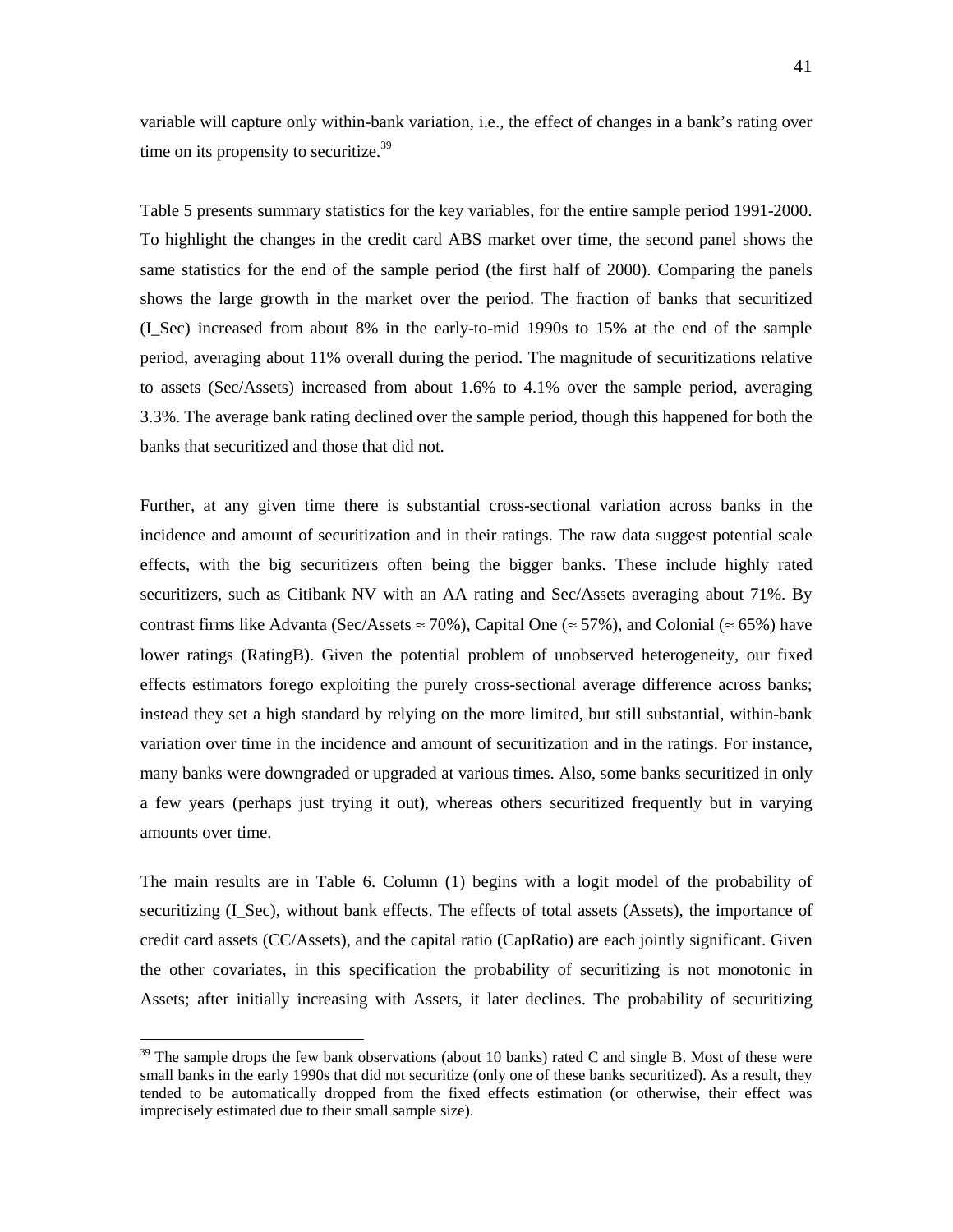variable will capture only within-bank variation, i.e., the effect of changes in a bank's rating over time on its propensity to securitize.[39]

Table 5 presents summary statistics for the key variables, for the entire sample period 1991-2000. To highlight the changes in the credit card ABS market over time, the second panel shows the same statistics for the end of the sample period (the first half of 2000). Comparing the panels shows the large growth in the market over the period. The fraction of banks that securitized (I_Sec) increased from about 8% in the early-to-mid 1990s to 15% at the end of the sample period, averaging about 11% overall during the period. The magnitude of securitizations relative to assets (Sec/Assets) increased from about 1.6% to 4.1% over the sample period, averaging 3.3%. The average bank rating declined over the sample period, though this happened for both the banks that securitized and those that did not.

Further, at any given time there is substantial cross-sectional variation across banks in the incidence and amount of securitization and in their ratings. The raw data suggest potential scale effects, with the big securitizers often being the bigger banks. These include highly rated securitizers, such as Citibank NV with an AA rating and Sec/Assets averaging about 71%. By contrast firms like Advanta (Sec/Assets ≈ 70%), Capital One (≈ 57%), and Colonial (≈ 65%) have lower ratings (RatingB). Given the potential problem of unobserved heterogeneity, our fixed effects estimators forego exploiting the purely cross-sectional average difference across banks; instead they set a high standard by relying on the more limited, but still substantial, within-bank variation over time in the incidence and amount of securitization and in the ratings. For instance, many banks were downgraded or upgraded at various times. Also, some banks securitized in only a few years (perhaps just trying it out), whereas others securitized frequently but in varying amounts over time.

The main results are in Table 6. Column (1) begins with a logit model of the probability of securitizing (I_Sec), without bank effects. The effects of total assets (Assets), the importance of credit card assets (CC/Assets), and the capital ratio (CapRatio) are each jointly significant. Given the other covariates, in this specification the probability of securitizing is not monotonic in Assets; after initially increasing with Assets, it later declines. The probability of securitizing

[39] The sample drops the few bank observations (about 10 banks) rated C and single B. Most of these were small banks in the early 1990s that did not securitize (only one of these banks securitized). As a result, they tended to be automatically dropped from the fixed effects estimation (or otherwise, their effect was imprecisely estimated due to their small sample size).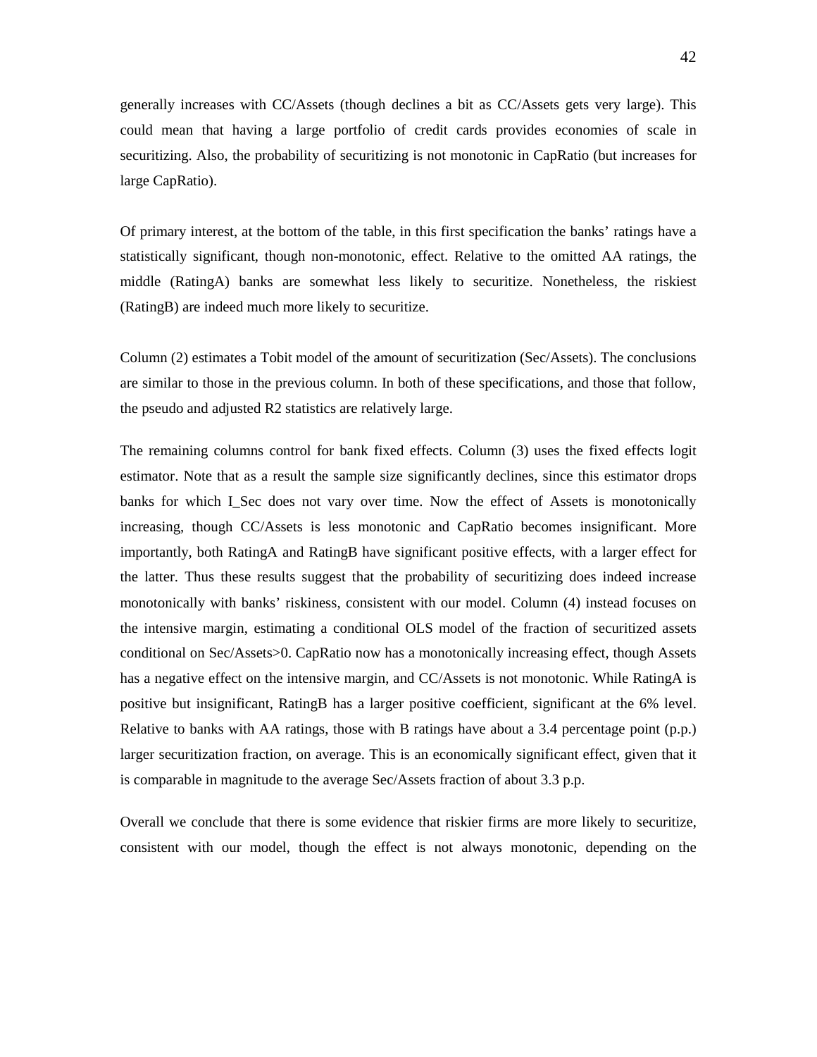generally increases with CC/Assets (though declines a bit as CC/Assets gets very large). This could mean that having a large portfolio of credit cards provides economies of scale in securitizing. Also, the probability of securitizing is not monotonic in CapRatio (but increases for large CapRatio).

Of primary interest, at the bottom of the table, in this first specification the banks' ratings have a statistically significant, though non-monotonic, effect. Relative to the omitted AA ratings, the middle (RatingA) banks are somewhat less likely to securitize. Nonetheless, the riskiest (RatingB) are indeed much more likely to securitize.

Column (2) estimates a Tobit model of the amount of securitization (Sec/Assets). The conclusions are similar to those in the previous column. In both of these specifications, and those that follow, the pseudo and adjusted R2 statistics are relatively large.

The remaining columns control for bank fixed effects. Column (3) uses the fixed effects logit estimator. Note that as a result the sample size significantly declines, since this estimator drops banks for which I_Sec does not vary over time. Now the effect of Assets is monotonically increasing, though CC/Assets is less monotonic and CapRatio becomes insignificant. More importantly, both RatingA and RatingB have significant positive effects, with a larger effect for the latter. Thus these results suggest that the probability of securitizing does indeed increase monotonically with banks' riskiness, consistent with our model. Column (4) instead focuses on the intensive margin, estimating a conditional OLS model of the fraction of securitized assets conditional on Sec/Assets>0. CapRatio now has a monotonically increasing effect, though Assets has a negative effect on the intensive margin, and CC/Assets is not monotonic. While RatingA is positive but insignificant, RatingB has a larger positive coefficient, significant at the 6% level. Relative to banks with AA ratings, those with B ratings have about a 3.4 percentage point (p.p.) larger securitization fraction, on average. This is an economically significant effect, given that it is comparable in magnitude to the average Sec/Assets fraction of about 3.3 p.p.

Overall we conclude that there is some evidence that riskier firms are more likely to securitize, consistent with our model, though the effect is not always monotonic, depending on the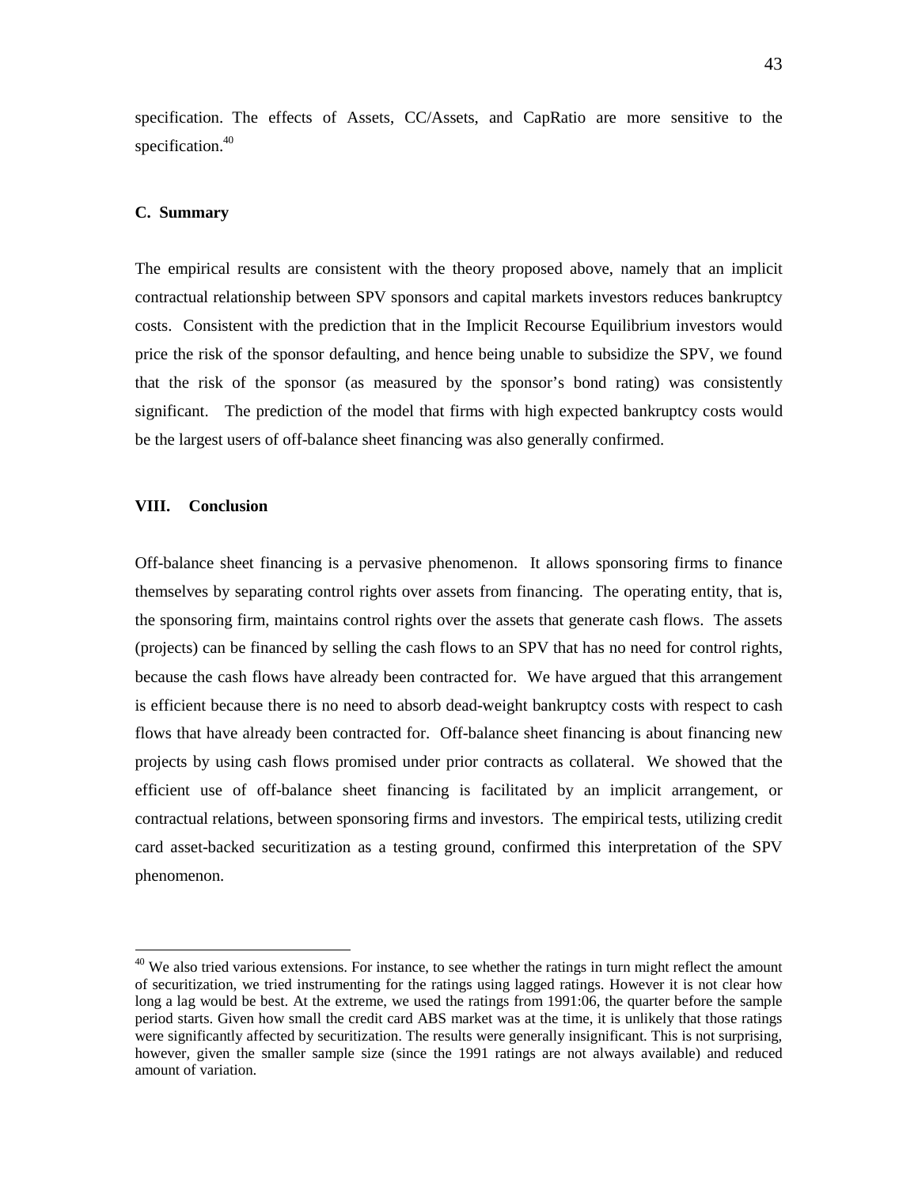specification. The effects of Assets, CC/Assets, and CapRatio are more sensitive to the specification.[40]

### C. Summary

The empirical results are consistent with the theory proposed above, namely that an implicit contractual relationship between SPV sponsors and capital markets investors reduces bankruptcy costs. Consistent with the prediction that in the Implicit Recourse Equilibrium investors would price the risk of the sponsor defaulting, and hence being unable to subsidize the SPV, we found that the risk of the sponsor (as measured by the sponsor's bond rating) was consistently significant. The prediction of the model that firms with high expected bankruptcy costs would be the largest users of off-balance sheet financing was also generally confirmed.

## VIII. Conclusion

Off-balance sheet financing is a pervasive phenomenon. It allows sponsoring firms to finance themselves by separating control rights over assets from financing. The operating entity, that is, the sponsoring firm, maintains control rights over the assets that generate cash flows. The assets (projects) can be financed by selling the cash flows to an SPV that has no need for control rights, because the cash flows have already been contracted for. We have argued that this arrangement is efficient because there is no need to absorb dead-weight bankruptcy costs with respect to cash flows that have already been contracted for. Off-balance sheet financing is about financing new projects by using cash flows promised under prior contracts as collateral. We showed that the efficient use of off-balance sheet financing is facilitated by an implicit arrangement, or contractual relations, between sponsoring firms and investors. The empirical tests, utilizing credit card asset-backed securitization as a testing ground, confirmed this interpretation of the SPV phenomenon.

---

[40] We also tried various extensions. For instance, to see whether the ratings in turn might reflect the amount of securitization, we tried instrumenting for the ratings using lagged ratings. However it is not clear how long a lag would be best. At the extreme, we used the ratings from 1991:06, the quarter before the sample period starts. Given how small the credit card ABS market was at the time, it is unlikely that those ratings were significantly affected by securitization. The results were generally insignificant. This is not surprising, however, given the smaller sample size (since the 1991 ratings are not always available) and reduced amount of variation.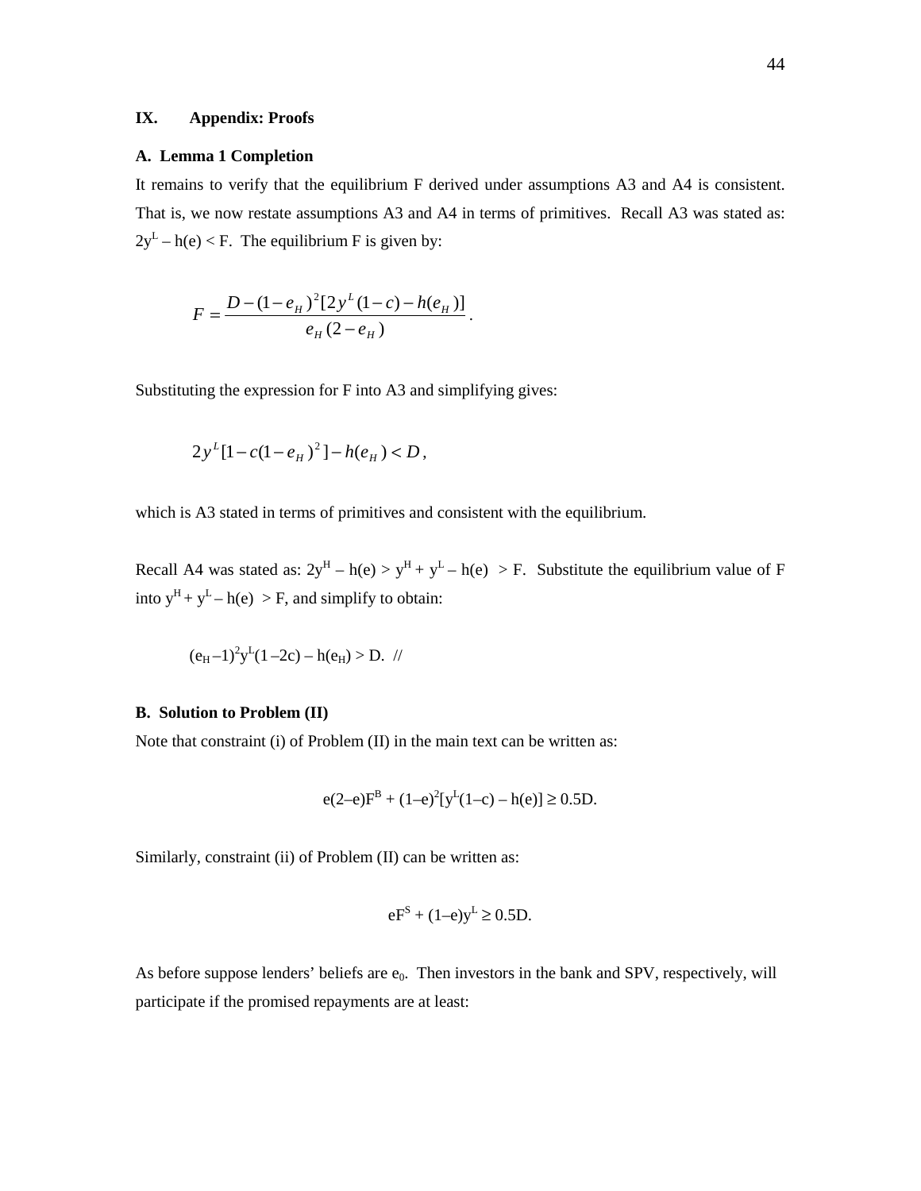## IX. Appendix: Proofs

### A. Lemma 1 Completion

It remains to verify that the equilibrium F derived under assumptions A3 and A4 is consistent. That is, we now restate assumptions A3 and A4 in terms of primitives. Recall A3 was stated as: $2y^L - h(e) < F$. The equilibrium F is given by:

$$F = \frac{D - (1 - e_H)^2 [2y^L (1 - c) - h(e_H)]}{e_H (2 - e_H)}.$$

Substituting the expression for F into A3 and simplifying gives:

$$2y^L [1 - c(1 - e_H)^2] - h(e_H) < D,$$

which is A3 stated in terms of primitives and consistent with the equilibrium.

Recall A4 was stated as: $2y^H - h(e) > y^H + y^L - h(e) > F$. Substitute the equilibrium value of F into $y^H + y^L - h(e) > F$, and simplify to obtain:

$$(e_H - 1)^2 y^L (1 - 2c) - h(e_H) > D. \quad //$$

### B. Solution to Problem (II)

Note that constraint (i) of Problem (II) in the main text can be written as:

$$e(2-e)F^B + (1-e)^2[y^L(1-c) - h(e)] \geq 0.5D.$$

Similarly, constraint (ii) of Problem (II) can be written as:

$$eF^S + (1-e)y^L \geq 0.5D.$$

As before suppose lenders' beliefs are $e_0$. Then investors in the bank and SPV, respectively, will participate if the promised repayments are at least: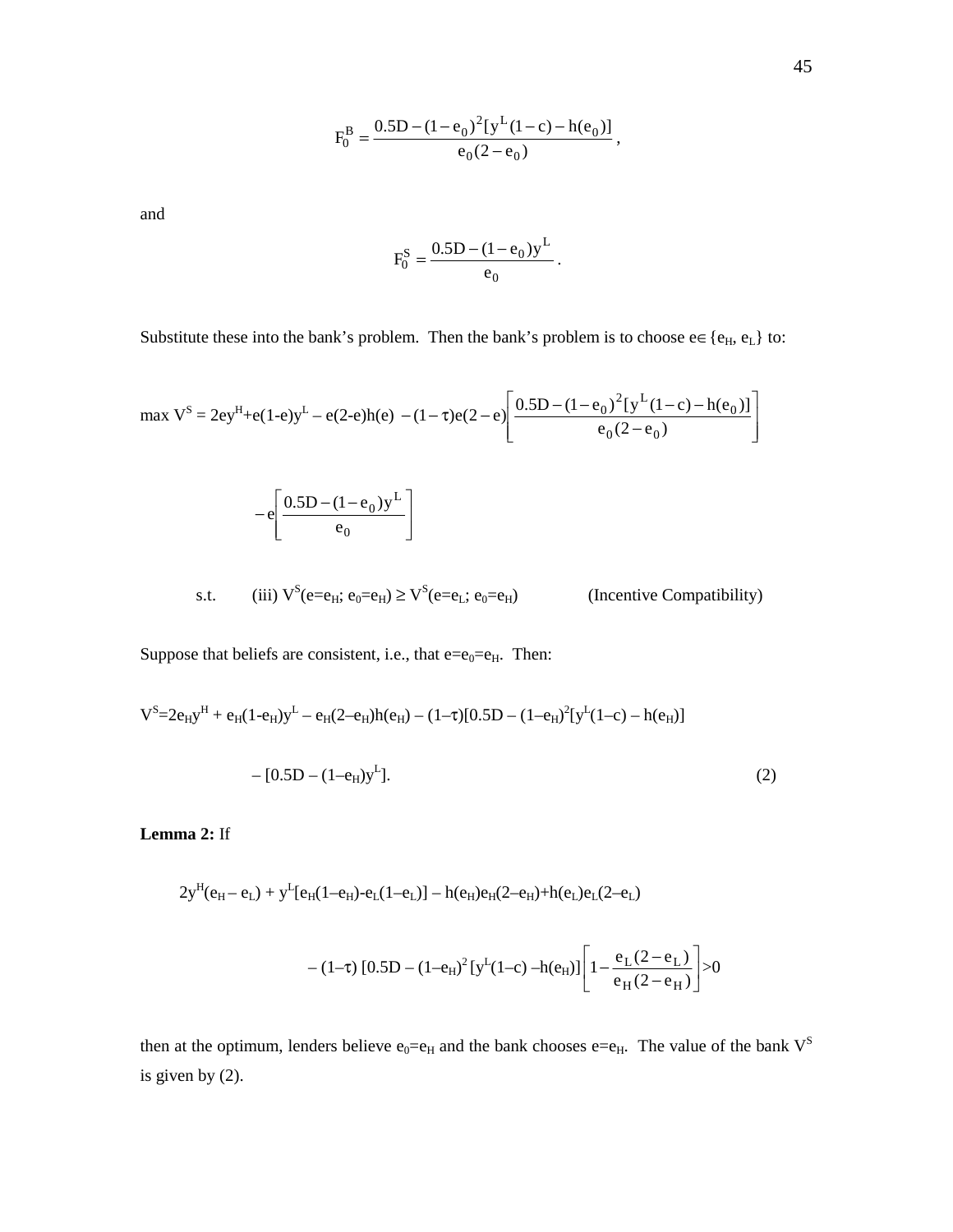$$F_0^B = \frac{0.5D - (1-e_0)^2[y^L(1-c) - h(e_0)]}{e_0(2-e_0)},$$

and

$$F_0^S = \frac{0.5D - (1-e_0)y^L}{e_0}.$$

Substitute these into the bank's problem. Then the bank's problem is to choose $e \in \{e_H, e_L\}$ to:

$$\max V^S = 2ey^H + e(1-e)y^L - e(2-e)h(e) - (1-\tau)e(2-e)\left[\frac{0.5D - (1-e_0)^2[y^L(1-c) - h(e_0)]}{e_0(2-e_0)}\right]$$

$$- e\left[\frac{0.5D - (1-e_0)y^L}{e_0}\right]$$

s.t. (iii) $V^S(e=e_H; e_0=e_H) \geq V^S(e=e_L; e_0=e_H)$ (Incentive Compatibility)

Suppose that beliefs are consistent, i.e., that $e=e_0=e_H$. Then:

$$V^S = 2e_Hy^H + e_H(1-e_H)y^L - e_H(2-e_H)h(e_H) - (1-\tau)[0.5D - (1-e_H)^2[y^L(1-c) - h(e_H)]$$

$$- [0.5D - (1-e_H)y^L]. \tag{2}$$

**Lemma 2:** If

$$2y^H(e_H - e_L) + y^L[e_H(1-e_H) - e_L(1-e_L)] - h(e_H)e_H(2-e_H) + h(e_L)e_L(2-e_L)$$

$$- (1-\tau)[0.5D - (1-e_H)^2[y^L(1-c) - h(e_H)]\left[1 - \frac{e_L(2-e_L)}{e_H(2-e_H)}\right] > 0$$

then at the optimum, lenders believe $e_0=e_H$ and the bank chooses $e=e_H$. The value of the bank $V^S$ is given by (2).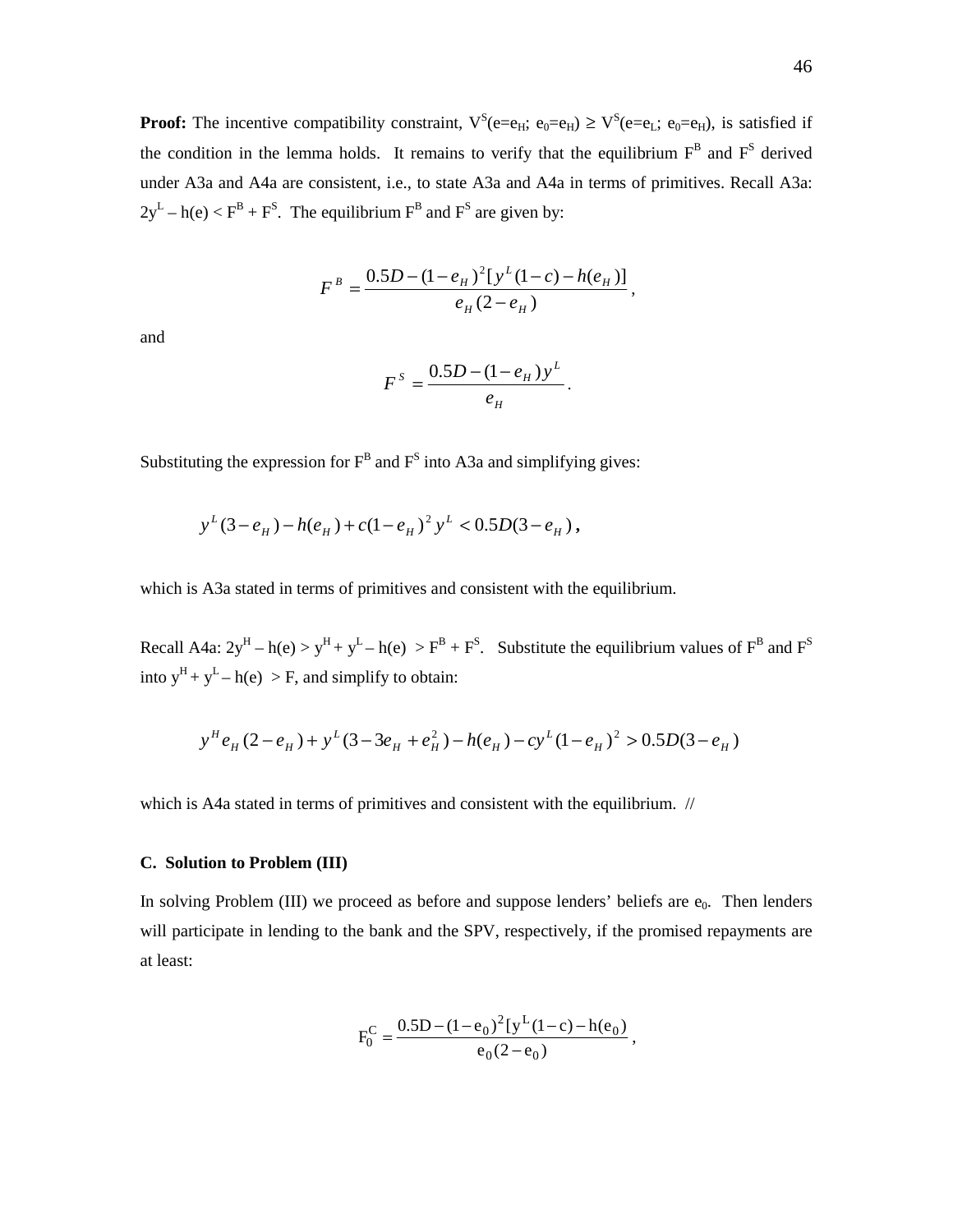**Proof:** The incentive compatibility constraint, $V^S(e=e_H;\ e_0=e_H) \geq V^S(e=e_L;\ e_0=e_H)$, is satisfied if the condition in the lemma holds. It remains to verify that the equilibrium $F^B$ and $F^S$ derived under A3a and A4a are consistent, i.e., to state A3a and A4a in terms of primitives. Recall A3a: $2y^L - h(e) < F^B + F^S$. The equilibrium $F^B$ and $F^S$ are given by:

$$F^B = \frac{0.5D - (1-e_H)^2[y^L(1-c) - h(e_H)]}{e_H(2-e_H)},$$

and

$$F^S = \frac{0.5D - (1-e_H)y^L}{e_H}.$$

Substituting the expression for $F^B$ and $F^S$ into A3a and simplifying gives:

$$y^L(3-e_H) - h(e_H) + c(1-e_H)^2 y^L < 0.5D(3-e_H),$$

which is A3a stated in terms of primitives and consistent with the equilibrium.

Recall A4a: $2y^H - h(e) > y^H + y^L - h(e) > F^B + F^S$. Substitute the equilibrium values of $F^B$ and $F^S$ into $y^H + y^L - h(e) > F$, and simplify to obtain:

$$y^H e_H(2-e_H) + y^L(3-3e_H + e_H^2) - h(e_H) - cy^L(1-e_H)^2 > 0.5D(3-e_H)$$

which is A4a stated in terms of primitives and consistent with the equilibrium. //

### C. Solution to Problem (III)

In solving Problem (III) we proceed as before and suppose lenders' beliefs are $e_0$. Then lenders will participate in lending to the bank and the SPV, respectively, if the promised repayments are at least:

$$F_0^C = \frac{0.5D - (1-e_0)^2[y^L(1-c) - h(e_0)}{e_0(2-e_0)},$$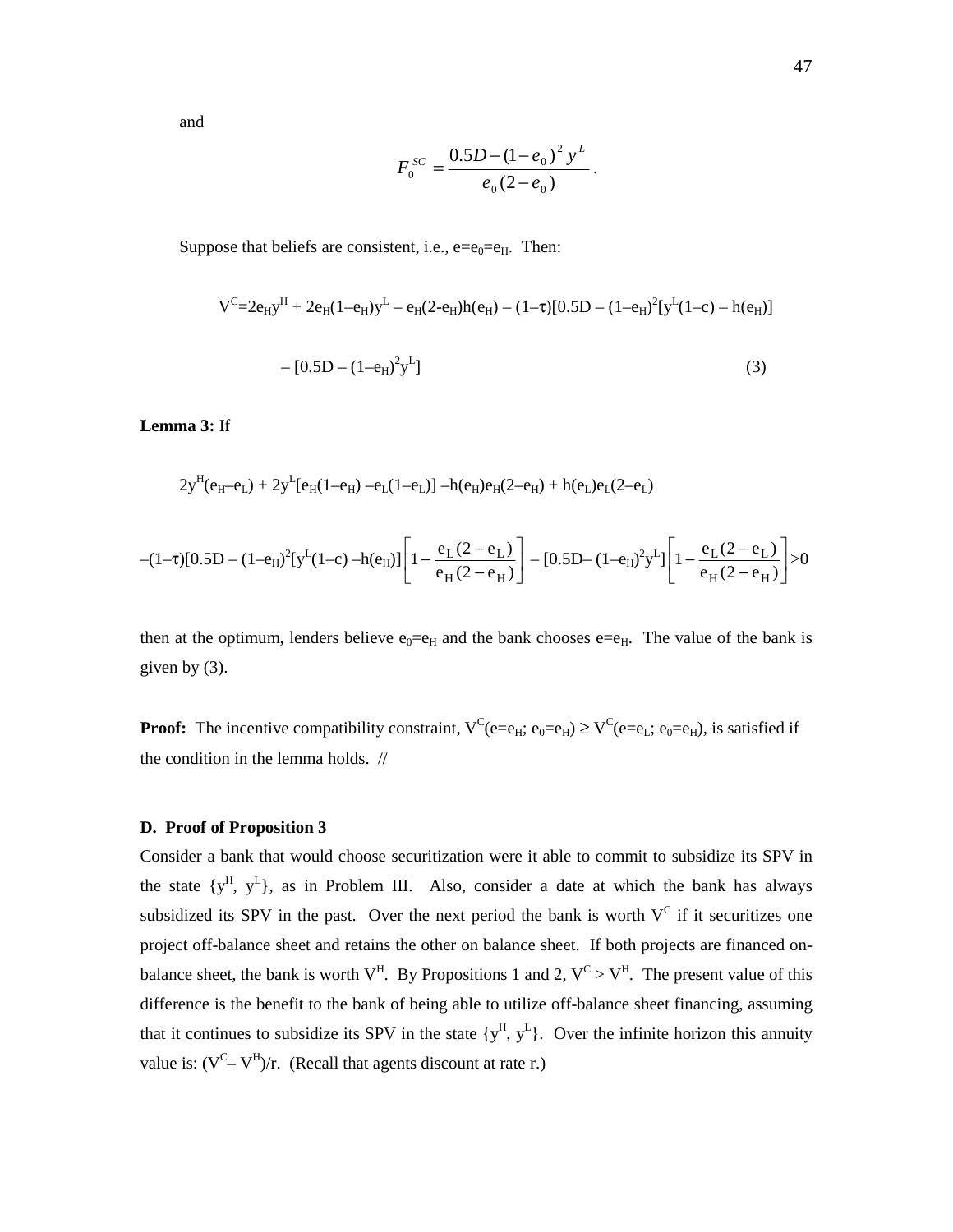and

$$F_0^{SC} = \frac{0.5D - (1-e_0)^2 y^L}{e_0(2-e_0)}.$$

Suppose that beliefs are consistent, i.e., $e=e_0=e_H$. Then:

$$V^C = 2e_H y^H + 2e_H(1-e_H)y^L - e_H(2-e_H)h(e_H) - (1-\tau)[0.5D - (1-e_H)^2[y^L(1-c) - h(e_H)]$$

$$- [0.5D - (1-e_H)^2 y^L] \quad (3)$$

**Lemma 3:** If

$$2y^H(e_H - e_L) + 2y^L[e_H(1-e_H) - e_L(1-e_L)] - h(e_H)e_H(2-e_H) + h(e_L)e_L(2-e_L)$$

$$-(1-\tau)[0.5D - (1-e_H)^2[y^L(1-c) - h(e_H)]\left[1 - \frac{e_L(2-e_L)}{e_H(2-e_H)}\right] - [0.5D - (1-e_H)^2 y^L]\left[1 - \frac{e_L(2-e_L)}{e_H(2-e_H)}\right] > 0$$

then at the optimum, lenders believe $e_0=e_H$ and the bank chooses $e=e_H$. The value of the bank is given by (3).

**Proof:** The incentive compatibility constraint, $V^C(e=e_H; e_0=e_H) \geq V^C(e=e_L; e_0=e_H)$, is satisfied if the condition in the lemma holds. //

**D. Proof of Proposition 3**

Consider a bank that would choose securitization were it able to commit to subsidize its SPV in the state $\{y^H, y^L\}$, as in Problem III. Also, consider a date at which the bank has always subsidized its SPV in the past. Over the next period the bank is worth $V^C$ if it securitizes one project off-balance sheet and retains the other on balance sheet. If both projects are financed on-balance sheet, the bank is worth $V^H$. By Propositions 1 and 2, $V^C > V^H$. The present value of this difference is the benefit to the bank of being able to utilize off-balance sheet financing, assuming that it continues to subsidize its SPV in the state $\{y^H, y^L\}$. Over the infinite horizon this annuity value is: $(V^C - V^H)/r$. (Recall that agents discount at rate r.)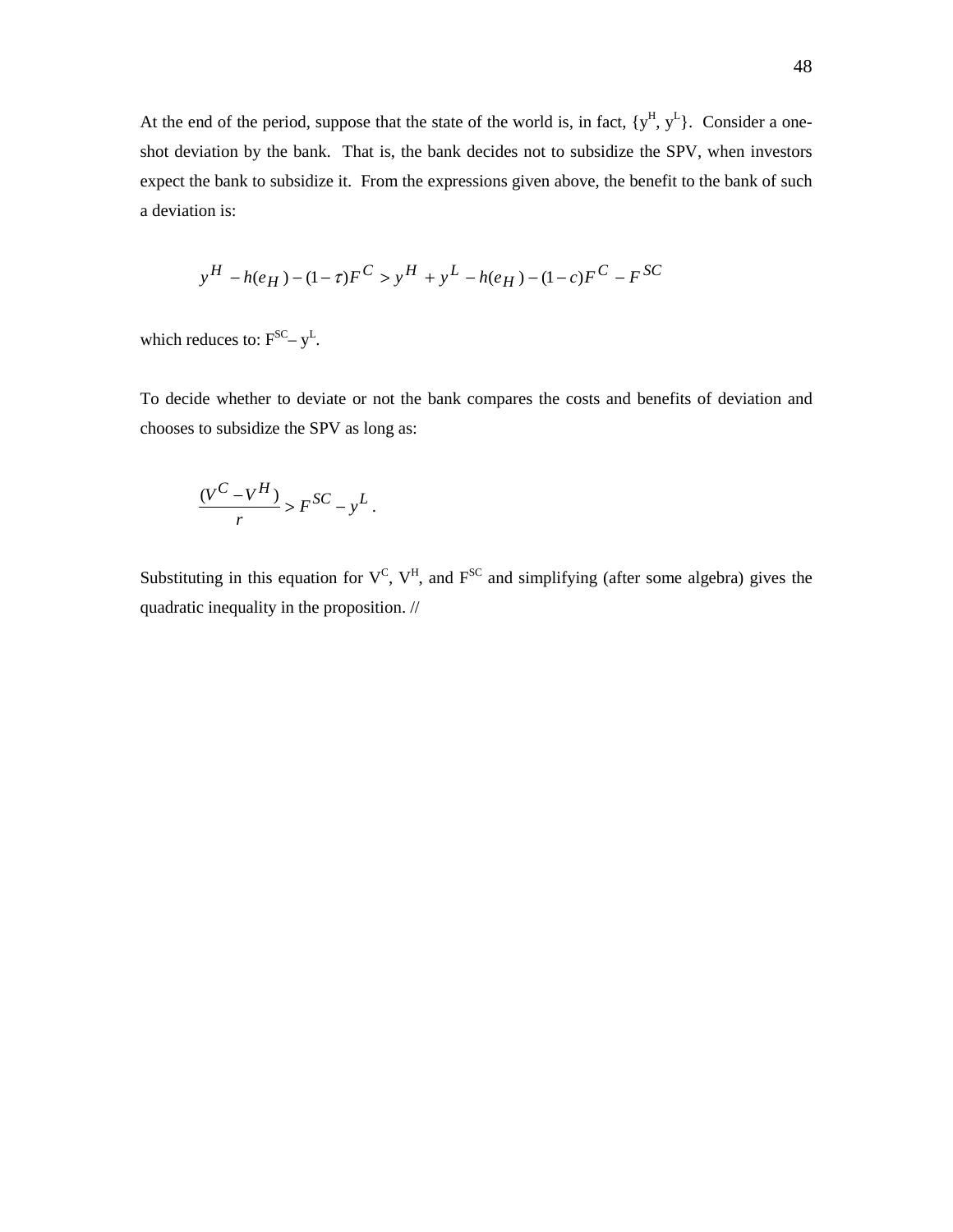At the end of the period, suppose that the state of the world is, in fact, $\{y^H, y^L\}$. Consider a one-shot deviation by the bank. That is, the bank decides not to subsidize the SPV, when investors expect the bank to subsidize it. From the expressions given above, the benefit to the bank of such a deviation is:

$$y^H - h(e_H) - (1-\tau)F^C > y^H + y^L - h(e_H) - (1-c)F^C - F^{SC}$$

which reduces to: $F^{SC} - y^L$.

To decide whether to deviate or not the bank compares the costs and benefits of deviation and chooses to subsidize the SPV as long as:

$$\frac{(V^C - V^H)}{r} > F^{SC} - y^L .$$

Substituting in this equation for $V^C$, $V^H$, and $F^{SC}$ and simplifying (after some algebra) gives the quadratic inequality in the proposition. //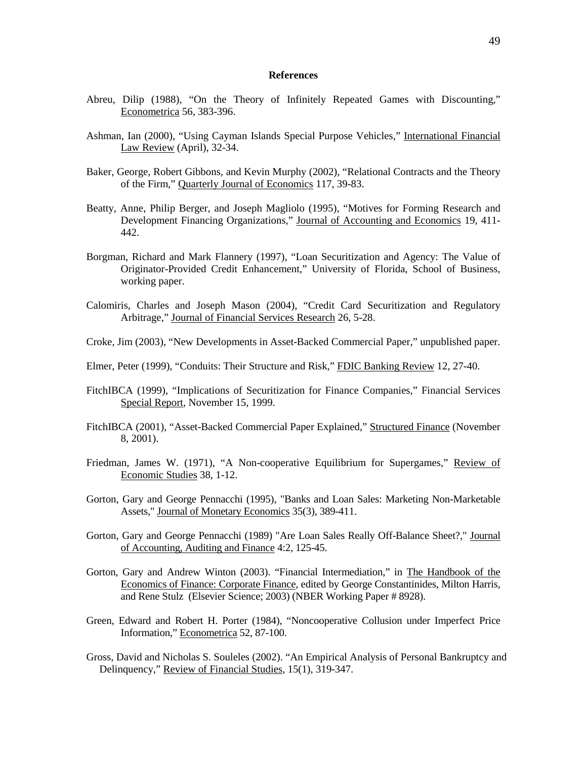## References

Abreu, Dilip (1988), "On the Theory of Infinitely Repeated Games with Discounting," Econometrica 56, 383-396.

Ashman, Ian (2000), "Using Cayman Islands Special Purpose Vehicles," International Financial Law Review (April), 32-34.

Baker, George, Robert Gibbons, and Kevin Murphy (2002), "Relational Contracts and the Theory of the Firm," Quarterly Journal of Economics 117, 39-83.

Beatty, Anne, Philip Berger, and Joseph Magliolo (1995), "Motives for Forming Research and Development Financing Organizations," Journal of Accounting and Economics 19, 411-442.

Borgman, Richard and Mark Flannery (1997), "Loan Securitization and Agency: The Value of Originator-Provided Credit Enhancement," University of Florida, School of Business, working paper.

Calomiris, Charles and Joseph Mason (2004), "Credit Card Securitization and Regulatory Arbitrage," Journal of Financial Services Research 26, 5-28.

Croke, Jim (2003), "New Developments in Asset-Backed Commercial Paper," unpublished paper.

Elmer, Peter (1999), "Conduits: Their Structure and Risk," FDIC Banking Review 12, 27-40.

FitchIBCA (1999), "Implications of Securitization for Finance Companies," Financial Services Special Report, November 15, 1999.

FitchIBCA (2001), "Asset-Backed Commercial Paper Explained," Structured Finance (November 8, 2001).

Friedman, James W. (1971), "A Non-cooperative Equilibrium for Supergames," Review of Economic Studies 38, 1-12.

Gorton, Gary and George Pennacchi (1995), "Banks and Loan Sales: Marketing Non-Marketable Assets," Journal of Monetary Economics 35(3), 389-411.

Gorton, Gary and George Pennacchi (1989) "Are Loan Sales Really Off-Balance Sheet?," Journal of Accounting, Auditing and Finance 4:2, 125-45.

Gorton, Gary and Andrew Winton (2003). "Financial Intermediation," in The Handbook of the Economics of Finance: Corporate Finance, edited by George Constantinides, Milton Harris, and Rene Stulz (Elsevier Science; 2003) (NBER Working Paper # 8928).

Green, Edward and Robert H. Porter (1984), "Noncooperative Collusion under Imperfect Price Information," Econometrica 52, 87-100.

Gross, David and Nicholas S. Souleles (2002). "An Empirical Analysis of Personal Bankruptcy and Delinquency," Review of Financial Studies, 15(1), 319-347.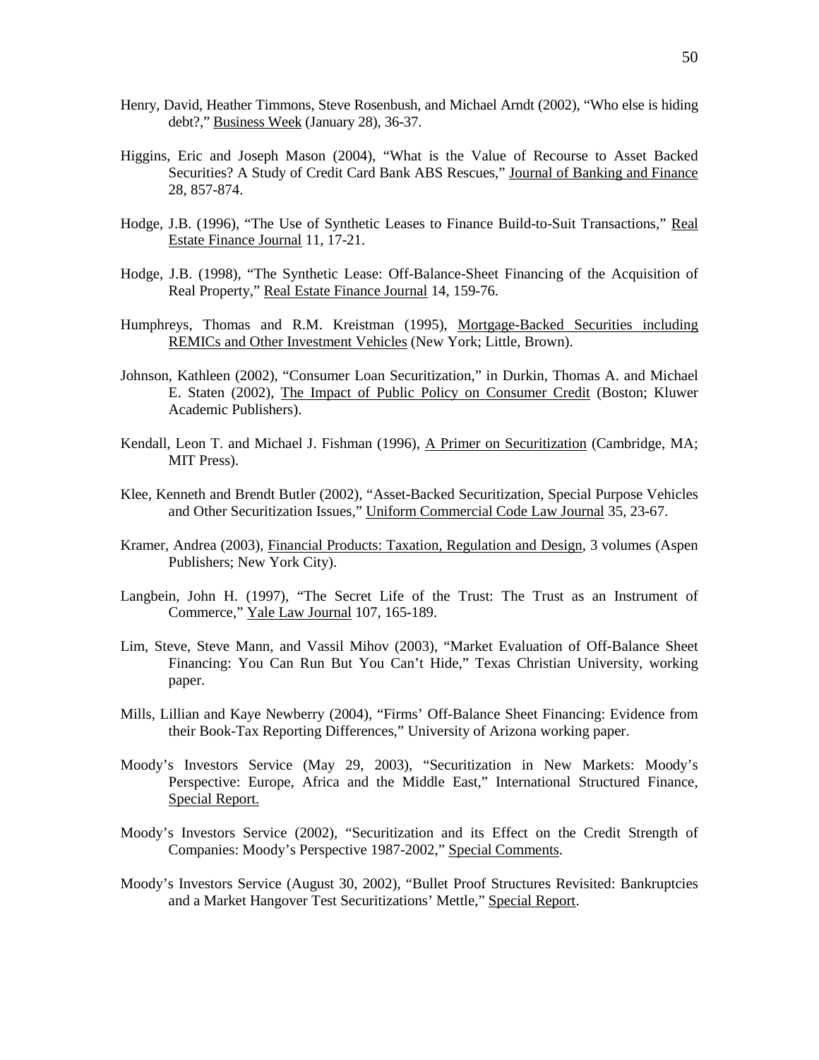Henry, David, Heather Timmons, Steve Rosenbush, and Michael Arndt (2002), "Who else is hiding debt?," Business Week (January 28), 36-37.

Higgins, Eric and Joseph Mason (2004), "What is the Value of Recourse to Asset Backed Securities? A Study of Credit Card Bank ABS Rescues," Journal of Banking and Finance 28, 857-874.

Hodge, J.B. (1996), "The Use of Synthetic Leases to Finance Build-to-Suit Transactions," Real Estate Finance Journal 11, 17-21.

Hodge, J.B. (1998), "The Synthetic Lease: Off-Balance-Sheet Financing of the Acquisition of Real Property," Real Estate Finance Journal 14, 159-76.

Humphreys, Thomas and R.M. Kreistman (1995), Mortgage-Backed Securities including REMICs and Other Investment Vehicles (New York; Little, Brown).

Johnson, Kathleen (2002), "Consumer Loan Securitization," in Durkin, Thomas A. and Michael E. Staten (2002), The Impact of Public Policy on Consumer Credit (Boston; Kluwer Academic Publishers).

Kendall, Leon T. and Michael J. Fishman (1996), A Primer on Securitization (Cambridge, MA; MIT Press).

Klee, Kenneth and Brendt Butler (2002), "Asset-Backed Securitization, Special Purpose Vehicles and Other Securitization Issues," Uniform Commercial Code Law Journal 35, 23-67.

Kramer, Andrea (2003), Financial Products: Taxation, Regulation and Design, 3 volumes (Aspen Publishers; New York City).

Langbein, John H. (1997), "The Secret Life of the Trust: The Trust as an Instrument of Commerce," Yale Law Journal 107, 165-189.

Lim, Steve, Steve Mann, and Vassil Mihov (2003), "Market Evaluation of Off-Balance Sheet Financing: You Can Run But You Can't Hide," Texas Christian University, working paper.

Mills, Lillian and Kaye Newberry (2004), "Firms' Off-Balance Sheet Financing: Evidence from their Book-Tax Reporting Differences," University of Arizona working paper.

Moody's Investors Service (May 29, 2003), "Securitization in New Markets: Moody's Perspective: Europe, Africa and the Middle East," International Structured Finance, Special Report.

Moody's Investors Service (2002), "Securitization and its Effect on the Credit Strength of Companies: Moody's Perspective 1987-2002," Special Comments.

Moody's Investors Service (August 30, 2002), "Bullet Proof Structures Revisited: Bankruptcies and a Market Hangover Test Securitizations' Mettle," Special Report.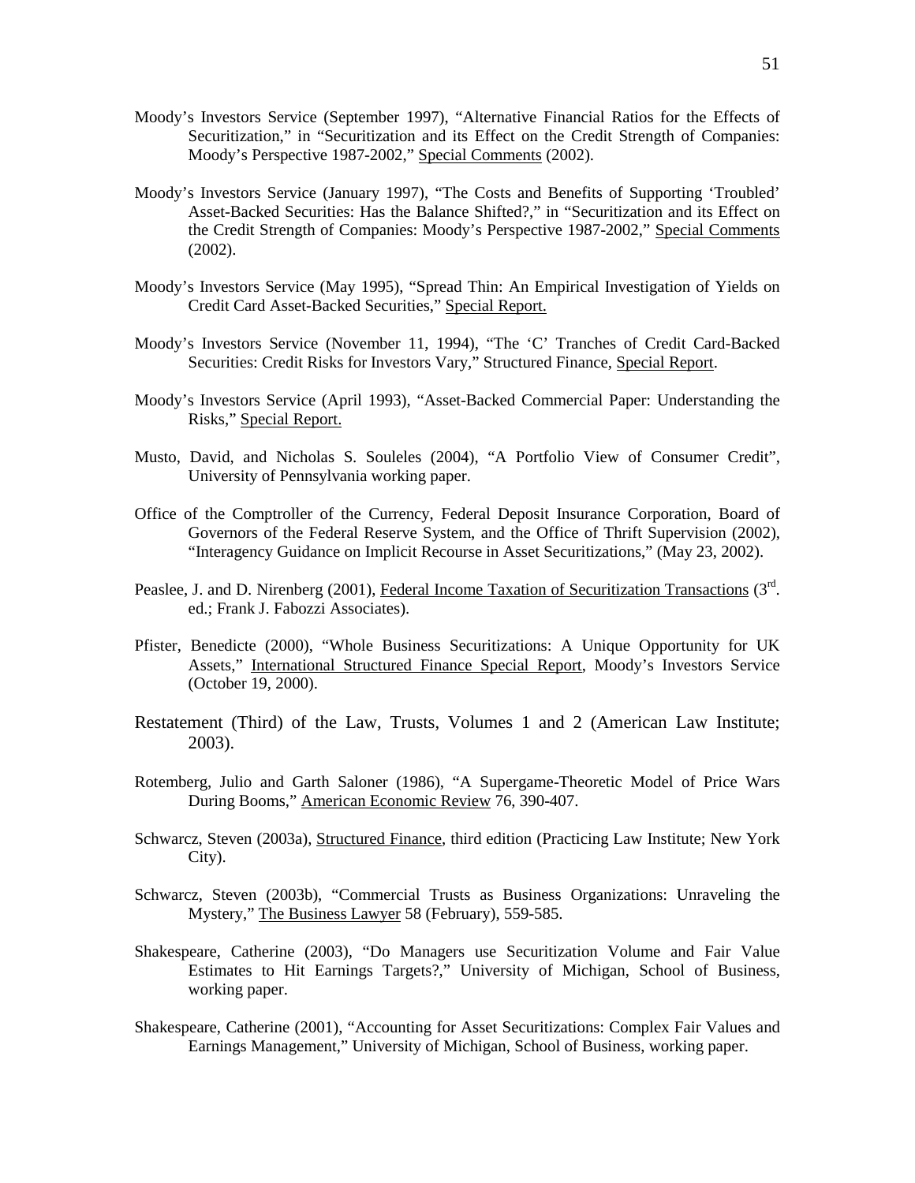Moody's Investors Service (September 1997), "Alternative Financial Ratios for the Effects of Securitization," in "Securitization and its Effect on the Credit Strength of Companies: Moody's Perspective 1987-2002," Special Comments (2002).

Moody's Investors Service (January 1997), "The Costs and Benefits of Supporting 'Troubled' Asset-Backed Securities: Has the Balance Shifted?," in "Securitization and its Effect on the Credit Strength of Companies: Moody's Perspective 1987-2002," Special Comments (2002).

Moody's Investors Service (May 1995), "Spread Thin: An Empirical Investigation of Yields on Credit Card Asset-Backed Securities," Special Report.

Moody's Investors Service (November 11, 1994), "The 'C' Tranches of Credit Card-Backed Securities: Credit Risks for Investors Vary," Structured Finance, Special Report.

Moody's Investors Service (April 1993), "Asset-Backed Commercial Paper: Understanding the Risks," Special Report.

Musto, David, and Nicholas S. Souleles (2004), "A Portfolio View of Consumer Credit", University of Pennsylvania working paper.

Office of the Comptroller of the Currency, Federal Deposit Insurance Corporation, Board of Governors of the Federal Reserve System, and the Office of Thrift Supervision (2002), "Interagency Guidance on Implicit Recourse in Asset Securitizations," (May 23, 2002).

Peaslee, J. and D. Nirenberg (2001), Federal Income Taxation of Securitization Transactions (3rd. ed.; Frank J. Fabozzi Associates).

Pfister, Benedicte (2000), "Whole Business Securitizations: A Unique Opportunity for UK Assets," International Structured Finance Special Report, Moody's Investors Service (October 19, 2000).

Restatement (Third) of the Law, Trusts, Volumes 1 and 2 (American Law Institute; 2003).

Rotemberg, Julio and Garth Saloner (1986), "A Supergame-Theoretic Model of Price Wars During Booms," American Economic Review 76, 390-407.

Schwarcz, Steven (2003a), Structured Finance, third edition (Practicing Law Institute; New York City).

Schwarcz, Steven (2003b), "Commercial Trusts as Business Organizations: Unraveling the Mystery," The Business Lawyer 58 (February), 559-585.

Shakespeare, Catherine (2003), "Do Managers use Securitization Volume and Fair Value Estimates to Hit Earnings Targets?," University of Michigan, School of Business, working paper.

Shakespeare, Catherine (2001), "Accounting for Asset Securitizations: Complex Fair Values and Earnings Management," University of Michigan, School of Business, working paper.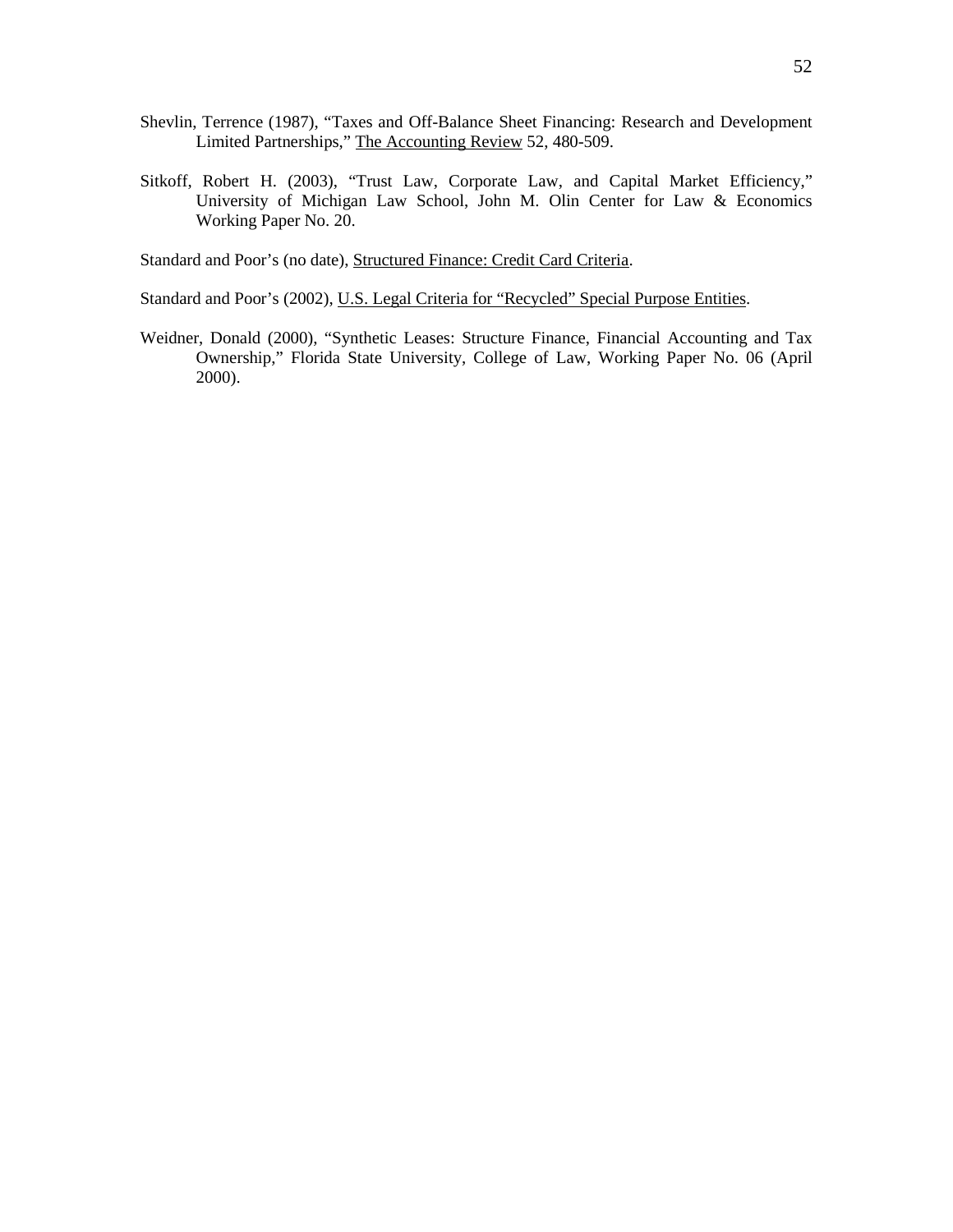Shevlin, Terrence (1987), "Taxes and Off-Balance Sheet Financing: Research and Development Limited Partnerships," The Accounting Review 52, 480-509.

Sitkoff, Robert H. (2003), "Trust Law, Corporate Law, and Capital Market Efficiency," University of Michigan Law School, John M. Olin Center for Law & Economics Working Paper No. 20.

Standard and Poor's (no date), Structured Finance: Credit Card Criteria.

Standard and Poor's (2002), U.S. Legal Criteria for "Recycled" Special Purpose Entities.

Weidner, Donald (2000), "Synthetic Leases: Structure Finance, Financial Accounting and Tax Ownership," Florida State University, College of Law, Working Paper No. 06 (April 2000).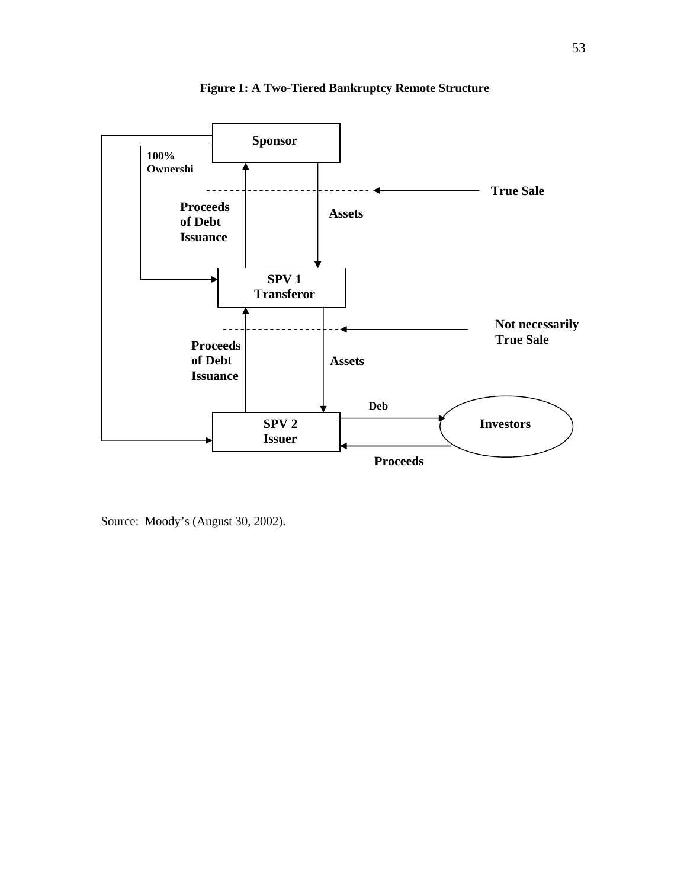**Figure 1: A Two-Tiered Bankruptcy Remote Structure**

Sponsor

100% Ownershi

True Sale

Proceeds of Debt Issuance

Assets

SPV 1 Transferor

Not necessarily True Sale

Proceeds of Debt Issuance

Assets

Deb

SPV 2 Issuer

Investors

Proceeds

Source: Moody's (August 30, 2002).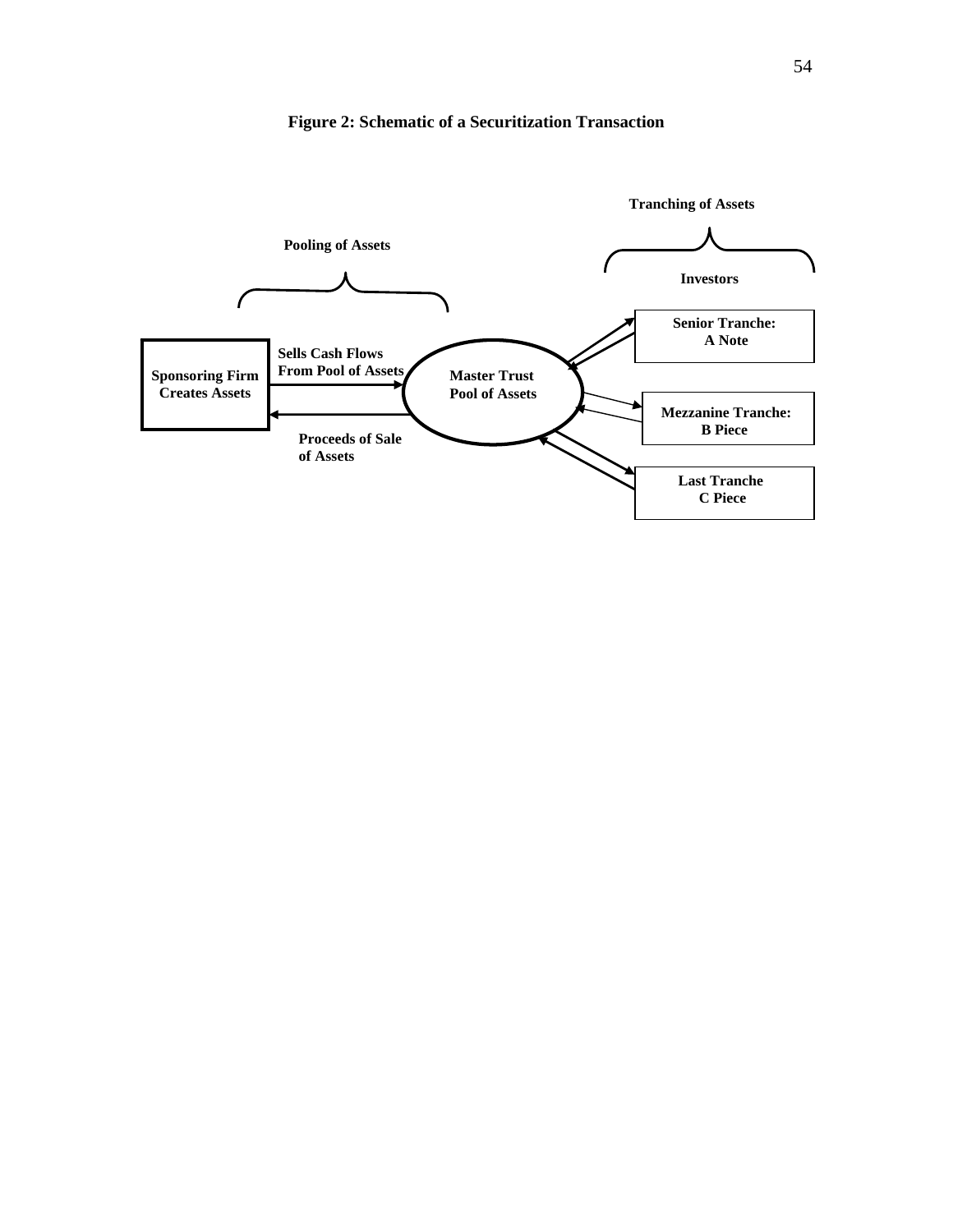**Figure 2: Schematic of a Securitization Transaction**

Pooling of Assets

Tranching of Assets

Investors

Sponsoring Firm Creates Assets

Sells Cash Flows From Pool of Assets

Proceeds of Sale of Assets

Master Trust Pool of Assets

Senior Tranche: A Note

Mezzanine Tranche: B Piece

Last Tranche C Piece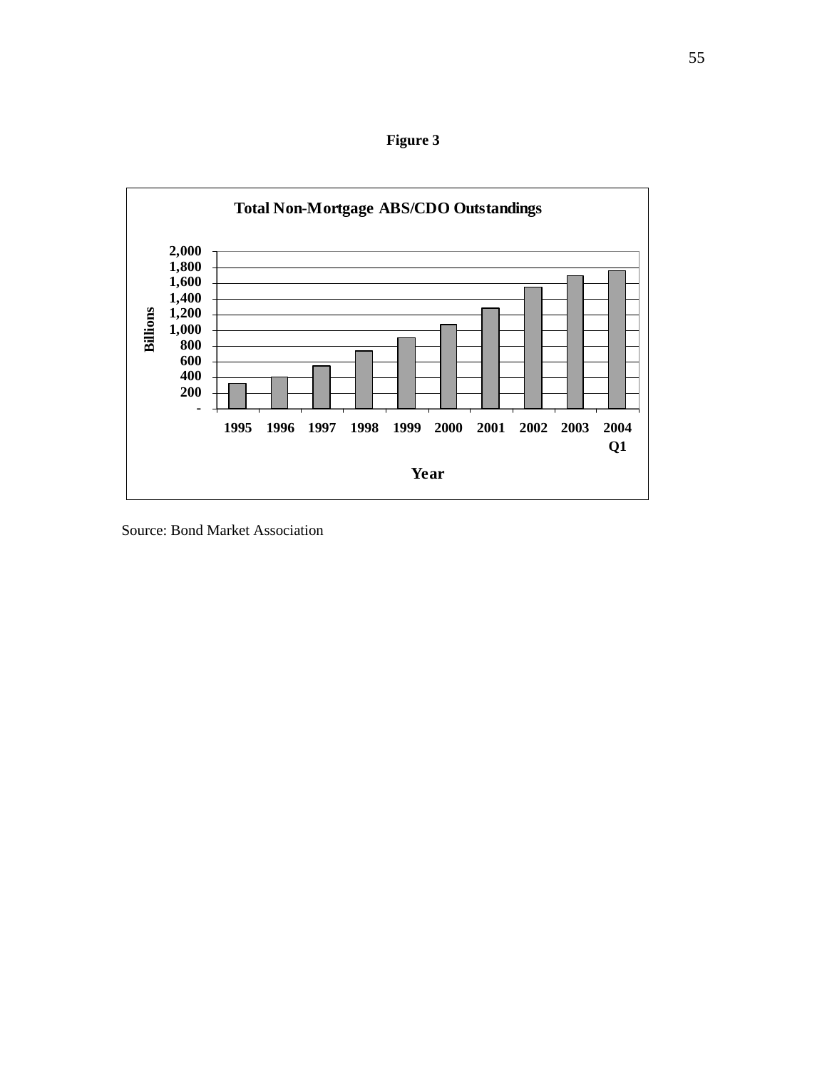**Figure 3**

**Total Non-Mortgage ABS/CDO Outstandings**

Billions: 2,000; 1,800; 1,600; 1,400; 1,200; 1,000; 800; 600; 400; 200; -

Year: 1995, 1996, 1997, 1998, 1999, 2000, 2001, 2002, 2003, 2004 Q1

Source: Bond Market Association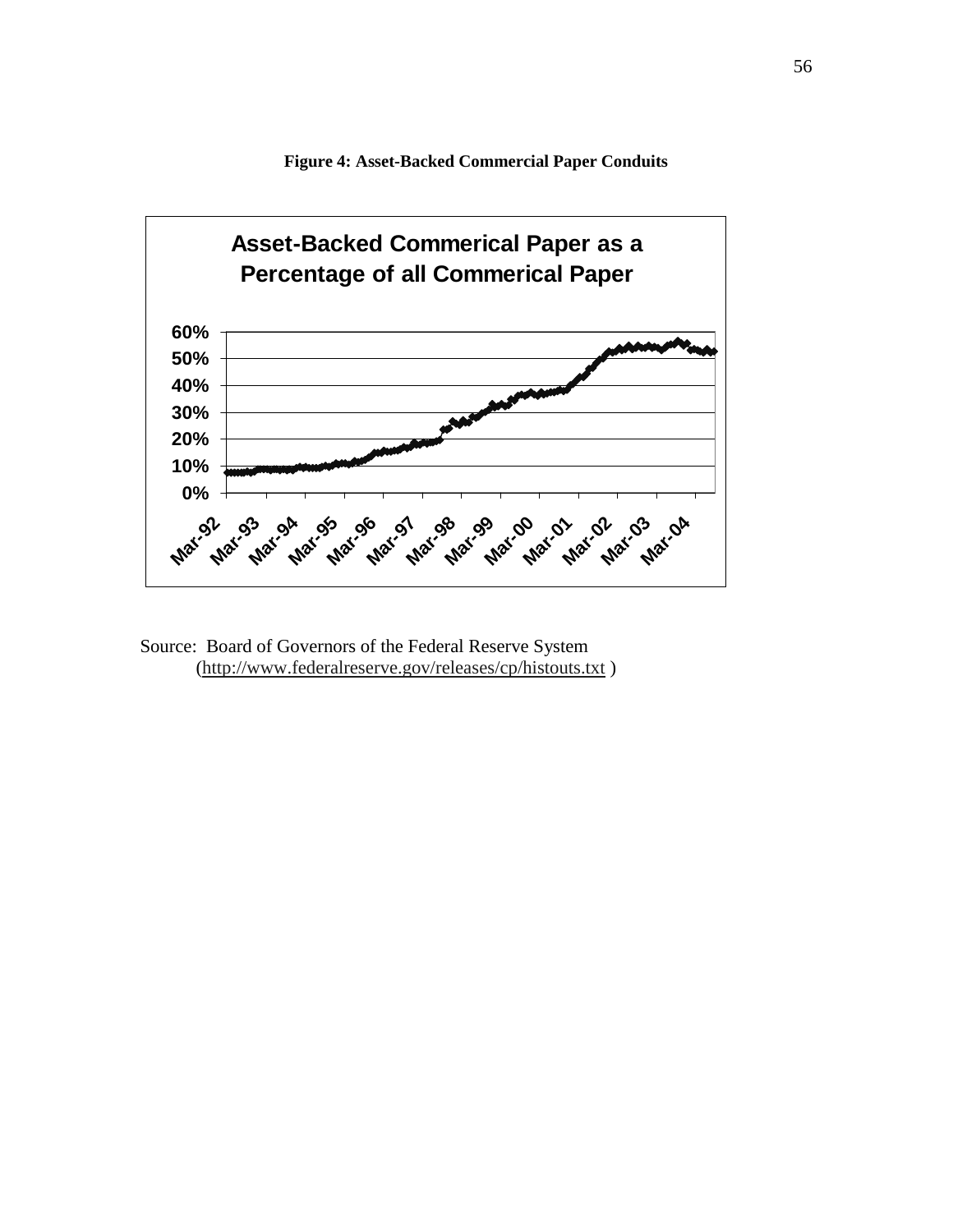**Figure 4: Asset-Backed Commercial Paper Conduits**

Source: Board of Governors of the Federal Reserve System (http://www.federalreserve.gov/releases/cp/histouts.txt )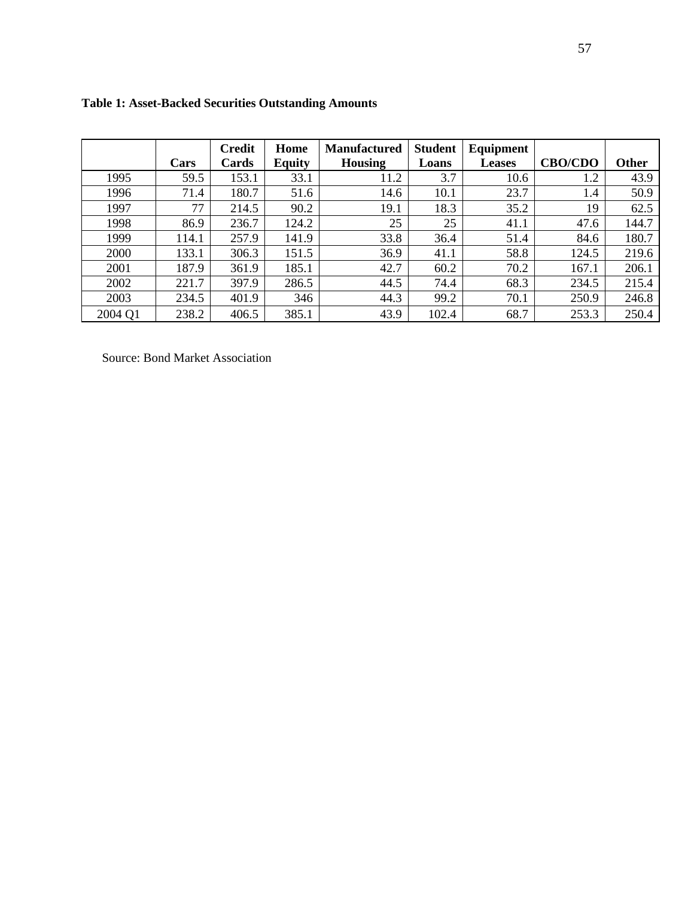**Table 1: Asset-Backed Securities Outstanding Amounts**

| | Cars | Credit Cards | Home Equity | Manufactured Housing | Student Loans | Equipment Leases | CBO/CDO | Other |
|---|---|---|---|---|---|---|---|---|
| 1995 | 59.5 | 153.1 | 33.1 | 11.2 | 3.7 | 10.6 | 1.2 | 43.9 |
| 1996 | 71.4 | 180.7 | 51.6 | 14.6 | 10.1 | 23.7 | 1.4 | 50.9 |
| 1997 | 77 | 214.5 | 90.2 | 19.1 | 18.3 | 35.2 | 19 | 62.5 |
| 1998 | 86.9 | 236.7 | 124.2 | 25 | 25 | 41.1 | 47.6 | 144.7 |
| 1999 | 114.1 | 257.9 | 141.9 | 33.8 | 36.4 | 51.4 | 84.6 | 180.7 |
| 2000 | 133.1 | 306.3 | 151.5 | 36.9 | 41.1 | 58.8 | 124.5 | 219.6 |
| 2001 | 187.9 | 361.9 | 185.1 | 42.7 | 60.2 | 70.2 | 167.1 | 206.1 |
| 2002 | 221.7 | 397.9 | 286.5 | 44.5 | 74.4 | 68.3 | 234.5 | 215.4 |
| 2003 | 234.5 | 401.9 | 346 | 44.3 | 99.2 | 70.1 | 250.9 | 246.8 |
| 2004 Q1 | 238.2 | 406.5 | 385.1 | 43.9 | 102.4 | 68.7 | 253.3 | 250.4 |

Source: Bond Market Association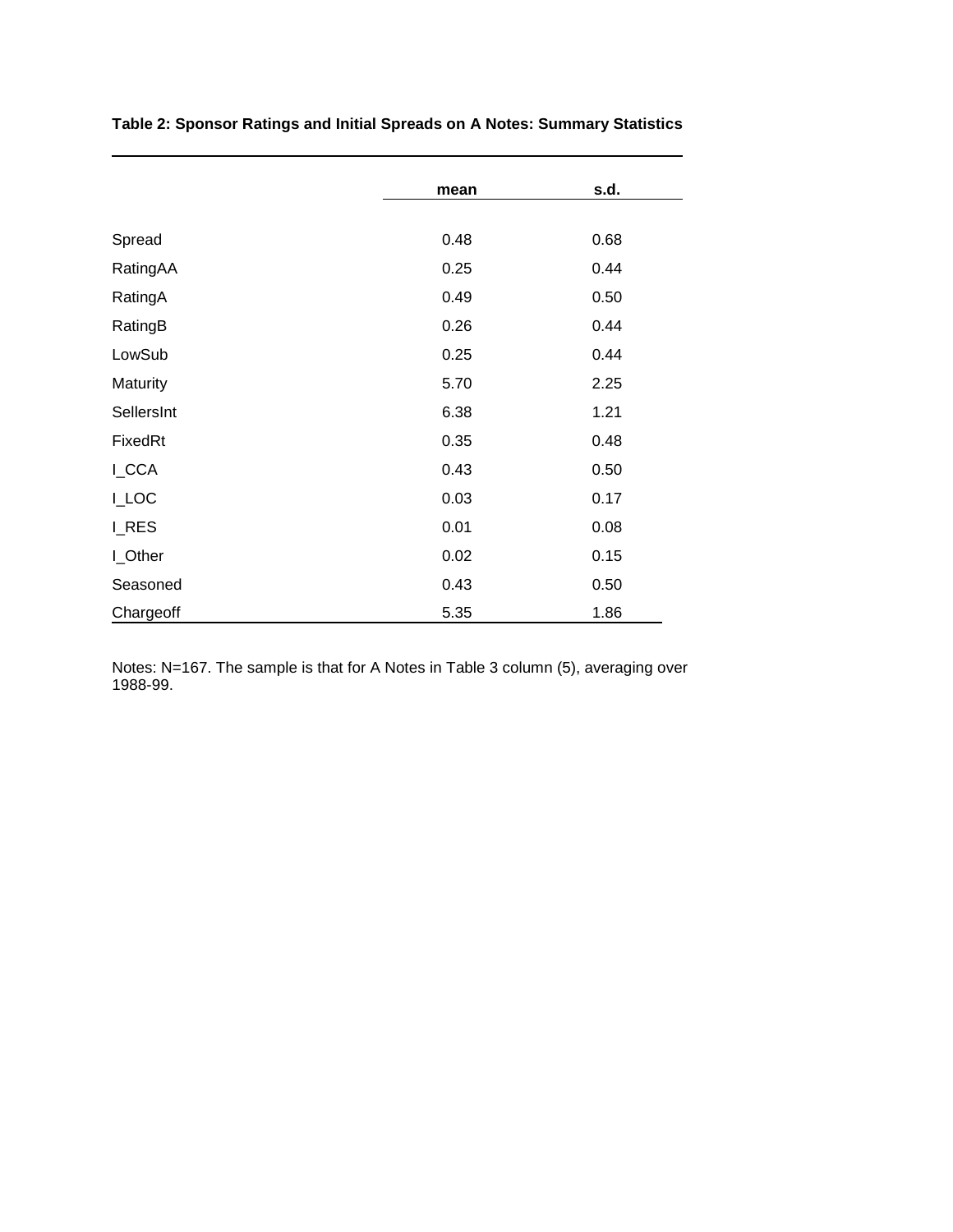**Table 2: Sponsor Ratings and Initial Spreads on A Notes: Summary Statistics**

| | mean | s.d. |
|---|---|---|
| Spread | 0.48 | 0.68 |
| RatingAA | 0.25 | 0.44 |
| RatingA | 0.49 | 0.50 |
| RatingB | 0.26 | 0.44 |
| LowSub | 0.25 | 0.44 |
| Maturity | 5.70 | 2.25 |
| SellersInt | 6.38 | 1.21 |
| FixedRt | 0.35 | 0.48 |
| I_CCA | 0.43 | 0.50 |
| I_LOC | 0.03 | 0.17 |
| I_RES | 0.01 | 0.08 |
| I_Other | 0.02 | 0.15 |
| Seasoned | 0.43 | 0.50 |
| Chargeoff | 5.35 | 1.86 |

Notes: N=167. The sample is that for A Notes in Table 3 column (5), averaging over 1988-99.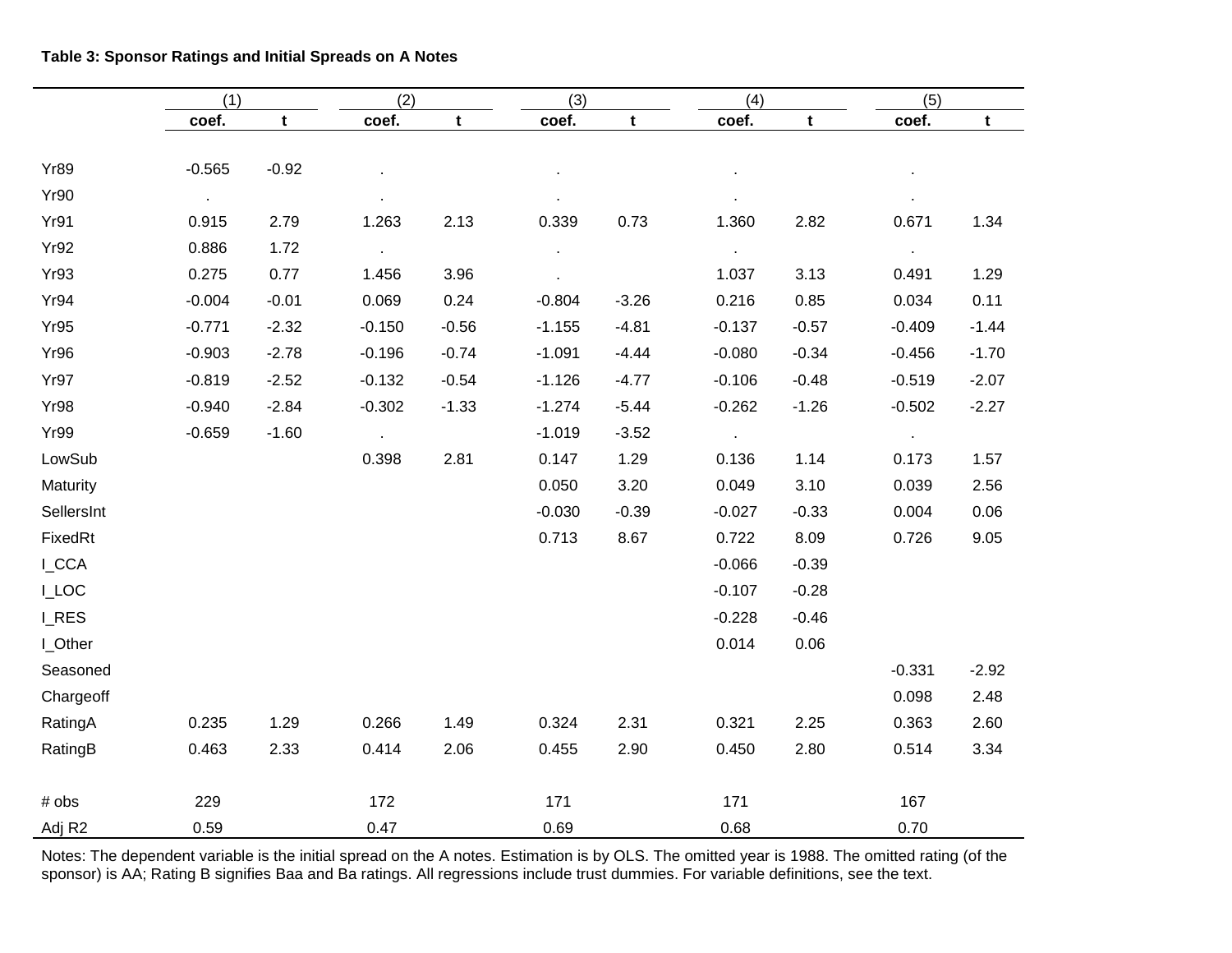**Table 3: Sponsor Ratings and Initial Spreads on A Notes**

| | (1) | | (2) | | (3) | | (4) | | (5) | |
|---|---|---|---|---|---|---|---|---|---|---|
| | **coef.** | **t** | **coef.** | **t** | **coef.** | **t** | **coef.** | **t** | **coef.** | **t** |
| Yr89 | -0.565 | -0.92 | . | | . | | . | | . | |
| Yr90 | . | | . | | . | | . | | . | |
| Yr91 | 0.915 | 2.79 | 1.263 | 2.13 | 0.339 | 0.73 | 1.360 | 2.82 | 0.671 | 1.34 |
| Yr92 | 0.886 | 1.72 | . | | . | | . | | . | |
| Yr93 | 0.275 | 0.77 | 1.456 | 3.96 | . | | 1.037 | 3.13 | 0.491 | 1.29 |
| Yr94 | -0.004 | -0.01 | 0.069 | 0.24 | -0.804 | -3.26 | 0.216 | 0.85 | 0.034 | 0.11 |
| Yr95 | -0.771 | -2.32 | -0.150 | -0.56 | -1.155 | -4.81 | -0.137 | -0.57 | -0.409 | -1.44 |
| Yr96 | -0.903 | -2.78 | -0.196 | -0.74 | -1.091 | -4.44 | -0.080 | -0.34 | -0.456 | -1.70 |
| Yr97 | -0.819 | -2.52 | -0.132 | -0.54 | -1.126 | -4.77 | -0.106 | -0.48 | -0.519 | -2.07 |
| Yr98 | -0.940 | -2.84 | -0.302 | -1.33 | -1.274 | -5.44 | -0.262 | -1.26 | -0.502 | -2.27 |
| Yr99 | -0.659 | -1.60 | . | | -1.019 | -3.52 | . | | . | |
| LowSub | | | 0.398 | 2.81 | 0.147 | 1.29 | 0.136 | 1.14 | 0.173 | 1.57 |
| Maturity | | | | | 0.050 | 3.20 | 0.049 | 3.10 | 0.039 | 2.56 |
| SellersInt | | | | | -0.030 | -0.39 | -0.027 | -0.33 | 0.004 | 0.06 |
| FixedRt | | | | | 0.713 | 8.67 | 0.722 | 8.09 | 0.726 | 9.05 |
| I_CCA | | | | | | | -0.066 | -0.39 | | |
| I_LOC | | | | | | | -0.107 | -0.28 | | |
| I_RES | | | | | | | -0.228 | -0.46 | | |
| I_Other | | | | | | | 0.014 | 0.06 | | |
| Seasoned | | | | | | | | | -0.331 | -2.92 |
| Chargeoff | | | | | | | | | 0.098 | 2.48 |
| RatingA | 0.235 | 1.29 | 0.266 | 1.49 | 0.324 | 2.31 | 0.321 | 2.25 | 0.363 | 2.60 |
| RatingB | 0.463 | 2.33 | 0.414 | 2.06 | 0.455 | 2.90 | 0.450 | 2.80 | 0.514 | 3.34 |
| # obs | 229 | | 172 | | 171 | | 171 | | 167 | |
| Adj R2 | 0.59 | | 0.47 | | 0.69 | | 0.68 | | 0.70 | |

Notes: The dependent variable is the initial spread on the A notes. Estimation is by OLS. The omitted year is 1988. The omitted rating (of the sponsor) is AA; Rating B signifies Baa and Ba ratings. All regressions include trust dummies. For variable definitions, see the text.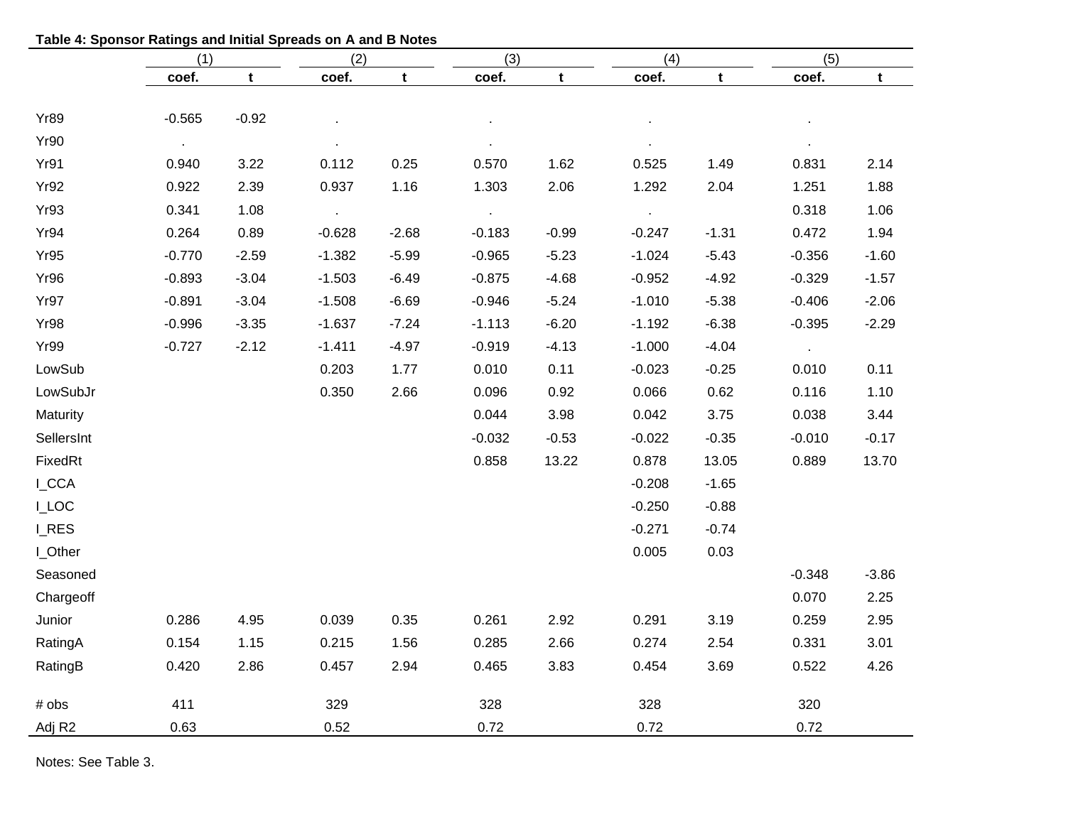**Table 4: Sponsor Ratings and Initial Spreads on A and B Notes**

| | (1) | | (2) | | (3) | | (4) | | (5) | |
|---|---|---|---|---|---|---|---|---|---|---|
| | **coef.** | **t** | **coef.** | **t** | **coef.** | **t** | **coef.** | **t** | **coef.** | **t** |
| Yr89 | -0.565 | -0.92 | . | | . | | . | | . | |
| Yr90 | . | | . | | . | | . | | . | |
| Yr91 | 0.940 | 3.22 | 0.112 | 0.25 | 0.570 | 1.62 | 0.525 | 1.49 | 0.831 | 2.14 |
| Yr92 | 0.922 | 2.39 | 0.937 | 1.16 | 1.303 | 2.06 | 1.292 | 2.04 | 1.251 | 1.88 |
| Yr93 | 0.341 | 1.08 | . | | . | | . | | 0.318 | 1.06 |
| Yr94 | 0.264 | 0.89 | -0.628 | -2.68 | -0.183 | -0.99 | -0.247 | -1.31 | 0.472 | 1.94 |
| Yr95 | -0.770 | -2.59 | -1.382 | -5.99 | -0.965 | -5.23 | -1.024 | -5.43 | -0.356 | -1.60 |
| Yr96 | -0.893 | -3.04 | -1.503 | -6.49 | -0.875 | -4.68 | -0.952 | -4.92 | -0.329 | -1.57 |
| Yr97 | -0.891 | -3.04 | -1.508 | -6.69 | -0.946 | -5.24 | -1.010 | -5.38 | -0.406 | -2.06 |
| Yr98 | -0.996 | -3.35 | -1.637 | -7.24 | -1.113 | -6.20 | -1.192 | -6.38 | -0.395 | -2.29 |
| Yr99 | -0.727 | -2.12 | -1.411 | -4.97 | -0.919 | -4.13 | -1.000 | -4.04 | . | |
| LowSub | | | 0.203 | 1.77 | 0.010 | 0.11 | -0.023 | -0.25 | 0.010 | 0.11 |
| LowSubJr | | | 0.350 | 2.66 | 0.096 | 0.92 | 0.066 | 0.62 | 0.116 | 1.10 |
| Maturity | | | | | 0.044 | 3.98 | 0.042 | 3.75 | 0.038 | 3.44 |
| SellersInt | | | | | -0.032 | -0.53 | -0.022 | -0.35 | -0.010 | -0.17 |
| FixedRt | | | | | 0.858 | 13.22 | 0.878 | 13.05 | 0.889 | 13.70 |
| I_CCA | | | | | | | -0.208 | -1.65 | | |
| I_LOC | | | | | | | -0.250 | -0.88 | | |
| I_RES | | | | | | | -0.271 | -0.74 | | |
| I_Other | | | | | | | 0.005 | 0.03 | | |
| Seasoned | | | | | | | | | -0.348 | -3.86 |
| Chargeoff | | | | | | | | | 0.070 | 2.25 |
| Junior | 0.286 | 4.95 | 0.039 | 0.35 | 0.261 | 2.92 | 0.291 | 3.19 | 0.259 | 2.95 |
| RatingA | 0.154 | 1.15 | 0.215 | 1.56 | 0.285 | 2.66 | 0.274 | 2.54 | 0.331 | 3.01 |
| RatingB | 0.420 | 2.86 | 0.457 | 2.94 | 0.465 | 3.83 | 0.454 | 3.69 | 0.522 | 4.26 |
| # obs | 411 | | 329 | | 328 | | 328 | | 320 | |
| Adj R2 | 0.63 | | 0.52 | | 0.72 | | 0.72 | | 0.72 | |

Notes: See Table 3.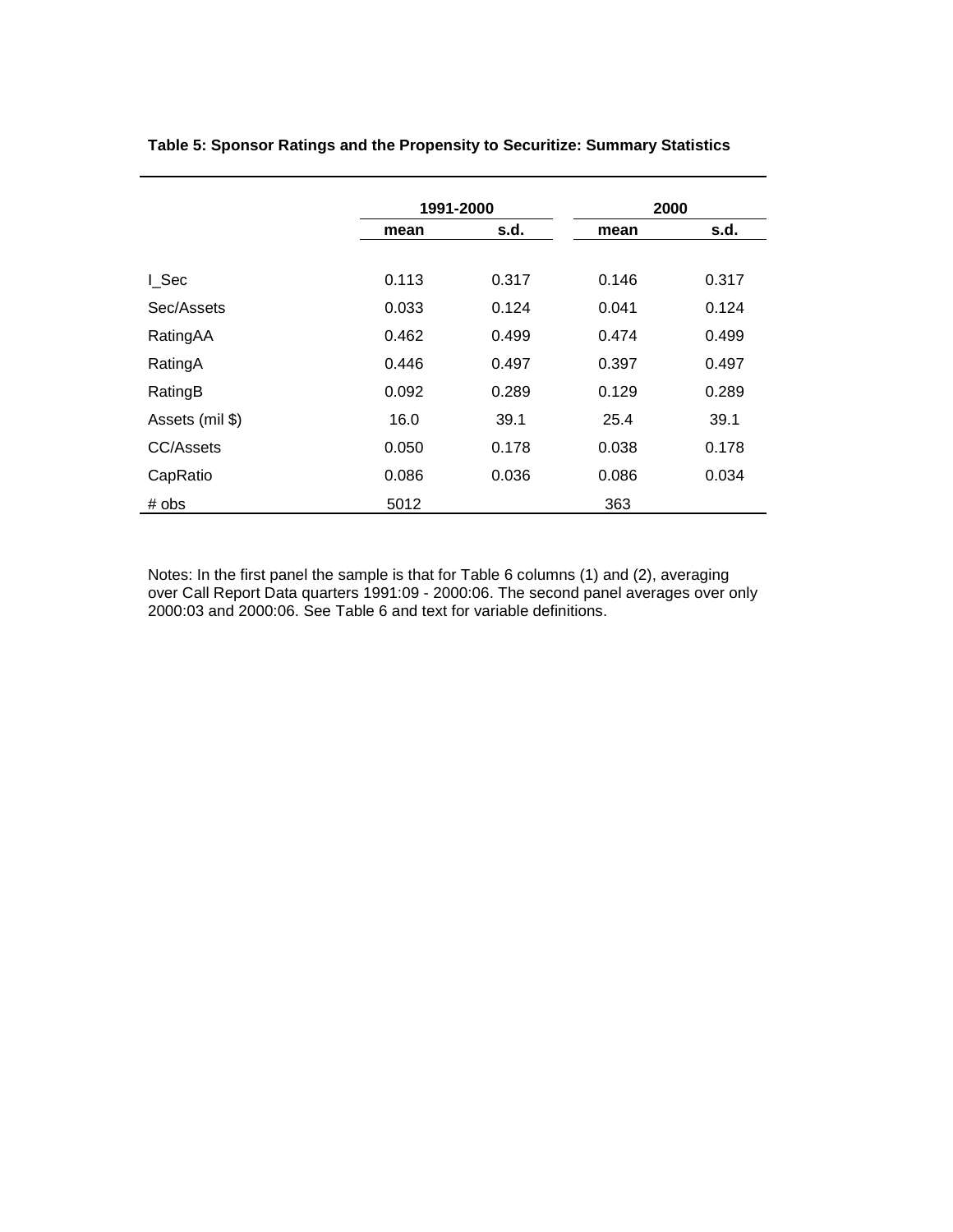**Table 5: Sponsor Ratings and the Propensity to Securitize: Summary Statistics**

| | 1991-2000 | | 2000 | |
|---|---|---|---|---|
| | mean | s.d. | mean | s.d. |
| I_Sec | 0.113 | 0.317 | 0.146 | 0.317 |
| Sec/Assets | 0.033 | 0.124 | 0.041 | 0.124 |
| RatingAA | 0.462 | 0.499 | 0.474 | 0.499 |
| RatingA | 0.446 | 0.497 | 0.397 | 0.497 |
| RatingB | 0.092 | 0.289 | 0.129 | 0.289 |
| Assets (mil $) | 16.0 | 39.1 | 25.4 | 39.1 |
| CC/Assets | 0.050 | 0.178 | 0.038 | 0.178 |
| CapRatio | 0.086 | 0.036 | 0.086 | 0.034 |
| # obs | 5012 | | 363 | |

Notes: In the first panel the sample is that for Table 6 columns (1) and (2), averaging over Call Report Data quarters 1991:09 - 2000:06. The second panel averages over only 2000:03 and 2000:06. See Table 6 and text for variable definitions.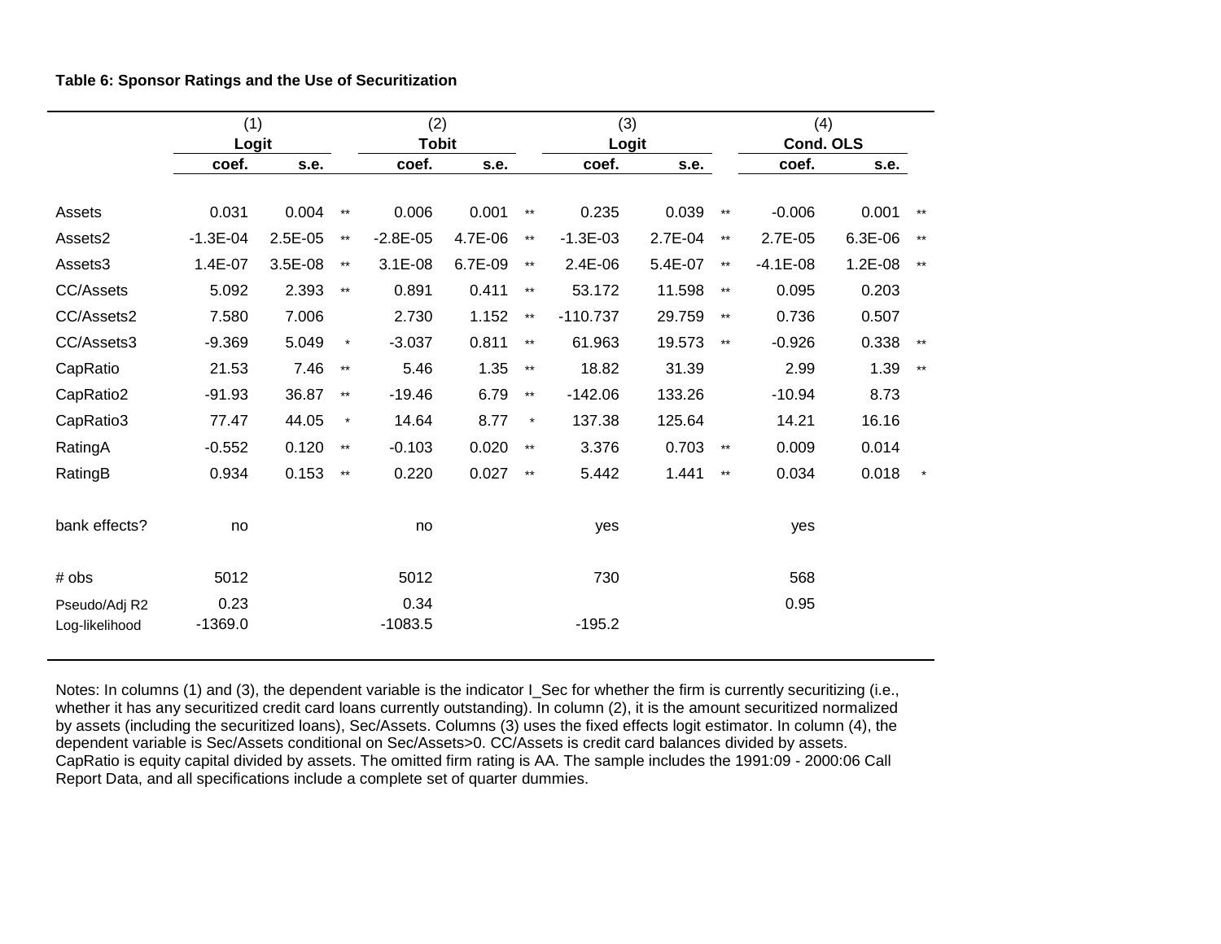**Table 6: Sponsor Ratings and the Use of Securitization**

| | (1) Logit | | | (2) Tobit | | | (3) Logit | | | (4) Cond. OLS | | |
|---|---|---|---|---|---|---|---|---|---|---|---|---|
| | coef. | s.e. | | coef. | s.e. | | coef. | s.e. | | coef. | s.e. | |
| Assets | 0.031 | 0.004 | ** | 0.006 | 0.001 | ** | 0.235 | 0.039 | ** | -0.006 | 0.001 | ** |
| Assets2 | -1.3E-04 | 2.5E-05 | ** | -2.8E-05 | 4.7E-06 | ** | -1.3E-03 | 2.7E-04 | ** | 2.7E-05 | 6.3E-06 | ** |
| Assets3 | 1.4E-07 | 3.5E-08 | ** | 3.1E-08 | 6.7E-09 | ** | 2.4E-06 | 5.4E-07 | ** | -4.1E-08 | 1.2E-08 | ** |
| CC/Assets | 5.092 | 2.393 | ** | 0.891 | 0.411 | ** | 53.172 | 11.598 | ** | 0.095 | 0.203 | |
| CC/Assets2 | 7.580 | 7.006 | | 2.730 | 1.152 | ** | -110.737 | 29.759 | ** | 0.736 | 0.507 | |
| CC/Assets3 | -9.369 | 5.049 | * | -3.037 | 0.811 | ** | 61.963 | 19.573 | ** | -0.926 | 0.338 | ** |
| CapRatio | 21.53 | 7.46 | ** | 5.46 | 1.35 | ** | 18.82 | 31.39 | | 2.99 | 1.39 | ** |
| CapRatio2 | -91.93 | 36.87 | ** | -19.46 | 6.79 | ** | -142.06 | 133.26 | | -10.94 | 8.73 | |
| CapRatio3 | 77.47 | 44.05 | * | 14.64 | 8.77 | * | 137.38 | 125.64 | | 14.21 | 16.16 | |
| RatingA | -0.552 | 0.120 | ** | -0.103 | 0.020 | ** | 3.376 | 0.703 | ** | 0.009 | 0.014 | |
| RatingB | 0.934 | 0.153 | ** | 0.220 | 0.027 | ** | 5.442 | 1.441 | ** | 0.034 | 0.018 | * |
| bank effects? | no | | | no | | | yes | | | yes | | |
| # obs | 5012 | | | 5012 | | | 730 | | | 568 | | |
| Pseudo/Adj R2 | 0.23 | | | 0.34 | | | | | | 0.95 | | |
| Log-likelihood | -1369.0 | | | -1083.5 | | | -195.2 | | | | | |

Notes: In columns (1) and (3), the dependent variable is the indicator I_Sec for whether the firm is currently securitizing (i.e., whether it has any securitized credit card loans currently outstanding). In column (2), it is the amount securitized normalized by assets (including the securitized loans), Sec/Assets. Columns (3) uses the fixed effects logit estimator. In column (4), the dependent variable is Sec/Assets conditional on Sec/Assets>0. CC/Assets is credit card balances divided by assets. CapRatio is equity capital divided by assets. The omitted firm rating is AA. The sample includes the 1991:09 - 2000:06 Call Report Data, and all specifications include a complete set of quarter dummies.